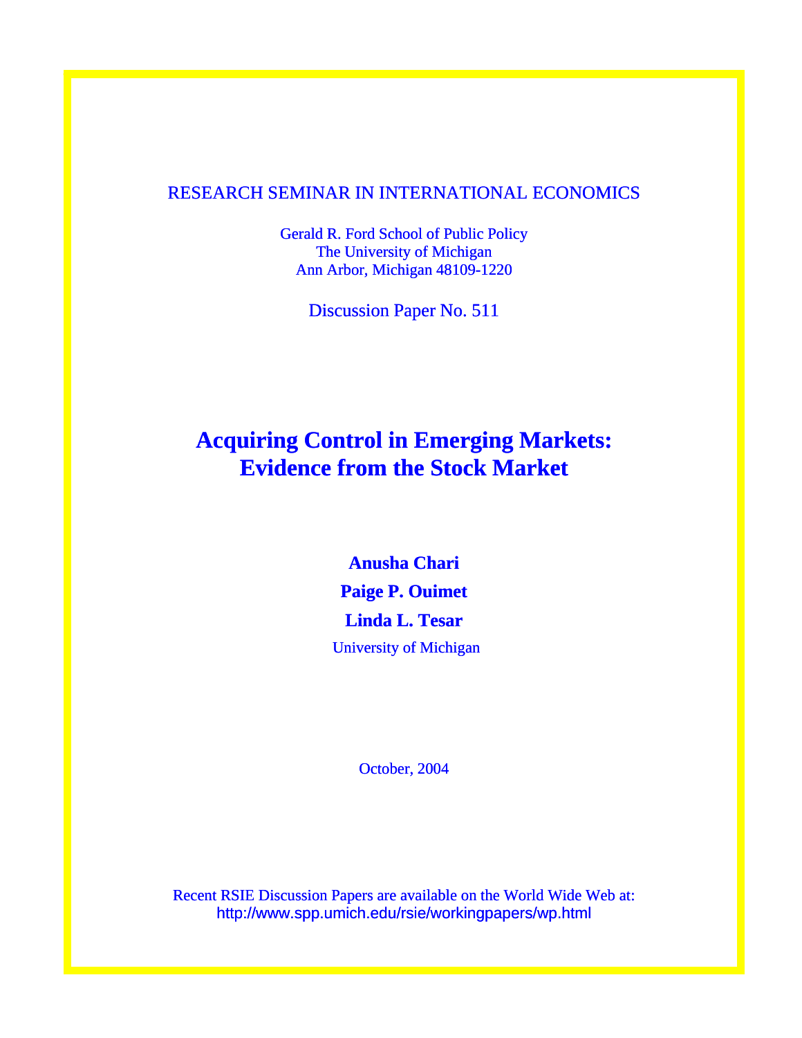RESEARCH SEMINAR IN INTERNATIONAL ECONOMICS

Gerald R. Ford School of Public Policy
The University of Michigan
Ann Arbor, Michigan 48109-1220

Discussion Paper No. 511

# Acquiring Control in Emerging Markets: Evidence from the Stock Market

**Anusha Chari**

**Paige P. Ouimet**

**Linda L. Tesar**

University of Michigan

October, 2004

Recent RSIE Discussion Papers are available on the World Wide Web at:
http://www.spp.umich.edu/rsie/workingpapers/wp.html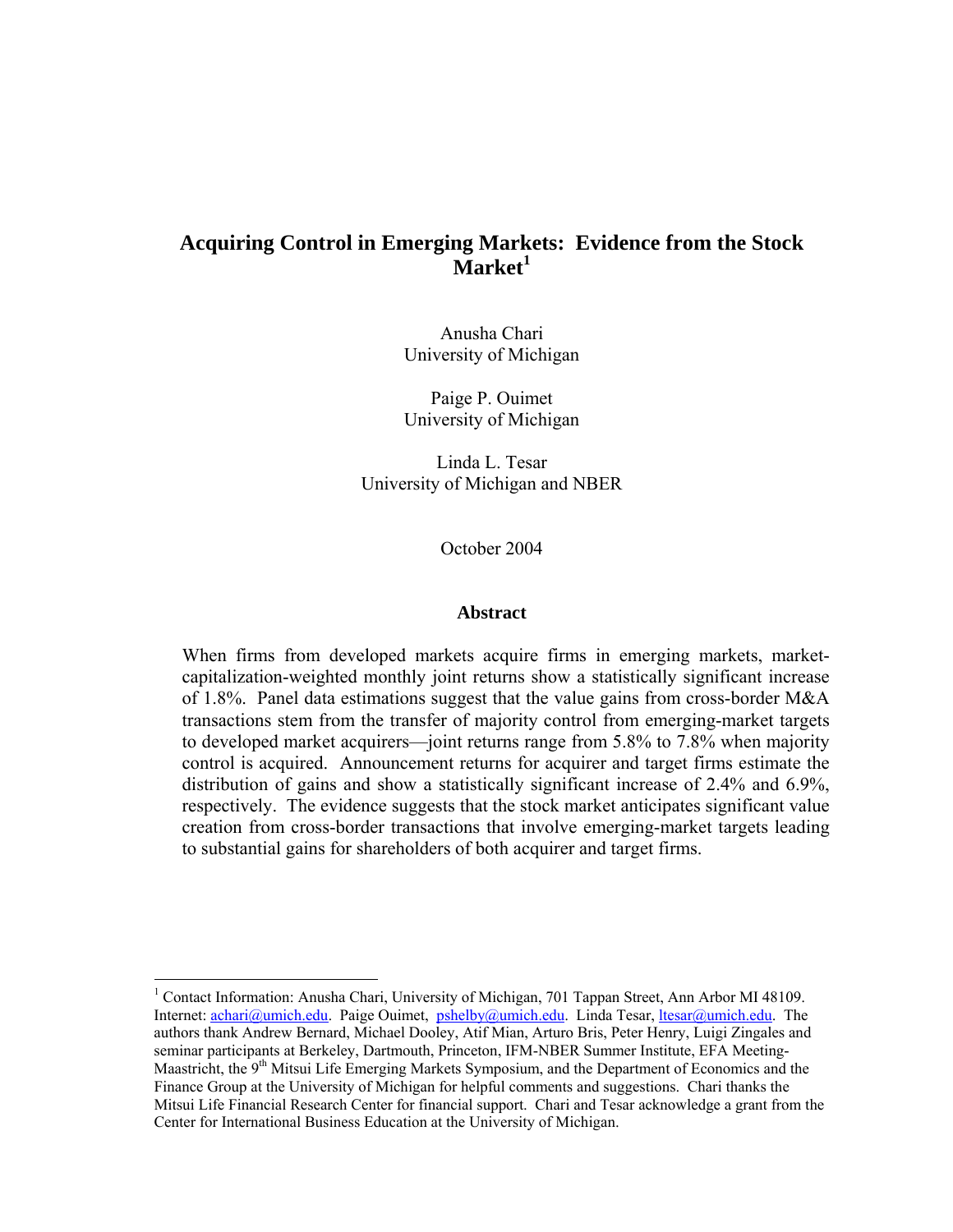# Acquiring Control in Emerging Markets: Evidence from the Stock Market[1]

Anusha Chari
University of Michigan

Paige P. Ouimet
University of Michigan

Linda L. Tesar
University of Michigan and NBER

October 2004

## Abstract

When firms from developed markets acquire firms in emerging markets, market-capitalization-weighted monthly joint returns show a statistically significant increase of 1.8%. Panel data estimations suggest that the value gains from cross-border M&A transactions stem from the transfer of majority control from emerging-market targets to developed market acquirers—joint returns range from 5.8% to 7.8% when majority control is acquired. Announcement returns for acquirer and target firms estimate the distribution of gains and show a statistically significant increase of 2.4% and 6.9%, respectively. The evidence suggests that the stock market anticipates significant value creation from cross-border transactions that involve emerging-market targets leading to substantial gains for shareholders of both acquirer and target firms.

---

[1] Contact Information: Anusha Chari, University of Michigan, 701 Tappan Street, Ann Arbor MI 48109. Internet: achari@umich.edu. Paige Ouimet, pshelby@umich.edu. Linda Tesar, ltesar@umich.edu. The authors thank Andrew Bernard, Michael Dooley, Atif Mian, Arturo Bris, Peter Henry, Luigi Zingales and seminar participants at Berkeley, Dartmouth, Princeton, IFM-NBER Summer Institute, EFA Meeting-Maastricht, the 9th Mitsui Life Emerging Markets Symposium, and the Department of Economics and the Finance Group at the University of Michigan for helpful comments and suggestions. Chari thanks the Mitsui Life Financial Research Center for financial support. Chari and Tesar acknowledge a grant from the Center for International Business Education at the University of Michigan.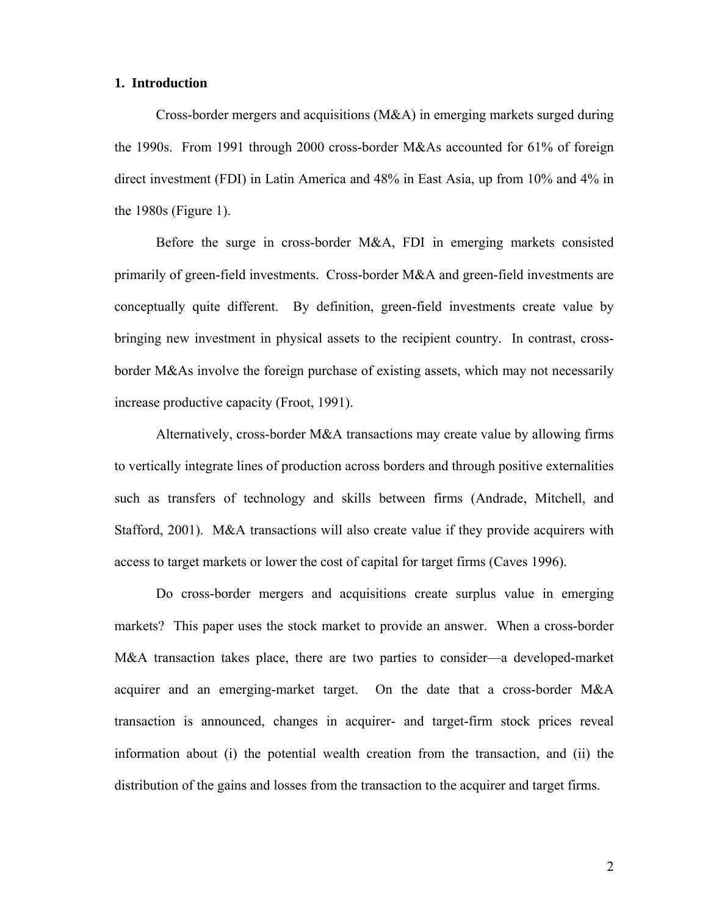## 1. Introduction

Cross-border mergers and acquisitions (M&A) in emerging markets surged during the 1990s. From 1991 through 2000 cross-border M&As accounted for 61% of foreign direct investment (FDI) in Latin America and 48% in East Asia, up from 10% and 4% in the 1980s (Figure 1).

Before the surge in cross-border M&A, FDI in emerging markets consisted primarily of green-field investments. Cross-border M&A and green-field investments are conceptually quite different. By definition, green-field investments create value by bringing new investment in physical assets to the recipient country. In contrast, cross-border M&As involve the foreign purchase of existing assets, which may not necessarily increase productive capacity (Froot, 1991).

Alternatively, cross-border M&A transactions may create value by allowing firms to vertically integrate lines of production across borders and through positive externalities such as transfers of technology and skills between firms (Andrade, Mitchell, and Stafford, 2001). M&A transactions will also create value if they provide acquirers with access to target markets or lower the cost of capital for target firms (Caves 1996).

Do cross-border mergers and acquisitions create surplus value in emerging markets? This paper uses the stock market to provide an answer. When a cross-border M&A transaction takes place, there are two parties to consider—a developed-market acquirer and an emerging-market target. On the date that a cross-border M&A transaction is announced, changes in acquirer- and target-firm stock prices reveal information about (i) the potential wealth creation from the transaction, and (ii) the distribution of the gains and losses from the transaction to the acquirer and target firms.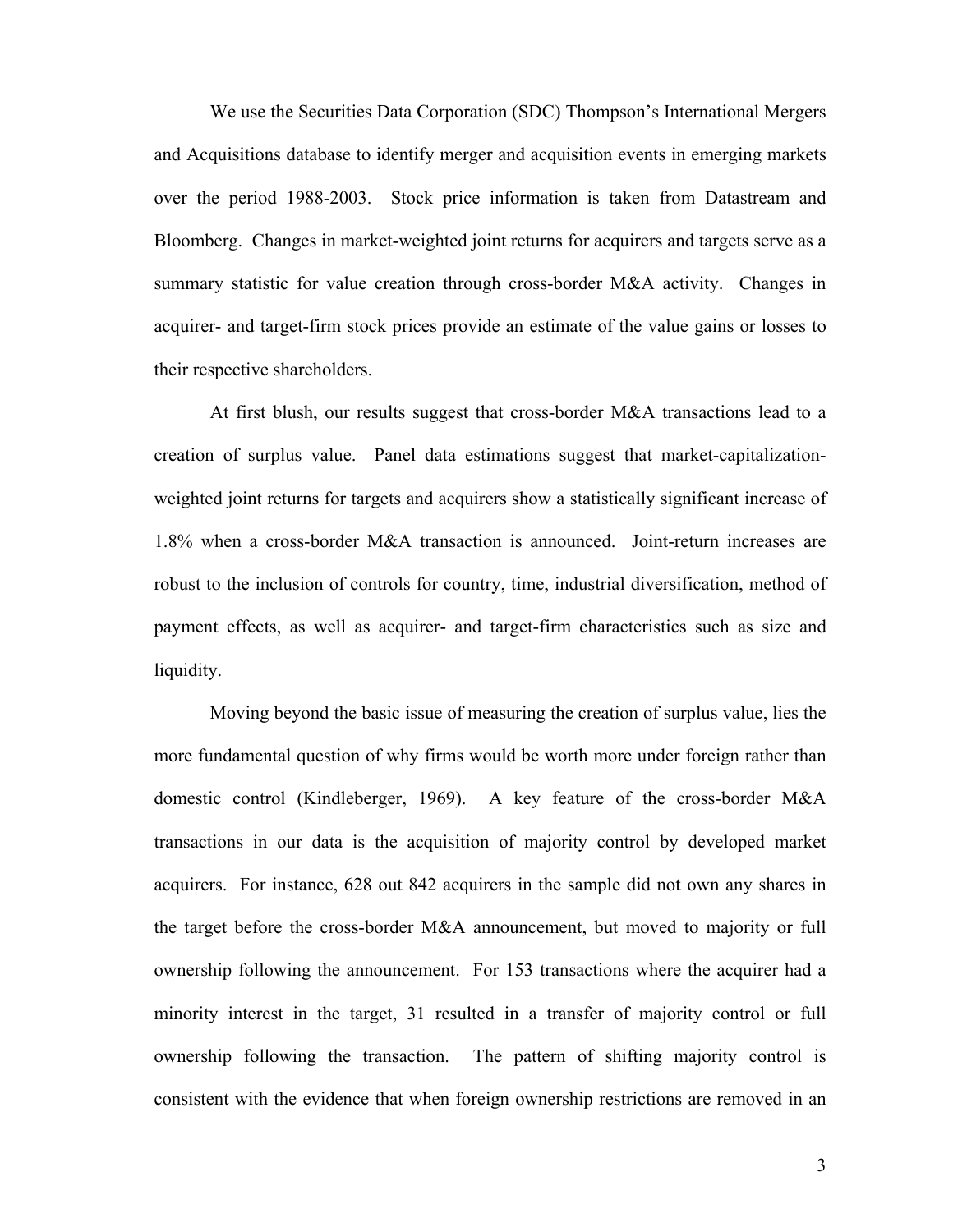We use the Securities Data Corporation (SDC) Thompson's International Mergers and Acquisitions database to identify merger and acquisition events in emerging markets over the period 1988-2003. Stock price information is taken from Datastream and Bloomberg. Changes in market-weighted joint returns for acquirers and targets serve as a summary statistic for value creation through cross-border M&A activity. Changes in acquirer- and target-firm stock prices provide an estimate of the value gains or losses to their respective shareholders.

At first blush, our results suggest that cross-border M&A transactions lead to a creation of surplus value. Panel data estimations suggest that market-capitalization-weighted joint returns for targets and acquirers show a statistically significant increase of 1.8% when a cross-border M&A transaction is announced. Joint-return increases are robust to the inclusion of controls for country, time, industrial diversification, method of payment effects, as well as acquirer- and target-firm characteristics such as size and liquidity.

Moving beyond the basic issue of measuring the creation of surplus value, lies the more fundamental question of why firms would be worth more under foreign rather than domestic control (Kindleberger, 1969). A key feature of the cross-border M&A transactions in our data is the acquisition of majority control by developed market acquirers. For instance, 628 out 842 acquirers in the sample did not own any shares in the target before the cross-border M&A announcement, but moved to majority or full ownership following the announcement. For 153 transactions where the acquirer had a minority interest in the target, 31 resulted in a transfer of majority control or full ownership following the transaction. The pattern of shifting majority control is consistent with the evidence that when foreign ownership restrictions are removed in an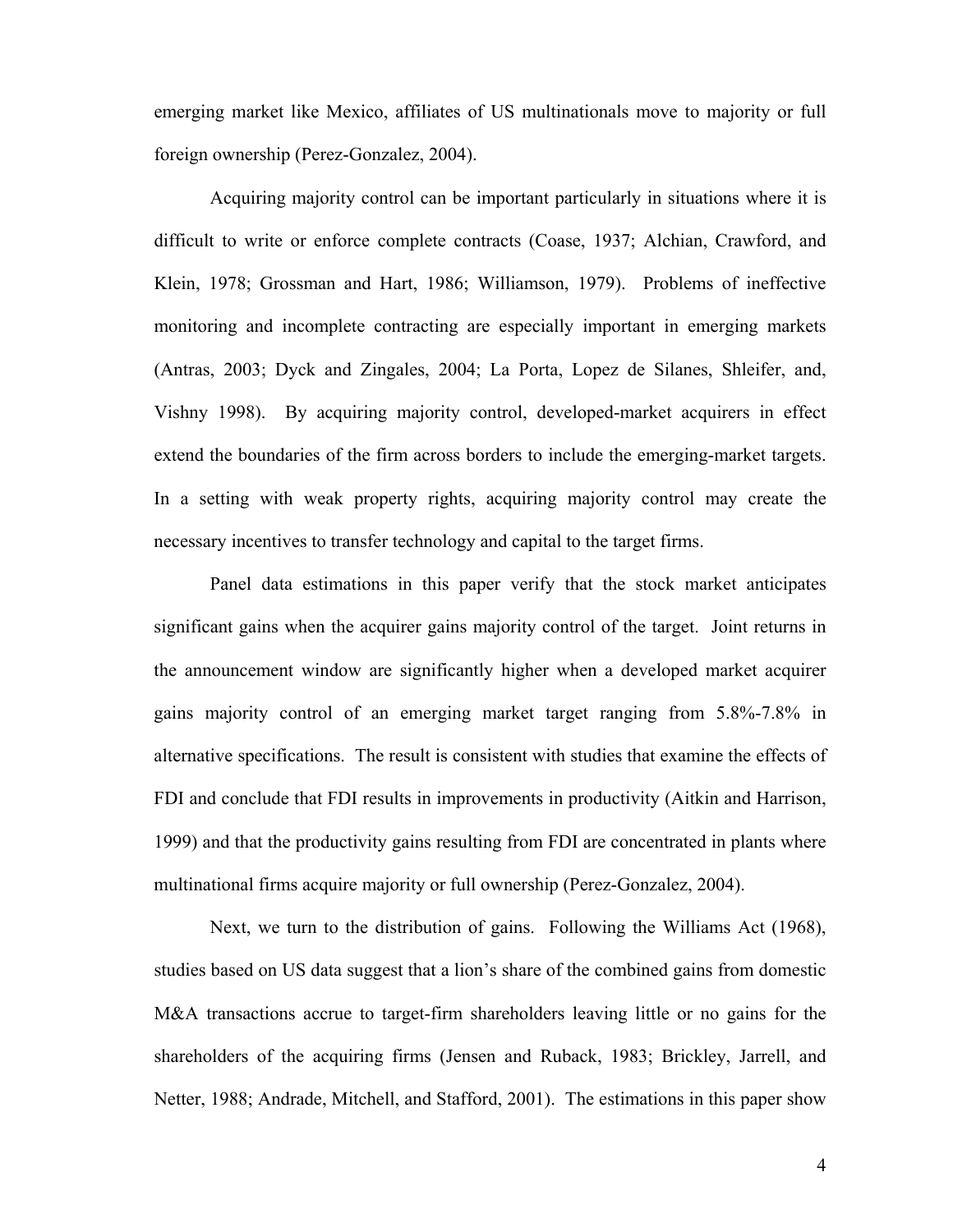emerging market like Mexico, affiliates of US multinationals move to majority or full foreign ownership (Perez-Gonzalez, 2004).

Acquiring majority control can be important particularly in situations where it is difficult to write or enforce complete contracts (Coase, 1937; Alchian, Crawford, and Klein, 1978; Grossman and Hart, 1986; Williamson, 1979). Problems of ineffective monitoring and incomplete contracting are especially important in emerging markets (Antras, 2003; Dyck and Zingales, 2004; La Porta, Lopez de Silanes, Shleifer, and, Vishny 1998). By acquiring majority control, developed-market acquirers in effect extend the boundaries of the firm across borders to include the emerging-market targets. In a setting with weak property rights, acquiring majority control may create the necessary incentives to transfer technology and capital to the target firms.

Panel data estimations in this paper verify that the stock market anticipates significant gains when the acquirer gains majority control of the target. Joint returns in the announcement window are significantly higher when a developed market acquirer gains majority control of an emerging market target ranging from 5.8%-7.8% in alternative specifications. The result is consistent with studies that examine the effects of FDI and conclude that FDI results in improvements in productivity (Aitkin and Harrison, 1999) and that the productivity gains resulting from FDI are concentrated in plants where multinational firms acquire majority or full ownership (Perez-Gonzalez, 2004).

Next, we turn to the distribution of gains. Following the Williams Act (1968), studies based on US data suggest that a lion's share of the combined gains from domestic M&A transactions accrue to target-firm shareholders leaving little or no gains for the shareholders of the acquiring firms (Jensen and Ruback, 1983; Brickley, Jarrell, and Netter, 1988; Andrade, Mitchell, and Stafford, 2001). The estimations in this paper show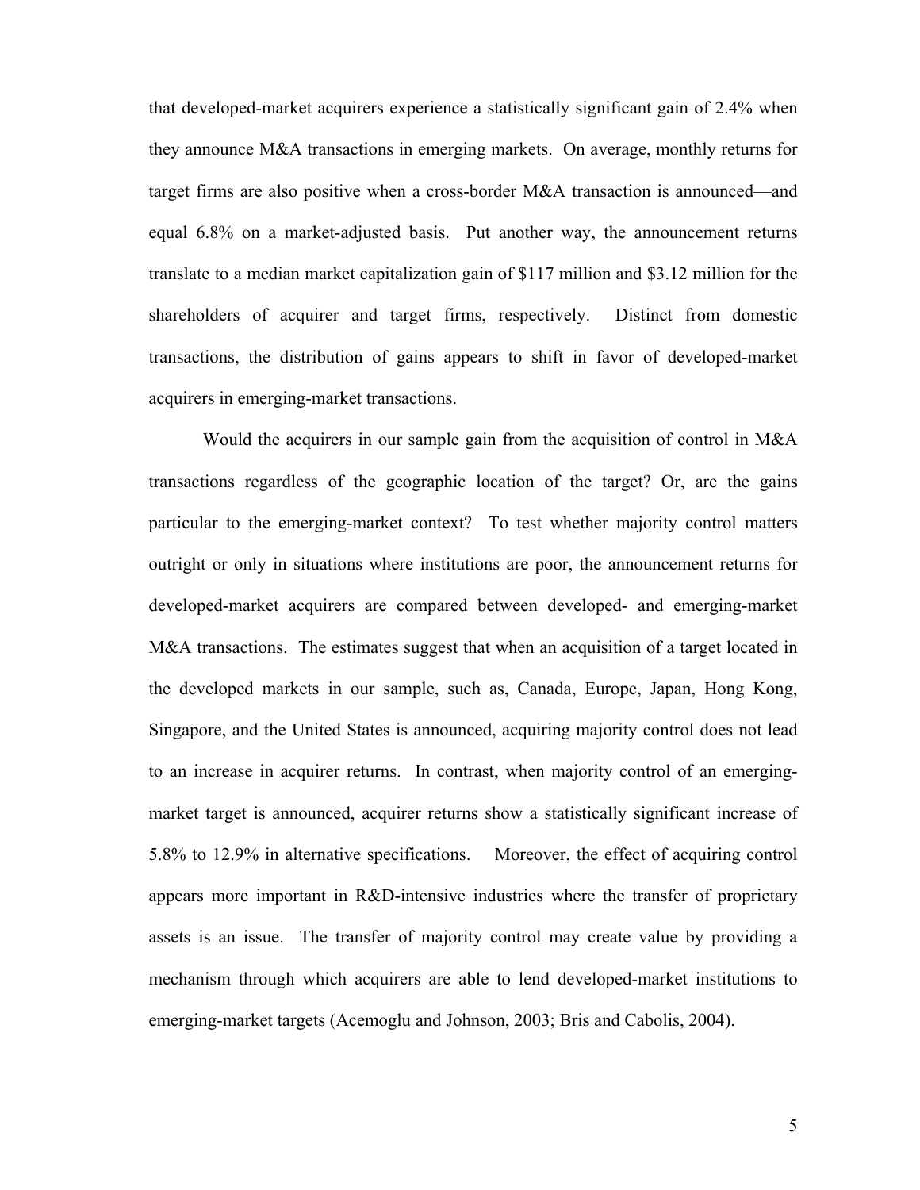that developed-market acquirers experience a statistically significant gain of 2.4% when they announce M&A transactions in emerging markets. On average, monthly returns for target firms are also positive when a cross-border M&A transaction is announced—and equal 6.8% on a market-adjusted basis. Put another way, the announcement returns translate to a median market capitalization gain of $117 million and $3.12 million for the shareholders of acquirer and target firms, respectively. Distinct from domestic transactions, the distribution of gains appears to shift in favor of developed-market acquirers in emerging-market transactions.

Would the acquirers in our sample gain from the acquisition of control in M&A transactions regardless of the geographic location of the target? Or, are the gains particular to the emerging-market context? To test whether majority control matters outright or only in situations where institutions are poor, the announcement returns for developed-market acquirers are compared between developed- and emerging-market M&A transactions. The estimates suggest that when an acquisition of a target located in the developed markets in our sample, such as, Canada, Europe, Japan, Hong Kong, Singapore, and the United States is announced, acquiring majority control does not lead to an increase in acquirer returns. In contrast, when majority control of an emerging-market target is announced, acquirer returns show a statistically significant increase of 5.8% to 12.9% in alternative specifications. Moreover, the effect of acquiring control appears more important in R&D-intensive industries where the transfer of proprietary assets is an issue. The transfer of majority control may create value by providing a mechanism through which acquirers are able to lend developed-market institutions to emerging-market targets (Acemoglu and Johnson, 2003; Bris and Cabolis, 2004).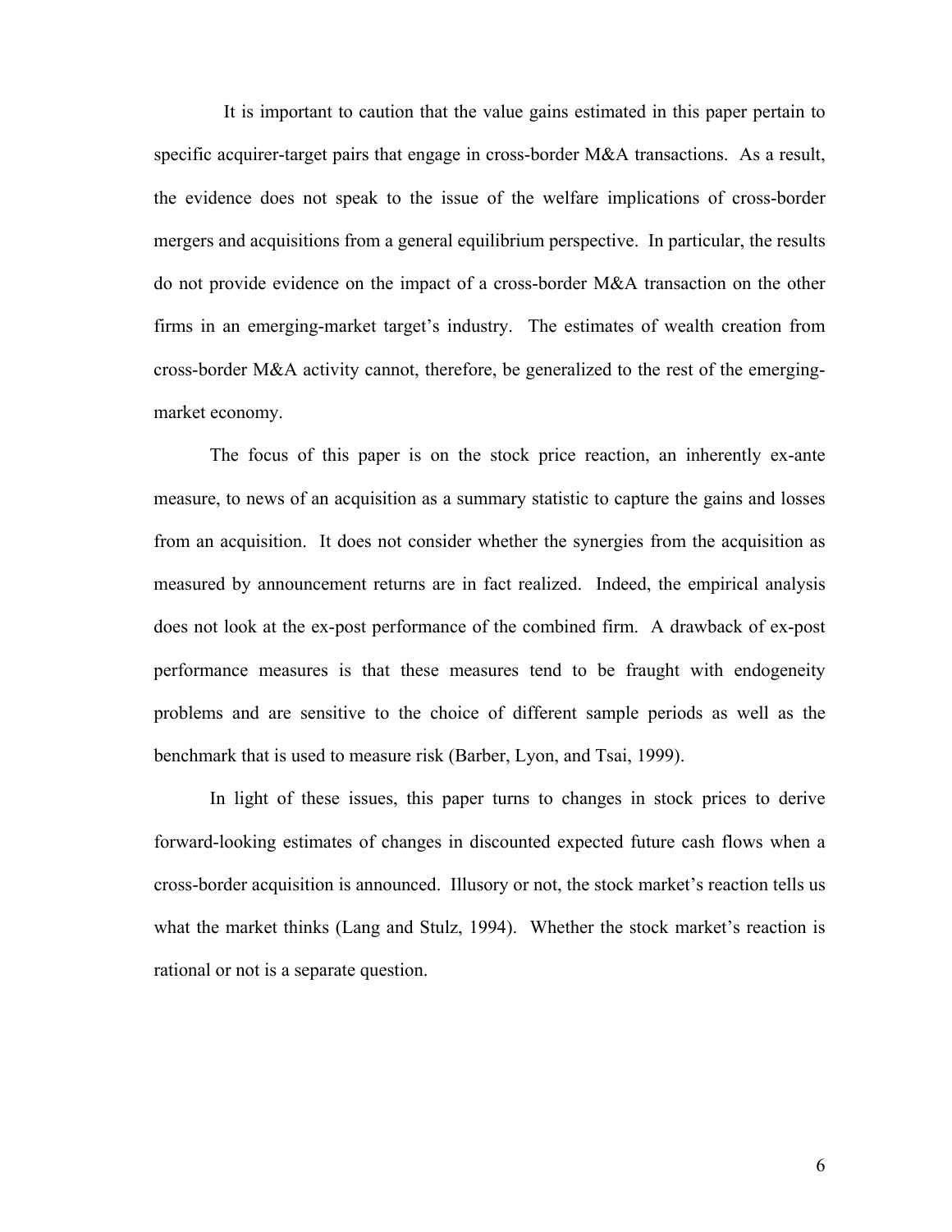It is important to caution that the value gains estimated in this paper pertain to specific acquirer-target pairs that engage in cross-border M&A transactions. As a result, the evidence does not speak to the issue of the welfare implications of cross-border mergers and acquisitions from a general equilibrium perspective. In particular, the results do not provide evidence on the impact of a cross-border M&A transaction on the other firms in an emerging-market target's industry. The estimates of wealth creation from cross-border M&A activity cannot, therefore, be generalized to the rest of the emerging-market economy.

The focus of this paper is on the stock price reaction, an inherently ex-ante measure, to news of an acquisition as a summary statistic to capture the gains and losses from an acquisition. It does not consider whether the synergies from the acquisition as measured by announcement returns are in fact realized. Indeed, the empirical analysis does not look at the ex-post performance of the combined firm. A drawback of ex-post performance measures is that these measures tend to be fraught with endogeneity problems and are sensitive to the choice of different sample periods as well as the benchmark that is used to measure risk (Barber, Lyon, and Tsai, 1999).

In light of these issues, this paper turns to changes in stock prices to derive forward-looking estimates of changes in discounted expected future cash flows when a cross-border acquisition is announced. Illusory or not, the stock market's reaction tells us what the market thinks (Lang and Stulz, 1994). Whether the stock market's reaction is rational or not is a separate question.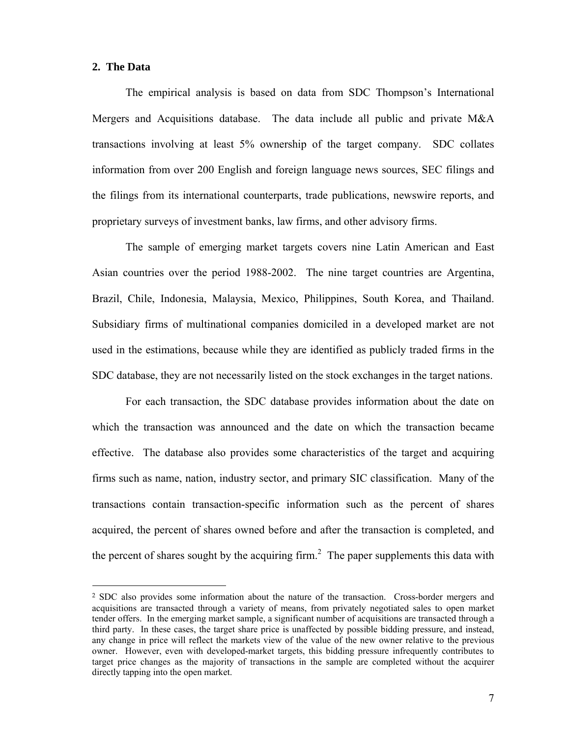## 2. The Data

The empirical analysis is based on data from SDC Thompson's International Mergers and Acquisitions database. The data include all public and private M&A transactions involving at least 5% ownership of the target company. SDC collates information from over 200 English and foreign language news sources, SEC filings and the filings from its international counterparts, trade publications, newswire reports, and proprietary surveys of investment banks, law firms, and other advisory firms.

The sample of emerging market targets covers nine Latin American and East Asian countries over the period 1988-2002. The nine target countries are Argentina, Brazil, Chile, Indonesia, Malaysia, Mexico, Philippines, South Korea, and Thailand. Subsidiary firms of multinational companies domiciled in a developed market are not used in the estimations, because while they are identified as publicly traded firms in the SDC database, they are not necessarily listed on the stock exchanges in the target nations.

For each transaction, the SDC database provides information about the date on which the transaction was announced and the date on which the transaction became effective. The database also provides some characteristics of the target and acquiring firms such as name, nation, industry sector, and primary SIC classification. Many of the transactions contain transaction-specific information such as the percent of shares acquired, the percent of shares owned before and after the transaction is completed, and the percent of shares sought by the acquiring firm.[2] The paper supplements this data with

[2] SDC also provides some information about the nature of the transaction. Cross-border mergers and acquisitions are transacted through a variety of means, from privately negotiated sales to open market tender offers. In the emerging market sample, a significant number of acquisitions are transacted through a third party. In these cases, the target share price is unaffected by possible bidding pressure, and instead, any change in price will reflect the markets view of the value of the new owner relative to the previous owner. However, even with developed-market targets, this bidding pressure infrequently contributes to target price changes as the majority of transactions in the sample are completed without the acquirer directly tapping into the open market.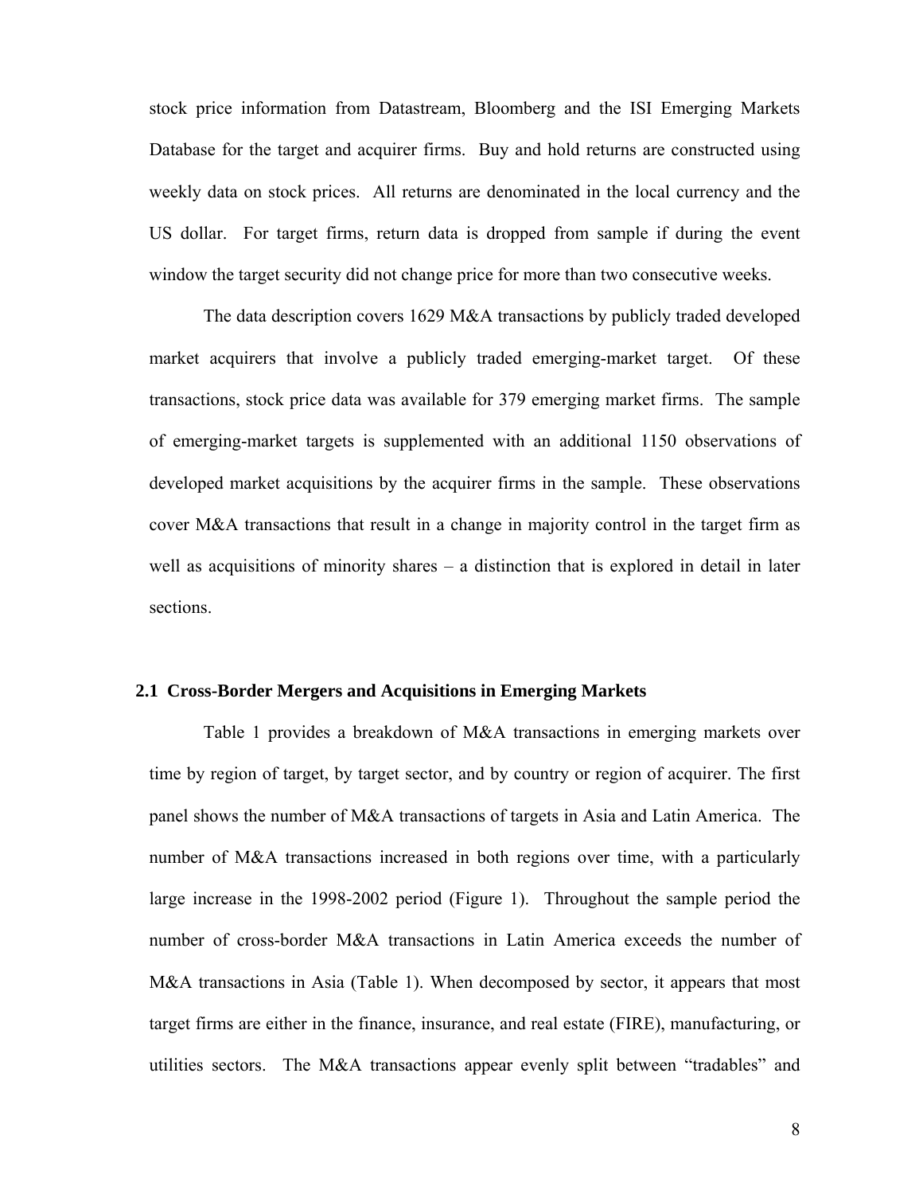stock price information from Datastream, Bloomberg and the ISI Emerging Markets Database for the target and acquirer firms. Buy and hold returns are constructed using weekly data on stock prices. All returns are denominated in the local currency and the US dollar. For target firms, return data is dropped from sample if during the event window the target security did not change price for more than two consecutive weeks.

The data description covers 1629 M&A transactions by publicly traded developed market acquirers that involve a publicly traded emerging-market target. Of these transactions, stock price data was available for 379 emerging market firms. The sample of emerging-market targets is supplemented with an additional 1150 observations of developed market acquisitions by the acquirer firms in the sample. These observations cover M&A transactions that result in a change in majority control in the target firm as well as acquisitions of minority shares – a distinction that is explored in detail in later sections.

### 2.1 Cross-Border Mergers and Acquisitions in Emerging Markets

Table 1 provides a breakdown of M&A transactions in emerging markets over time by region of target, by target sector, and by country or region of acquirer. The first panel shows the number of M&A transactions of targets in Asia and Latin America. The number of M&A transactions increased in both regions over time, with a particularly large increase in the 1998-2002 period (Figure 1). Throughout the sample period the number of cross-border M&A transactions in Latin America exceeds the number of M&A transactions in Asia (Table 1). When decomposed by sector, it appears that most target firms are either in the finance, insurance, and real estate (FIRE), manufacturing, or utilities sectors. The M&A transactions appear evenly split between "tradables" and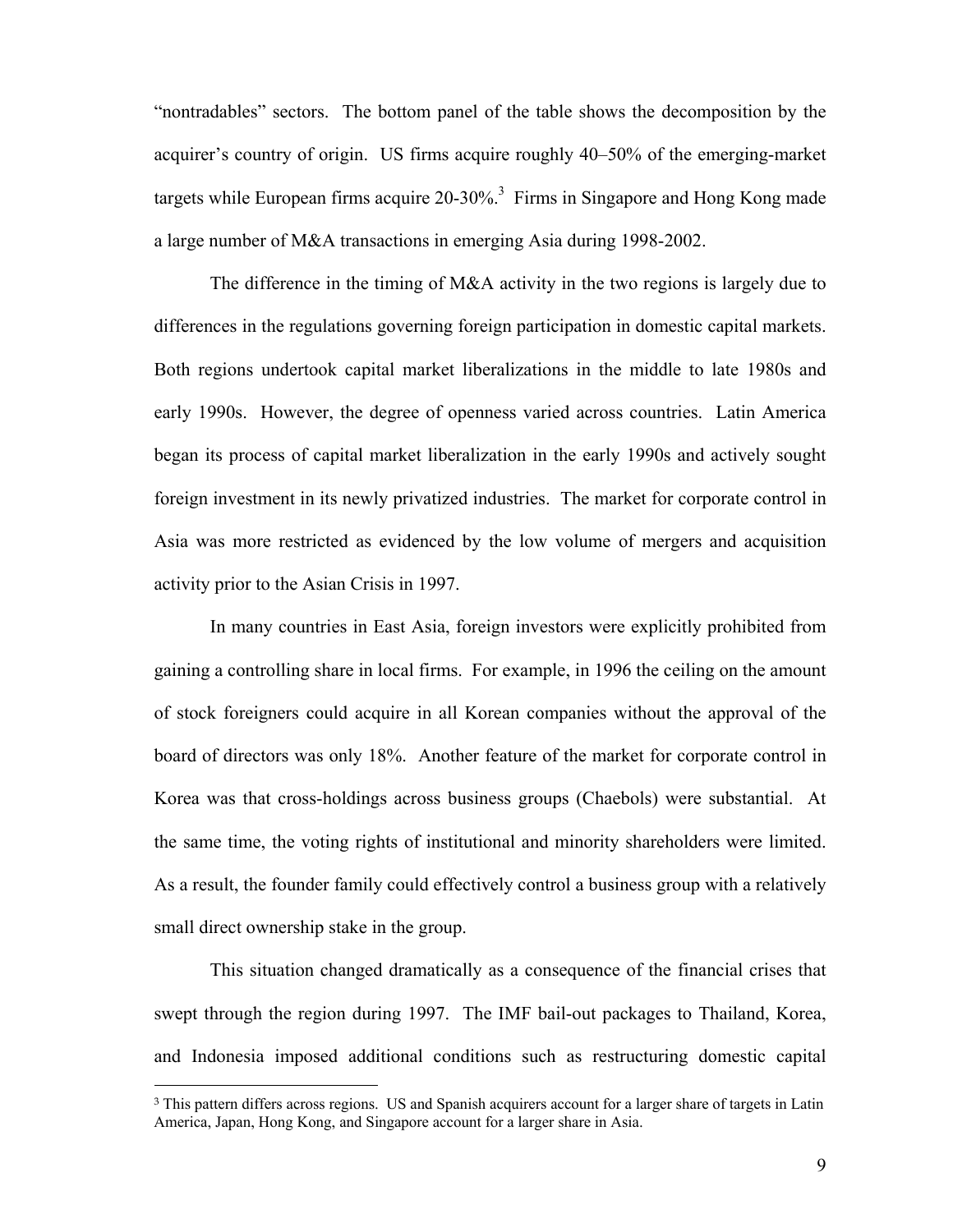"nontradables" sectors. The bottom panel of the table shows the decomposition by the acquirer's country of origin. US firms acquire roughly 40–50% of the emerging-market targets while European firms acquire 20-30%.[3] Firms in Singapore and Hong Kong made a large number of M&A transactions in emerging Asia during 1998-2002.

The difference in the timing of M&A activity in the two regions is largely due to differences in the regulations governing foreign participation in domestic capital markets. Both regions undertook capital market liberalizations in the middle to late 1980s and early 1990s. However, the degree of openness varied across countries. Latin America began its process of capital market liberalization in the early 1990s and actively sought foreign investment in its newly privatized industries. The market for corporate control in Asia was more restricted as evidenced by the low volume of mergers and acquisition activity prior to the Asian Crisis in 1997.

In many countries in East Asia, foreign investors were explicitly prohibited from gaining a controlling share in local firms. For example, in 1996 the ceiling on the amount of stock foreigners could acquire in all Korean companies without the approval of the board of directors was only 18%. Another feature of the market for corporate control in Korea was that cross-holdings across business groups (Chaebols) were substantial. At the same time, the voting rights of institutional and minority shareholders were limited. As a result, the founder family could effectively control a business group with a relatively small direct ownership stake in the group.

This situation changed dramatically as a consequence of the financial crises that swept through the region during 1997. The IMF bail-out packages to Thailand, Korea, and Indonesia imposed additional conditions such as restructuring domestic capital

[3] This pattern differs across regions. US and Spanish acquirers account for a larger share of targets in Latin America, Japan, Hong Kong, and Singapore account for a larger share in Asia.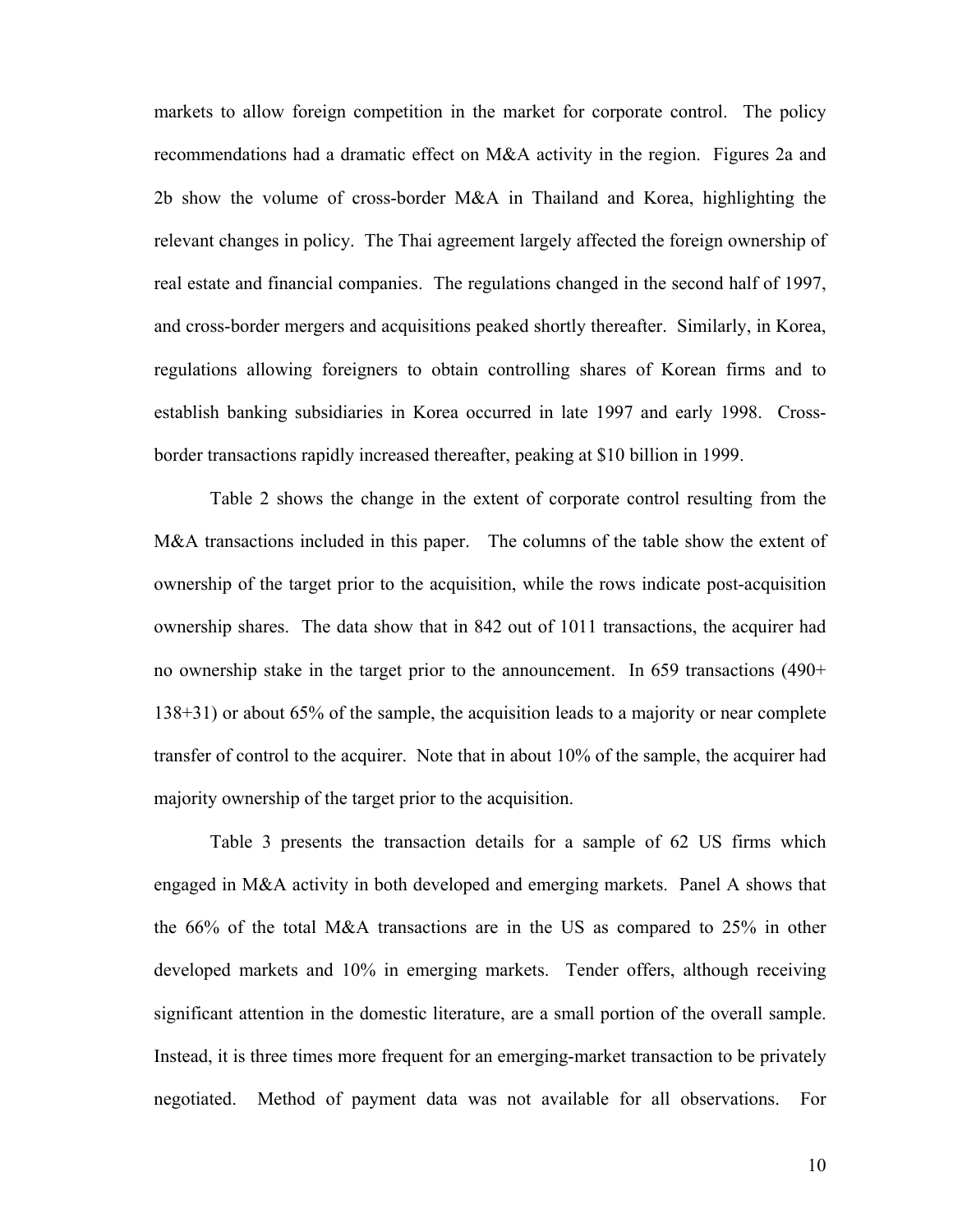markets to allow foreign competition in the market for corporate control. The policy recommendations had a dramatic effect on M&A activity in the region. Figures 2a and 2b show the volume of cross-border M&A in Thailand and Korea, highlighting the relevant changes in policy. The Thai agreement largely affected the foreign ownership of real estate and financial companies. The regulations changed in the second half of 1997, and cross-border mergers and acquisitions peaked shortly thereafter. Similarly, in Korea, regulations allowing foreigners to obtain controlling shares of Korean firms and to establish banking subsidiaries in Korea occurred in late 1997 and early 1998. Cross-border transactions rapidly increased thereafter, peaking at $10 billion in 1999.

Table 2 shows the change in the extent of corporate control resulting from the M&A transactions included in this paper. The columns of the table show the extent of ownership of the target prior to the acquisition, while the rows indicate post-acquisition ownership shares. The data show that in 842 out of 1011 transactions, the acquirer had no ownership stake in the target prior to the announcement. In 659 transactions (490+ 138+31) or about 65% of the sample, the acquisition leads to a majority or near complete transfer of control to the acquirer. Note that in about 10% of the sample, the acquirer had majority ownership of the target prior to the acquisition.

Table 3 presents the transaction details for a sample of 62 US firms which engaged in M&A activity in both developed and emerging markets. Panel A shows that the 66% of the total M&A transactions are in the US as compared to 25% in other developed markets and 10% in emerging markets. Tender offers, although receiving significant attention in the domestic literature, are a small portion of the overall sample. Instead, it is three times more frequent for an emerging-market transaction to be privately negotiated. Method of payment data was not available for all observations. For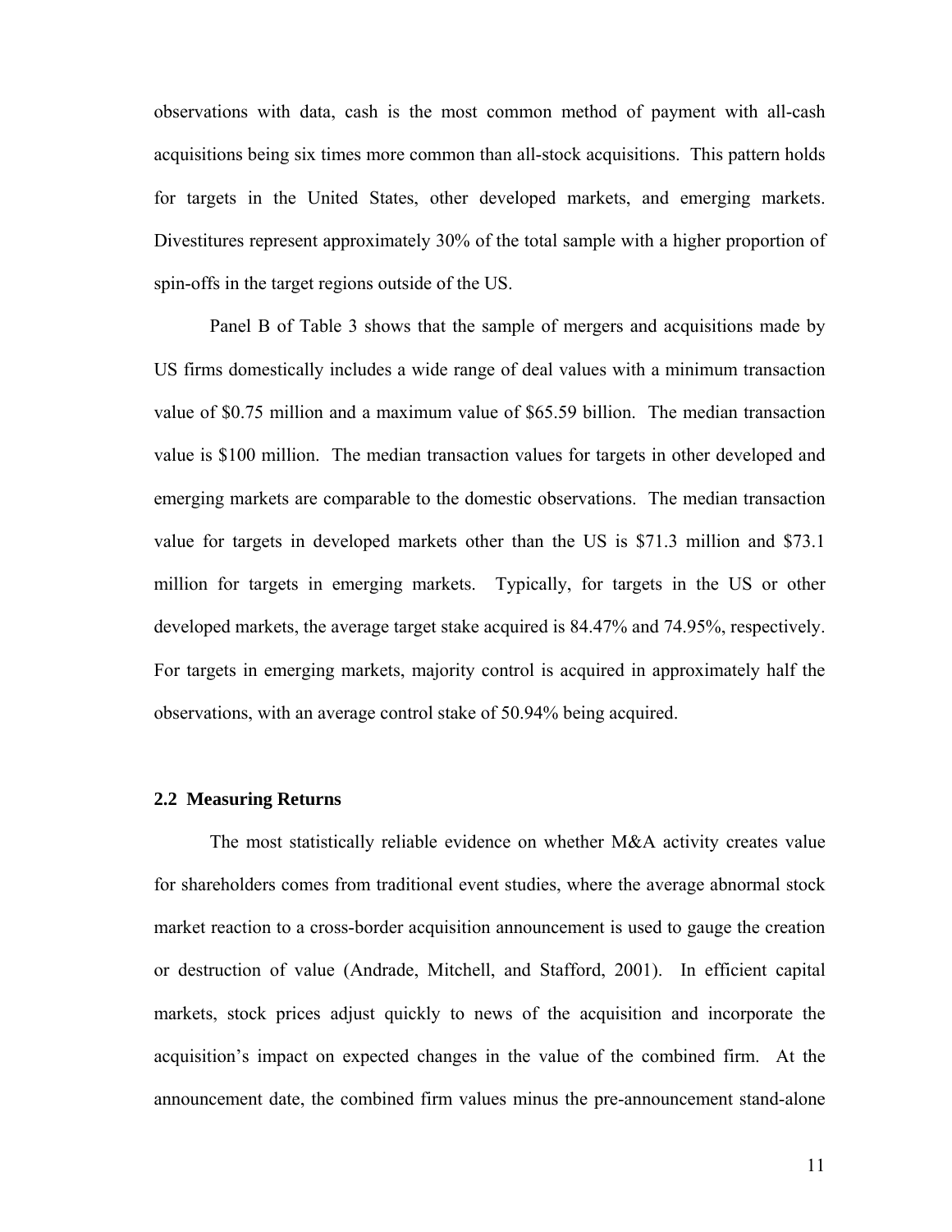observations with data, cash is the most common method of payment with all-cash acquisitions being six times more common than all-stock acquisitions. This pattern holds for targets in the United States, other developed markets, and emerging markets. Divestitures represent approximately 30% of the total sample with a higher proportion of spin-offs in the target regions outside of the US.

Panel B of Table 3 shows that the sample of mergers and acquisitions made by US firms domestically includes a wide range of deal values with a minimum transaction value of \$0.75 million and a maximum value of \$65.59 billion. The median transaction value is \$100 million. The median transaction values for targets in other developed and emerging markets are comparable to the domestic observations. The median transaction value for targets in developed markets other than the US is \$71.3 million and \$73.1 million for targets in emerging markets. Typically, for targets in the US or other developed markets, the average target stake acquired is 84.47% and 74.95%, respectively. For targets in emerging markets, majority control is acquired in approximately half the observations, with an average control stake of 50.94% being acquired.

### 2.2 Measuring Returns

The most statistically reliable evidence on whether M&A activity creates value for shareholders comes from traditional event studies, where the average abnormal stock market reaction to a cross-border acquisition announcement is used to gauge the creation or destruction of value (Andrade, Mitchell, and Stafford, 2001). In efficient capital markets, stock prices adjust quickly to news of the acquisition and incorporate the acquisition's impact on expected changes in the value of the combined firm. At the announcement date, the combined firm values minus the pre-announcement stand-alone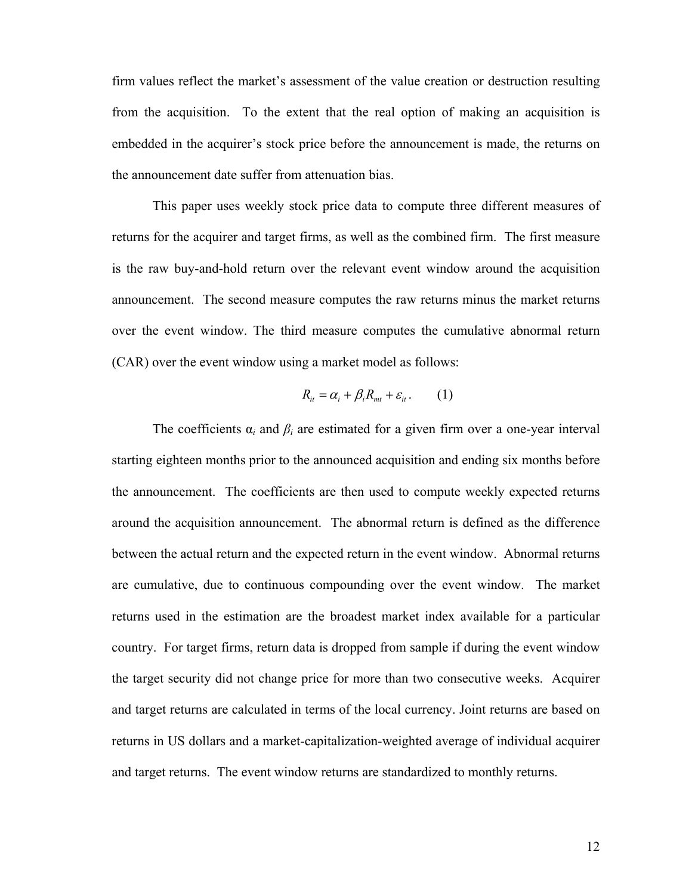firm values reflect the market's assessment of the value creation or destruction resulting from the acquisition. To the extent that the real option of making an acquisition is embedded in the acquirer's stock price before the announcement is made, the returns on the announcement date suffer from attenuation bias.

This paper uses weekly stock price data to compute three different measures of returns for the acquirer and target firms, as well as the combined firm. The first measure is the raw buy-and-hold return over the relevant event window around the acquisition announcement. The second measure computes the raw returns minus the market returns over the event window. The third measure computes the cumulative abnormal return (CAR) over the event window using a market model as follows:

$$R_{it} = \alpha_i + \beta_i R_{mt} + \varepsilon_{it}. \qquad (1)$$

The coefficients $\alpha_i$ and $\beta_i$ are estimated for a given firm over a one-year interval starting eighteen months prior to the announced acquisition and ending six months before the announcement. The coefficients are then used to compute weekly expected returns around the acquisition announcement. The abnormal return is defined as the difference between the actual return and the expected return in the event window. Abnormal returns are cumulative, due to continuous compounding over the event window. The market returns used in the estimation are the broadest market index available for a particular country. For target firms, return data is dropped from sample if during the event window the target security did not change price for more than two consecutive weeks. Acquirer and target returns are calculated in terms of the local currency. Joint returns are based on returns in US dollars and a market-capitalization-weighted average of individual acquirer and target returns. The event window returns are standardized to monthly returns.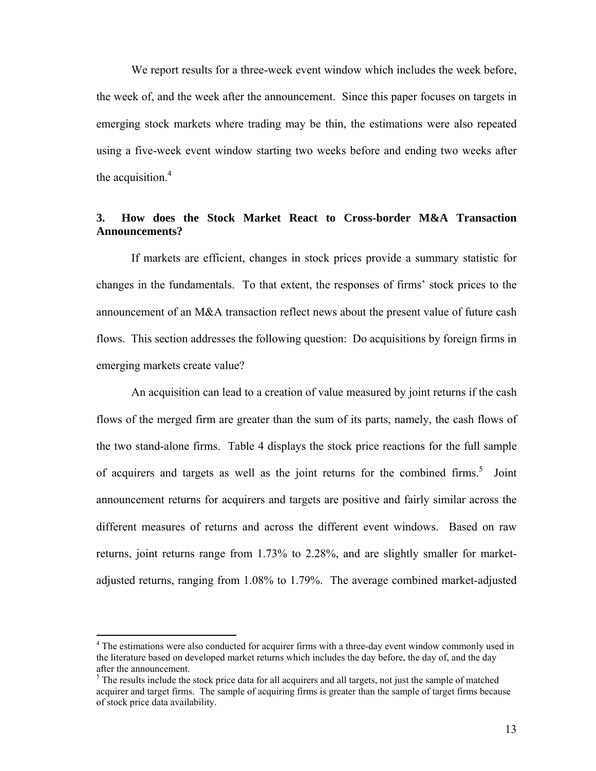We report results for a three-week event window which includes the week before, the week of, and the week after the announcement. Since this paper focuses on targets in emerging stock markets where trading may be thin, the estimations were also repeated using a five-week event window starting two weeks before and ending two weeks after the acquisition.[4]

### 3. How does the Stock Market React to Cross-border M&A Transaction Announcements?

If markets are efficient, changes in stock prices provide a summary statistic for changes in the fundamentals. To that extent, the responses of firms' stock prices to the announcement of an M&A transaction reflect news about the present value of future cash flows. This section addresses the following question: Do acquisitions by foreign firms in emerging markets create value?

An acquisition can lead to a creation of value measured by joint returns if the cash flows of the merged firm are greater than the sum of its parts, namely, the cash flows of the two stand-alone firms. Table 4 displays the stock price reactions for the full sample of acquirers and targets as well as the joint returns for the combined firms.[5] Joint announcement returns for acquirers and targets are positive and fairly similar across the different measures of returns and across the different event windows. Based on raw returns, joint returns range from 1.73% to 2.28%, and are slightly smaller for market-adjusted returns, ranging from 1.08% to 1.79%. The average combined market-adjusted

---

[4] The estimations were also conducted for acquirer firms with a three-day event window commonly used in the literature based on developed market returns which includes the day before, the day of, and the day after the announcement.

[5] The results include the stock price data for all acquirers and all targets, not just the sample of matched acquirer and target firms. The sample of acquiring firms is greater than the sample of target firms because of stock price data availability.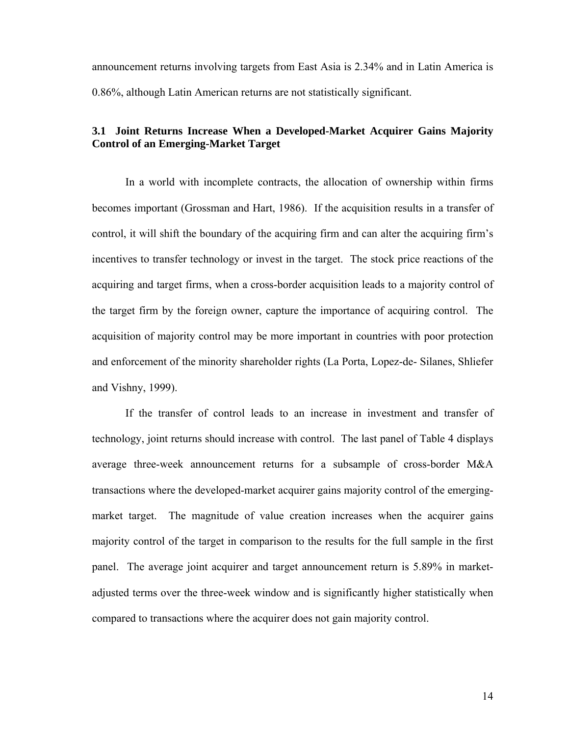announcement returns involving targets from East Asia is 2.34% and in Latin America is 0.86%, although Latin American returns are not statistically significant.

### 3.1 Joint Returns Increase When a Developed-Market Acquirer Gains Majority Control of an Emerging-Market Target

In a world with incomplete contracts, the allocation of ownership within firms becomes important (Grossman and Hart, 1986). If the acquisition results in a transfer of control, it will shift the boundary of the acquiring firm and can alter the acquiring firm's incentives to transfer technology or invest in the target. The stock price reactions of the acquiring and target firms, when a cross-border acquisition leads to a majority control of the target firm by the foreign owner, capture the importance of acquiring control. The acquisition of majority control may be more important in countries with poor protection and enforcement of the minority shareholder rights (La Porta, Lopez-de- Silanes, Shliefer and Vishny, 1999).

If the transfer of control leads to an increase in investment and transfer of technology, joint returns should increase with control. The last panel of Table 4 displays average three-week announcement returns for a subsample of cross-border M&A transactions where the developed-market acquirer gains majority control of the emerging-market target. The magnitude of value creation increases when the acquirer gains majority control of the target in comparison to the results for the full sample in the first panel. The average joint acquirer and target announcement return is 5.89% in market-adjusted terms over the three-week window and is significantly higher statistically when compared to transactions where the acquirer does not gain majority control.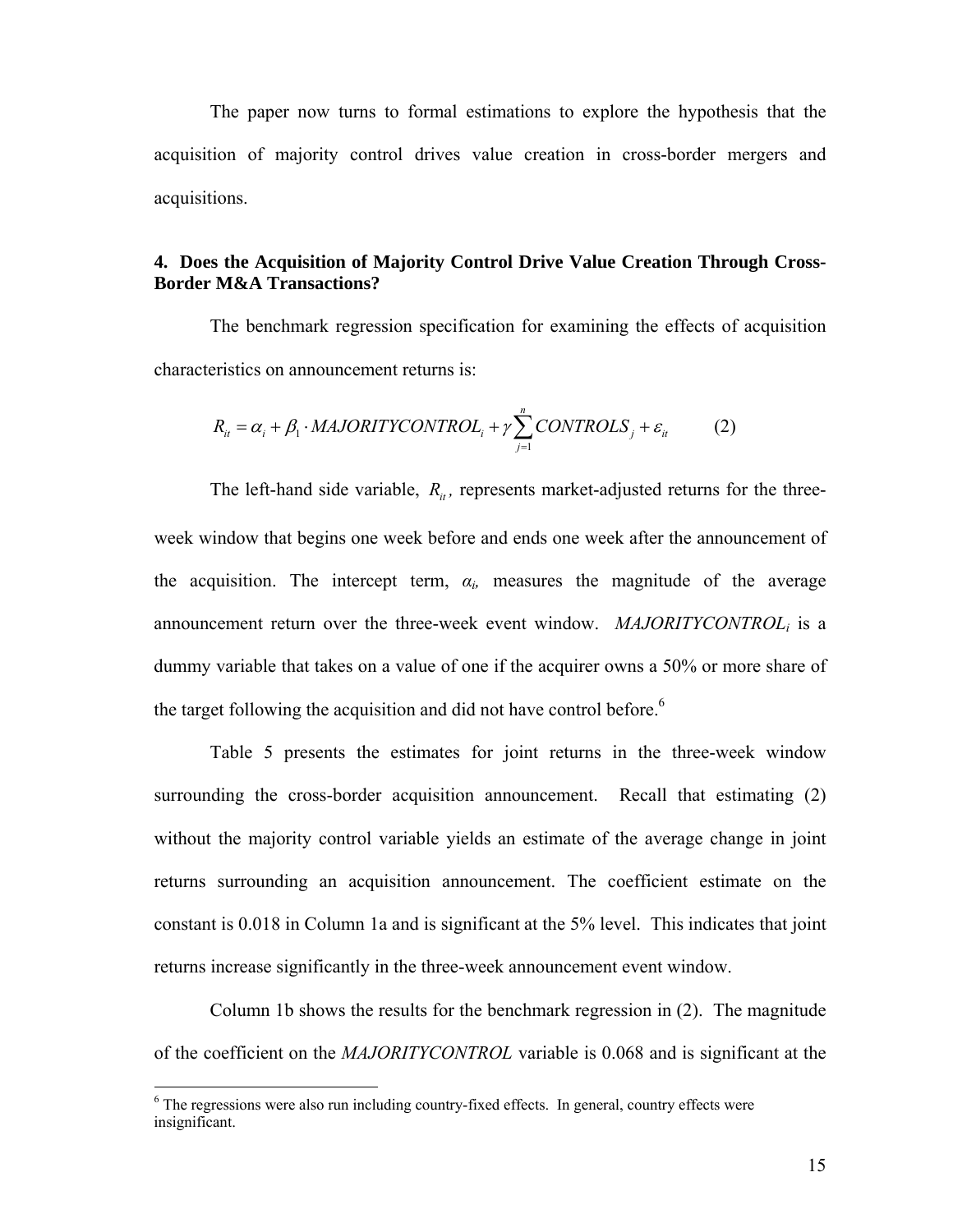The paper now turns to formal estimations to explore the hypothesis that the acquisition of majority control drives value creation in cross-border mergers and acquisitions.

## 4. Does the Acquisition of Majority Control Drive Value Creation Through Cross-Border M&A Transactions?

The benchmark regression specification for examining the effects of acquisition characteristics on announcement returns is:

$$R_{it} = \alpha_i + \beta_1 \cdot MAJORITYCONTROL_i + \gamma \sum_{j=1}^{n} CONTROLS_j + \varepsilon_{it} \qquad (2)$$

The left-hand side variable, $R_{it}$, represents market-adjusted returns for the three-week window that begins one week before and ends one week after the announcement of the acquisition. The intercept term, $\alpha_i$, measures the magnitude of the average announcement return over the three-week event window. $MAJORITYCONTROL_i$ is a dummy variable that takes on a value of one if the acquirer owns a 50% or more share of the target following the acquisition and did not have control before.[6]

Table 5 presents the estimates for joint returns in the three-week window surrounding the cross-border acquisition announcement. Recall that estimating (2) without the majority control variable yields an estimate of the average change in joint returns surrounding an acquisition announcement. The coefficient estimate on the constant is 0.018 in Column 1a and is significant at the 5% level. This indicates that joint returns increase significantly in the three-week announcement event window.

Column 1b shows the results for the benchmark regression in (2). The magnitude of the coefficient on the *MAJORITYCONTROL* variable is 0.068 and is significant at the

[6] The regressions were also run including country-fixed effects. In general, country effects were insignificant.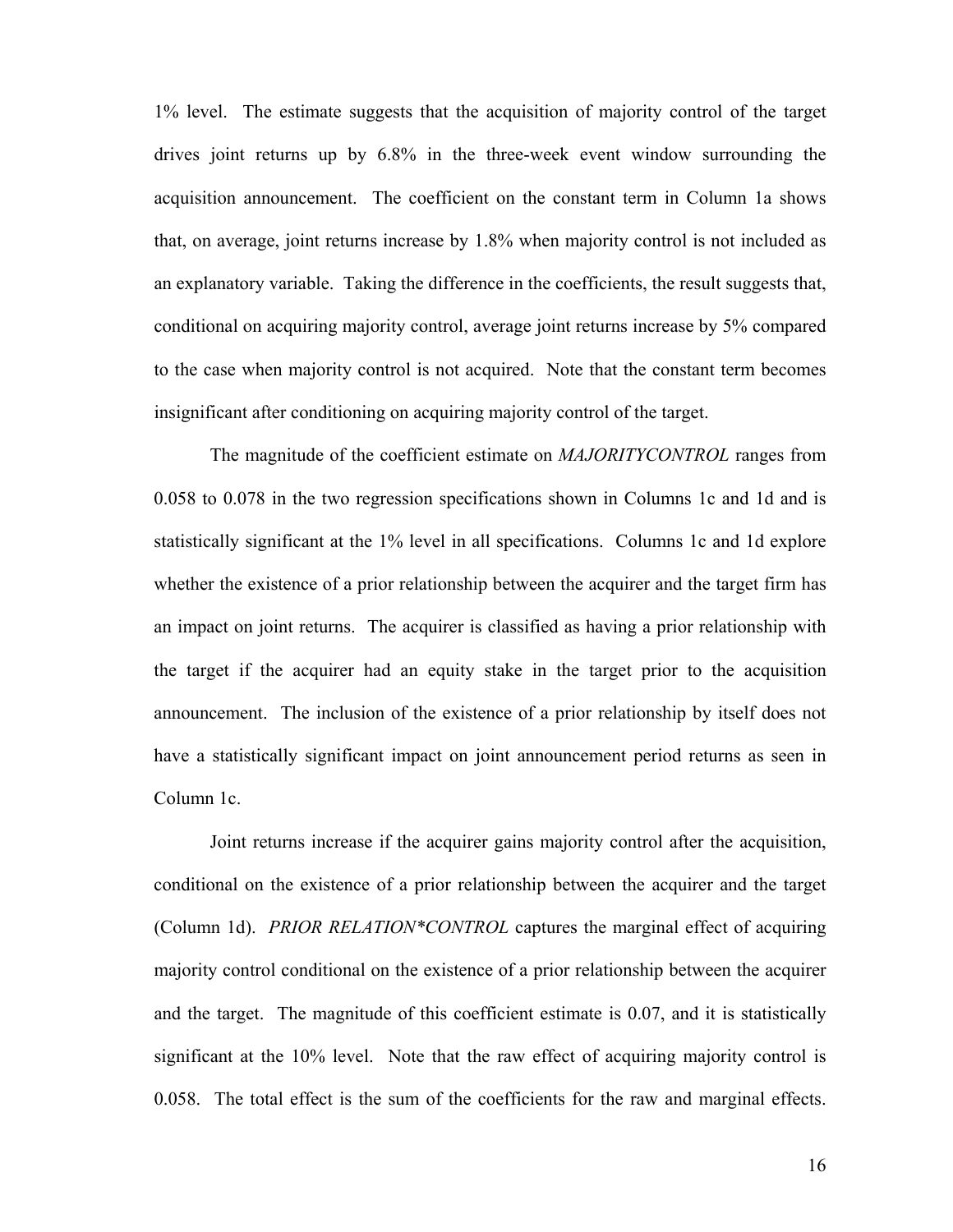1% level. The estimate suggests that the acquisition of majority control of the target drives joint returns up by 6.8% in the three-week event window surrounding the acquisition announcement. The coefficient on the constant term in Column 1a shows that, on average, joint returns increase by 1.8% when majority control is not included as an explanatory variable. Taking the difference in the coefficients, the result suggests that, conditional on acquiring majority control, average joint returns increase by 5% compared to the case when majority control is not acquired. Note that the constant term becomes insignificant after conditioning on acquiring majority control of the target.

The magnitude of the coefficient estimate on *MAJORITYCONTROL* ranges from 0.058 to 0.078 in the two regression specifications shown in Columns 1c and 1d and is statistically significant at the 1% level in all specifications. Columns 1c and 1d explore whether the existence of a prior relationship between the acquirer and the target firm has an impact on joint returns. The acquirer is classified as having a prior relationship with the target if the acquirer had an equity stake in the target prior to the acquisition announcement. The inclusion of the existence of a prior relationship by itself does not have a statistically significant impact on joint announcement period returns as seen in Column 1c.

Joint returns increase if the acquirer gains majority control after the acquisition, conditional on the existence of a prior relationship between the acquirer and the target (Column 1d). *PRIOR RELATION*CONTROL* captures the marginal effect of acquiring majority control conditional on the existence of a prior relationship between the acquirer and the target. The magnitude of this coefficient estimate is 0.07, and it is statistically significant at the 10% level. Note that the raw effect of acquiring majority control is 0.058. The total effect is the sum of the coefficients for the raw and marginal effects.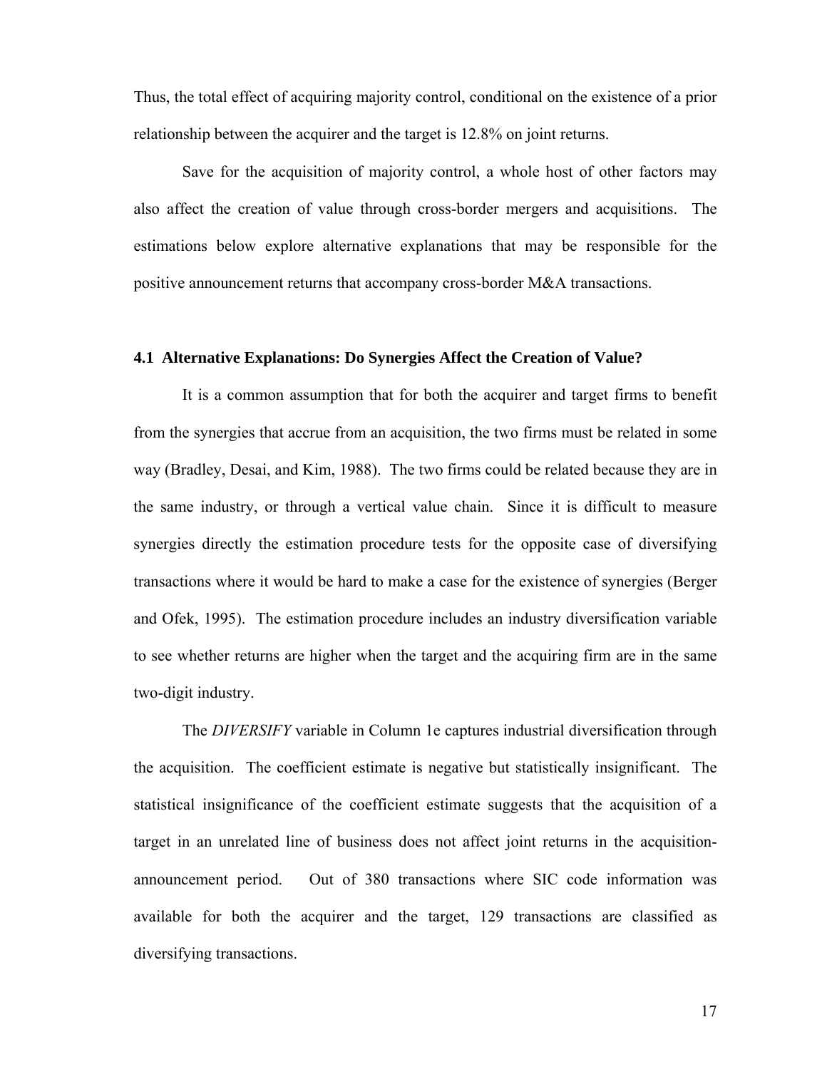Thus, the total effect of acquiring majority control, conditional on the existence of a prior relationship between the acquirer and the target is 12.8% on joint returns.

Save for the acquisition of majority control, a whole host of other factors may also affect the creation of value through cross-border mergers and acquisitions. The estimations below explore alternative explanations that may be responsible for the positive announcement returns that accompany cross-border M&A transactions.

### 4.1 Alternative Explanations: Do Synergies Affect the Creation of Value?

It is a common assumption that for both the acquirer and target firms to benefit from the synergies that accrue from an acquisition, the two firms must be related in some way (Bradley, Desai, and Kim, 1988). The two firms could be related because they are in the same industry, or through a vertical value chain. Since it is difficult to measure synergies directly the estimation procedure tests for the opposite case of diversifying transactions where it would be hard to make a case for the existence of synergies (Berger and Ofek, 1995). The estimation procedure includes an industry diversification variable to see whether returns are higher when the target and the acquiring firm are in the same two-digit industry.

The *DIVERSIFY* variable in Column 1e captures industrial diversification through the acquisition. The coefficient estimate is negative but statistically insignificant. The statistical insignificance of the coefficient estimate suggests that the acquisition of a target in an unrelated line of business does not affect joint returns in the acquisition-announcement period. Out of 380 transactions where SIC code information was available for both the acquirer and the target, 129 transactions are classified as diversifying transactions.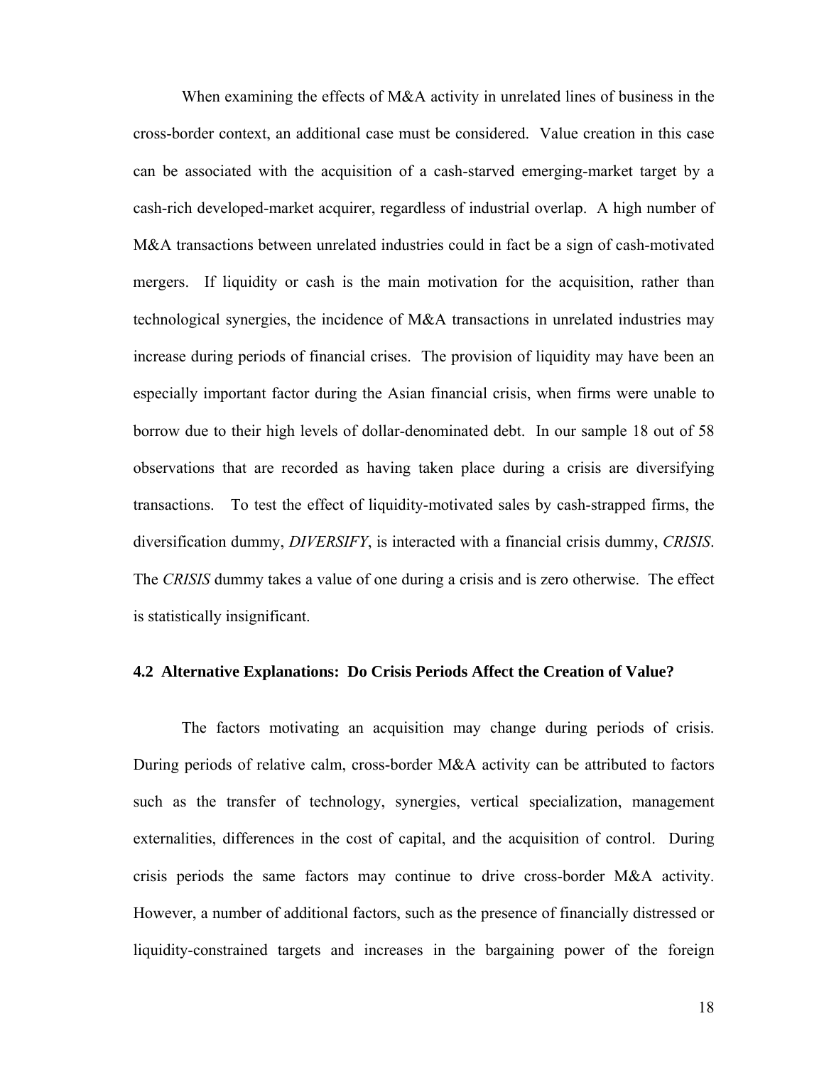When examining the effects of M&A activity in unrelated lines of business in the cross-border context, an additional case must be considered. Value creation in this case can be associated with the acquisition of a cash-starved emerging-market target by a cash-rich developed-market acquirer, regardless of industrial overlap. A high number of M&A transactions between unrelated industries could in fact be a sign of cash-motivated mergers. If liquidity or cash is the main motivation for the acquisition, rather than technological synergies, the incidence of M&A transactions in unrelated industries may increase during periods of financial crises. The provision of liquidity may have been an especially important factor during the Asian financial crisis, when firms were unable to borrow due to their high levels of dollar-denominated debt. In our sample 18 out of 58 observations that are recorded as having taken place during a crisis are diversifying transactions. To test the effect of liquidity-motivated sales by cash-strapped firms, the diversification dummy, *DIVERSIFY*, is interacted with a financial crisis dummy, *CRISIS*. The *CRISIS* dummy takes a value of one during a crisis and is zero otherwise. The effect is statistically insignificant.

### 4.2 Alternative Explanations: Do Crisis Periods Affect the Creation of Value?

The factors motivating an acquisition may change during periods of crisis. During periods of relative calm, cross-border M&A activity can be attributed to factors such as the transfer of technology, synergies, vertical specialization, management externalities, differences in the cost of capital, and the acquisition of control. During crisis periods the same factors may continue to drive cross-border M&A activity. However, a number of additional factors, such as the presence of financially distressed or liquidity-constrained targets and increases in the bargaining power of the foreign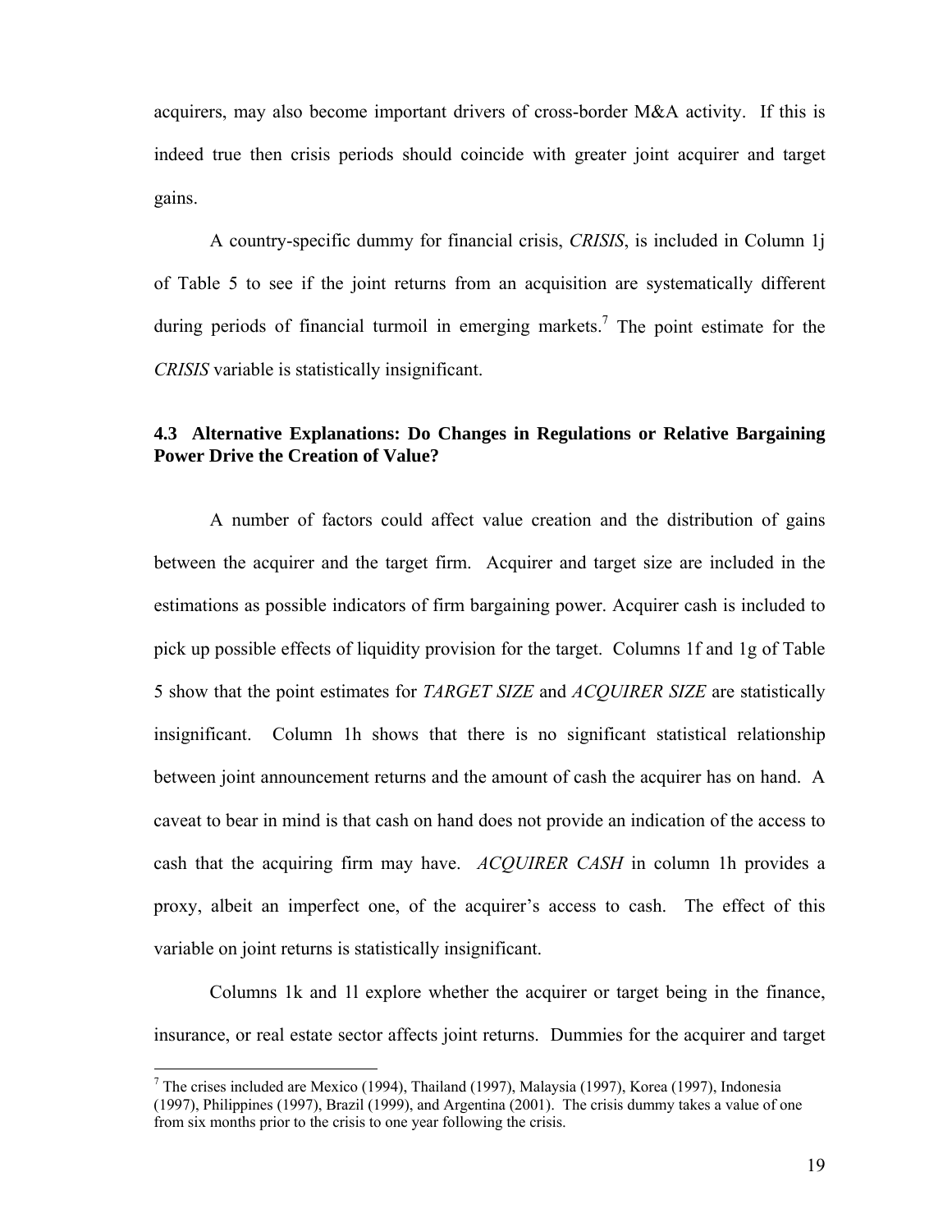acquirers, may also become important drivers of cross-border M&A activity. If this is indeed true then crisis periods should coincide with greater joint acquirer and target gains.

A country-specific dummy for financial crisis, *CRISIS*, is included in Column 1j of Table 5 to see if the joint returns from an acquisition are systematically different during periods of financial turmoil in emerging markets.[7] The point estimate for the *CRISIS* variable is statistically insignificant.

### 4.3 Alternative Explanations: Do Changes in Regulations or Relative Bargaining Power Drive the Creation of Value?

A number of factors could affect value creation and the distribution of gains between the acquirer and the target firm. Acquirer and target size are included in the estimations as possible indicators of firm bargaining power. Acquirer cash is included to pick up possible effects of liquidity provision for the target. Columns 1f and 1g of Table 5 show that the point estimates for *TARGET SIZE* and *ACQUIRER SIZE* are statistically insignificant. Column 1h shows that there is no significant statistical relationship between joint announcement returns and the amount of cash the acquirer has on hand. A caveat to bear in mind is that cash on hand does not provide an indication of the access to cash that the acquiring firm may have. *ACQUIRER CASH* in column 1h provides a proxy, albeit an imperfect one, of the acquirer's access to cash. The effect of this variable on joint returns is statistically insignificant.

Columns 1k and 1l explore whether the acquirer or target being in the finance, insurance, or real estate sector affects joint returns. Dummies for the acquirer and target

---

[7] The crises included are Mexico (1994), Thailand (1997), Malaysia (1997), Korea (1997), Indonesia (1997), Philippines (1997), Brazil (1999), and Argentina (2001). The crisis dummy takes a value of one from six months prior to the crisis to one year following the crisis.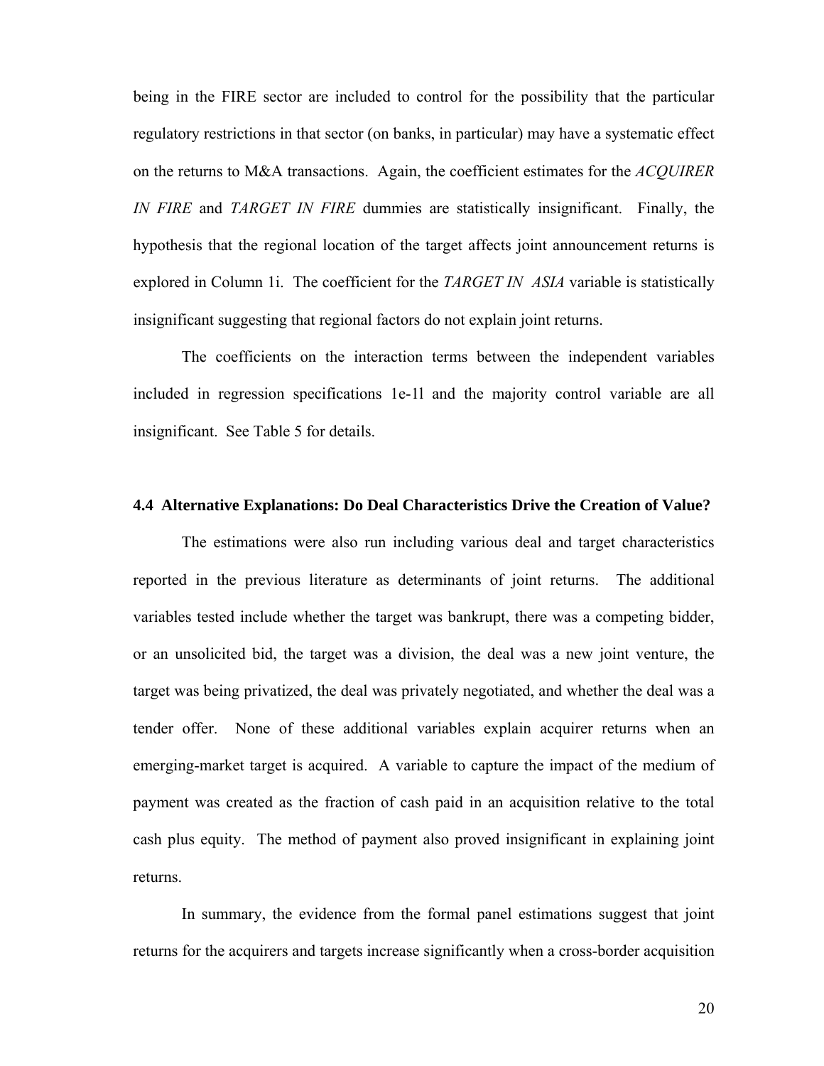being in the FIRE sector are included to control for the possibility that the particular regulatory restrictions in that sector (on banks, in particular) may have a systematic effect on the returns to M&A transactions. Again, the coefficient estimates for the *ACQUIRER IN FIRE* and *TARGET IN FIRE* dummies are statistically insignificant. Finally, the hypothesis that the regional location of the target affects joint announcement returns is explored in Column 1i. The coefficient for the *TARGET IN ASIA* variable is statistically insignificant suggesting that regional factors do not explain joint returns.

The coefficients on the interaction terms between the independent variables included in regression specifications 1e-1l and the majority control variable are all insignificant. See Table 5 for details.

### 4.4 Alternative Explanations: Do Deal Characteristics Drive the Creation of Value?

The estimations were also run including various deal and target characteristics reported in the previous literature as determinants of joint returns. The additional variables tested include whether the target was bankrupt, there was a competing bidder, or an unsolicited bid, the target was a division, the deal was a new joint venture, the target was being privatized, the deal was privately negotiated, and whether the deal was a tender offer. None of these additional variables explain acquirer returns when an emerging-market target is acquired. A variable to capture the impact of the medium of payment was created as the fraction of cash paid in an acquisition relative to the total cash plus equity. The method of payment also proved insignificant in explaining joint returns.

In summary, the evidence from the formal panel estimations suggest that joint returns for the acquirers and targets increase significantly when a cross-border acquisition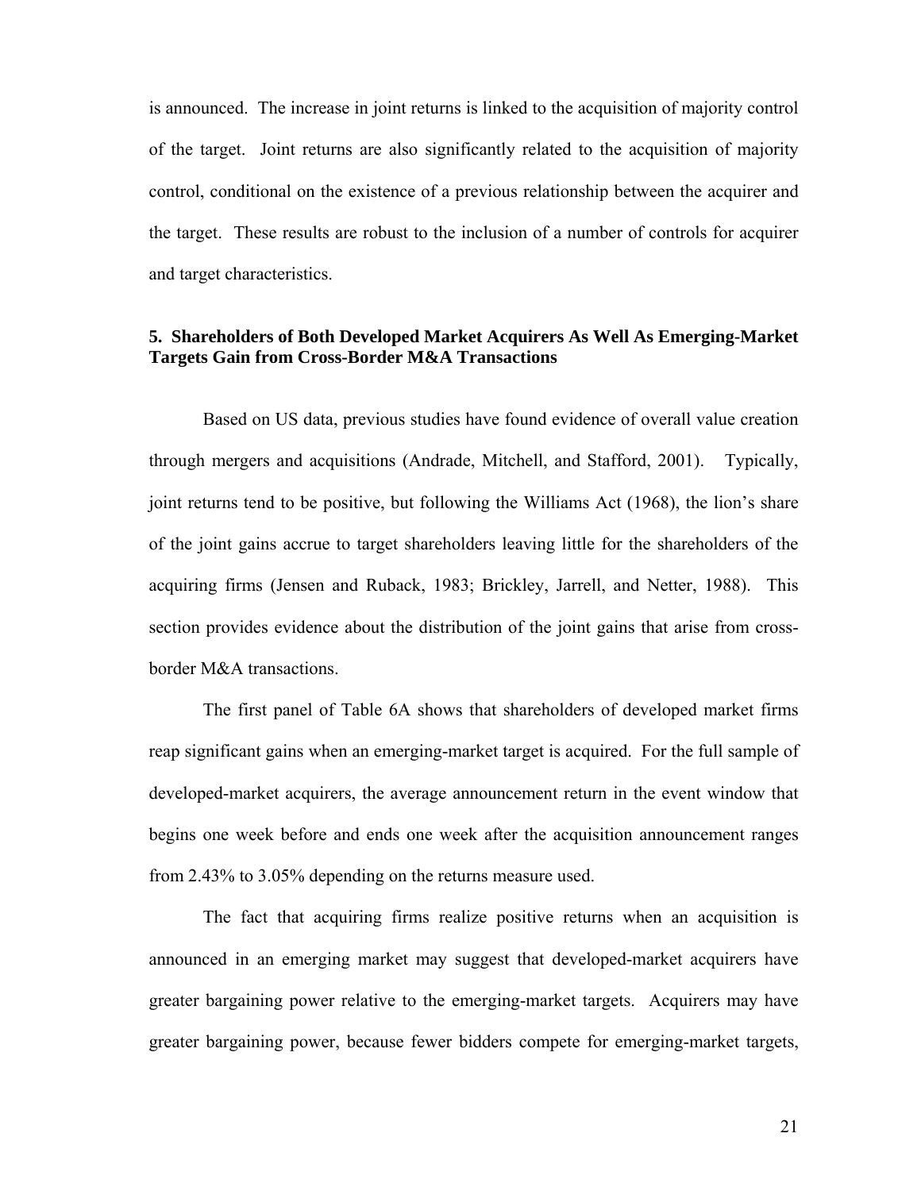is announced. The increase in joint returns is linked to the acquisition of majority control of the target. Joint returns are also significantly related to the acquisition of majority control, conditional on the existence of a previous relationship between the acquirer and the target. These results are robust to the inclusion of a number of controls for acquirer and target characteristics.

## 5. Shareholders of Both Developed Market Acquirers As Well As Emerging-Market Targets Gain from Cross-Border M&A Transactions

Based on US data, previous studies have found evidence of overall value creation through mergers and acquisitions (Andrade, Mitchell, and Stafford, 2001). Typically, joint returns tend to be positive, but following the Williams Act (1968), the lion's share of the joint gains accrue to target shareholders leaving little for the shareholders of the acquiring firms (Jensen and Ruback, 1983; Brickley, Jarrell, and Netter, 1988). This section provides evidence about the distribution of the joint gains that arise from cross-border M&A transactions.

The first panel of Table 6A shows that shareholders of developed market firms reap significant gains when an emerging-market target is acquired. For the full sample of developed-market acquirers, the average announcement return in the event window that begins one week before and ends one week after the acquisition announcement ranges from 2.43% to 3.05% depending on the returns measure used.

The fact that acquiring firms realize positive returns when an acquisition is announced in an emerging market may suggest that developed-market acquirers have greater bargaining power relative to the emerging-market targets. Acquirers may have greater bargaining power, because fewer bidders compete for emerging-market targets,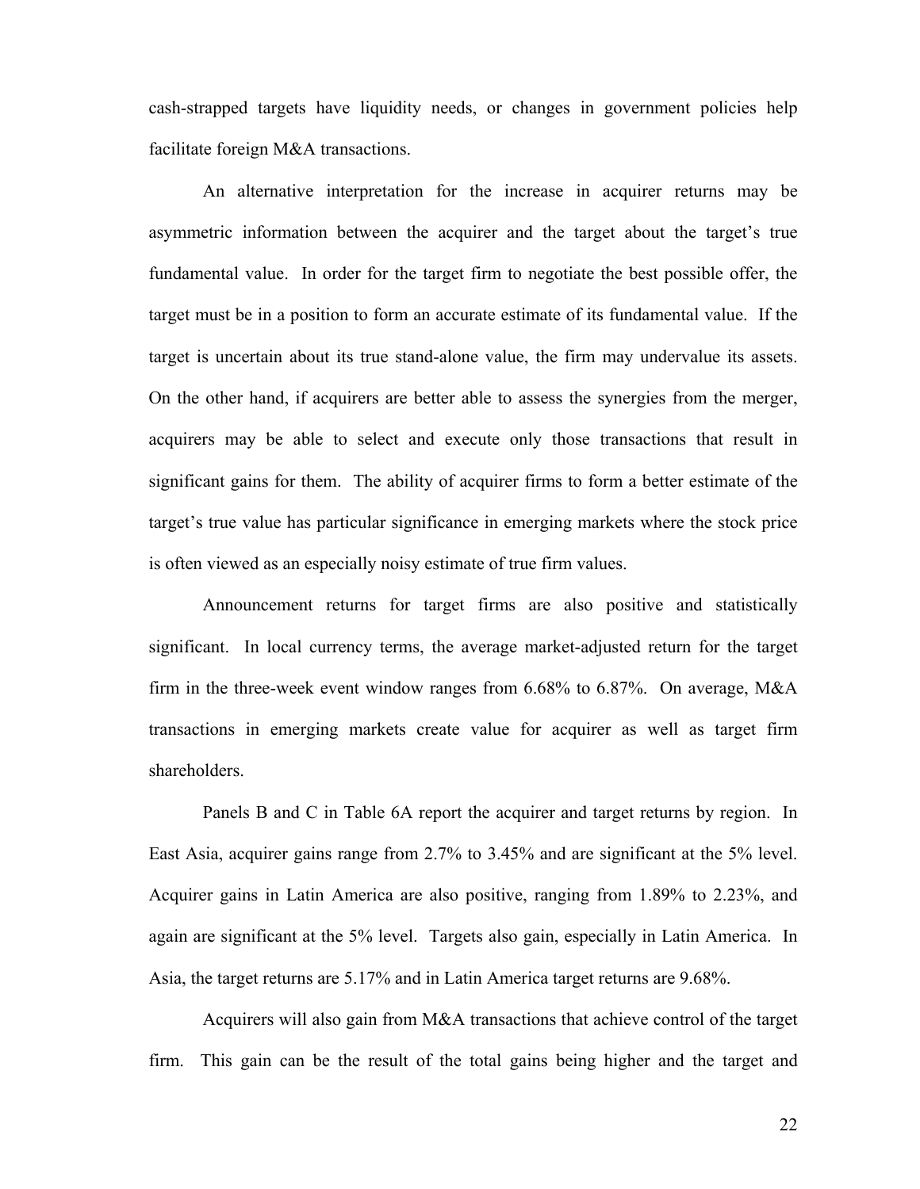cash-strapped targets have liquidity needs, or changes in government policies help facilitate foreign M&A transactions.

An alternative interpretation for the increase in acquirer returns may be asymmetric information between the acquirer and the target about the target's true fundamental value. In order for the target firm to negotiate the best possible offer, the target must be in a position to form an accurate estimate of its fundamental value. If the target is uncertain about its true stand-alone value, the firm may undervalue its assets. On the other hand, if acquirers are better able to assess the synergies from the merger, acquirers may be able to select and execute only those transactions that result in significant gains for them. The ability of acquirer firms to form a better estimate of the target's true value has particular significance in emerging markets where the stock price is often viewed as an especially noisy estimate of true firm values.

Announcement returns for target firms are also positive and statistically significant. In local currency terms, the average market-adjusted return for the target firm in the three-week event window ranges from 6.68% to 6.87%. On average, M&A transactions in emerging markets create value for acquirer as well as target firm shareholders.

Panels B and C in Table 6A report the acquirer and target returns by region. In East Asia, acquirer gains range from 2.7% to 3.45% and are significant at the 5% level. Acquirer gains in Latin America are also positive, ranging from 1.89% to 2.23%, and again are significant at the 5% level. Targets also gain, especially in Latin America. In Asia, the target returns are 5.17% and in Latin America target returns are 9.68%.

Acquirers will also gain from M&A transactions that achieve control of the target firm. This gain can be the result of the total gains being higher and the target and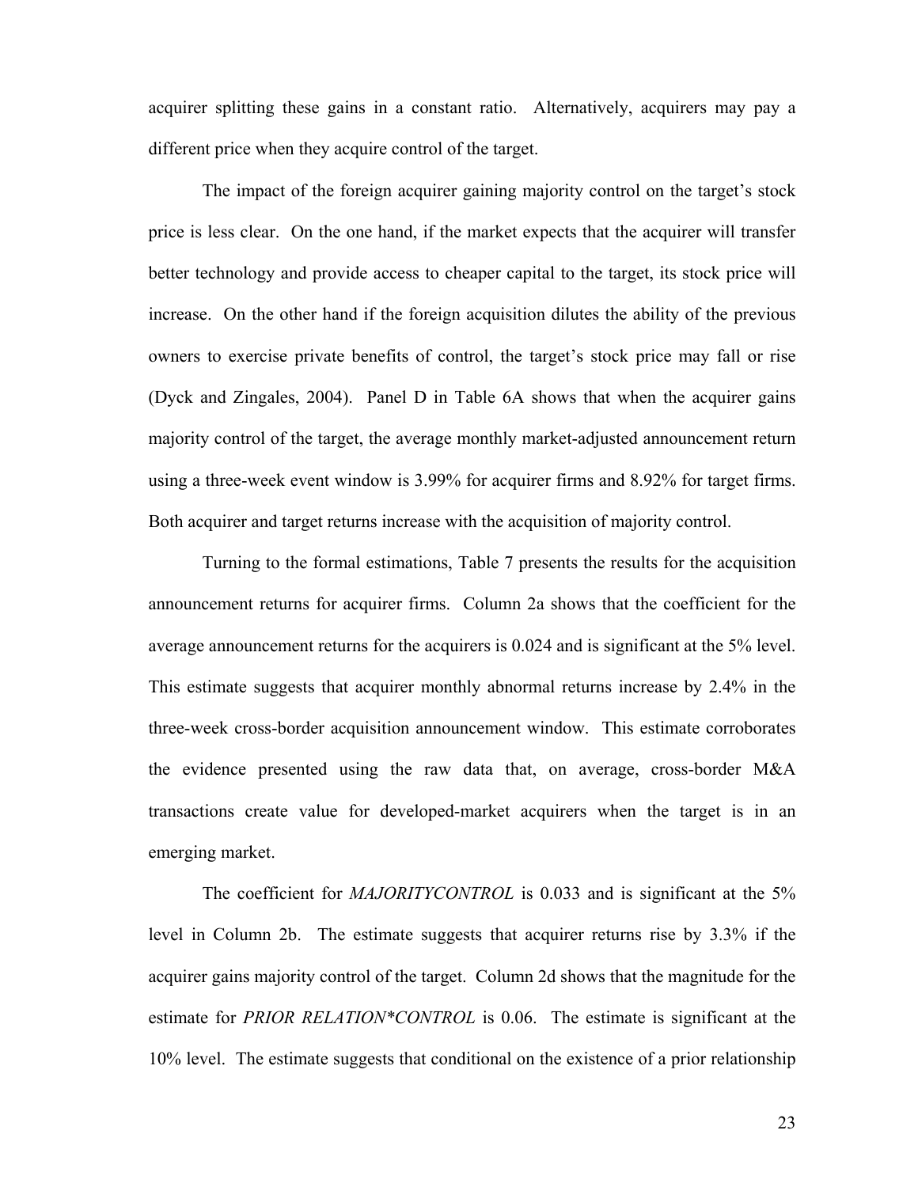acquirer splitting these gains in a constant ratio. Alternatively, acquirers may pay a different price when they acquire control of the target.

The impact of the foreign acquirer gaining majority control on the target's stock price is less clear. On the one hand, if the market expects that the acquirer will transfer better technology and provide access to cheaper capital to the target, its stock price will increase. On the other hand if the foreign acquisition dilutes the ability of the previous owners to exercise private benefits of control, the target's stock price may fall or rise (Dyck and Zingales, 2004). Panel D in Table 6A shows that when the acquirer gains majority control of the target, the average monthly market-adjusted announcement return using a three-week event window is 3.99% for acquirer firms and 8.92% for target firms. Both acquirer and target returns increase with the acquisition of majority control.

Turning to the formal estimations, Table 7 presents the results for the acquisition announcement returns for acquirer firms. Column 2a shows that the coefficient for the average announcement returns for the acquirers is 0.024 and is significant at the 5% level. This estimate suggests that acquirer monthly abnormal returns increase by 2.4% in the three-week cross-border acquisition announcement window. This estimate corroborates the evidence presented using the raw data that, on average, cross-border M&A transactions create value for developed-market acquirers when the target is in an emerging market.

The coefficient for *MAJORITYCONTROL* is 0.033 and is significant at the 5% level in Column 2b. The estimate suggests that acquirer returns rise by 3.3% if the acquirer gains majority control of the target. Column 2d shows that the magnitude for the estimate for *PRIOR RELATION*CONTROL* is 0.06. The estimate is significant at the 10% level. The estimate suggests that conditional on the existence of a prior relationship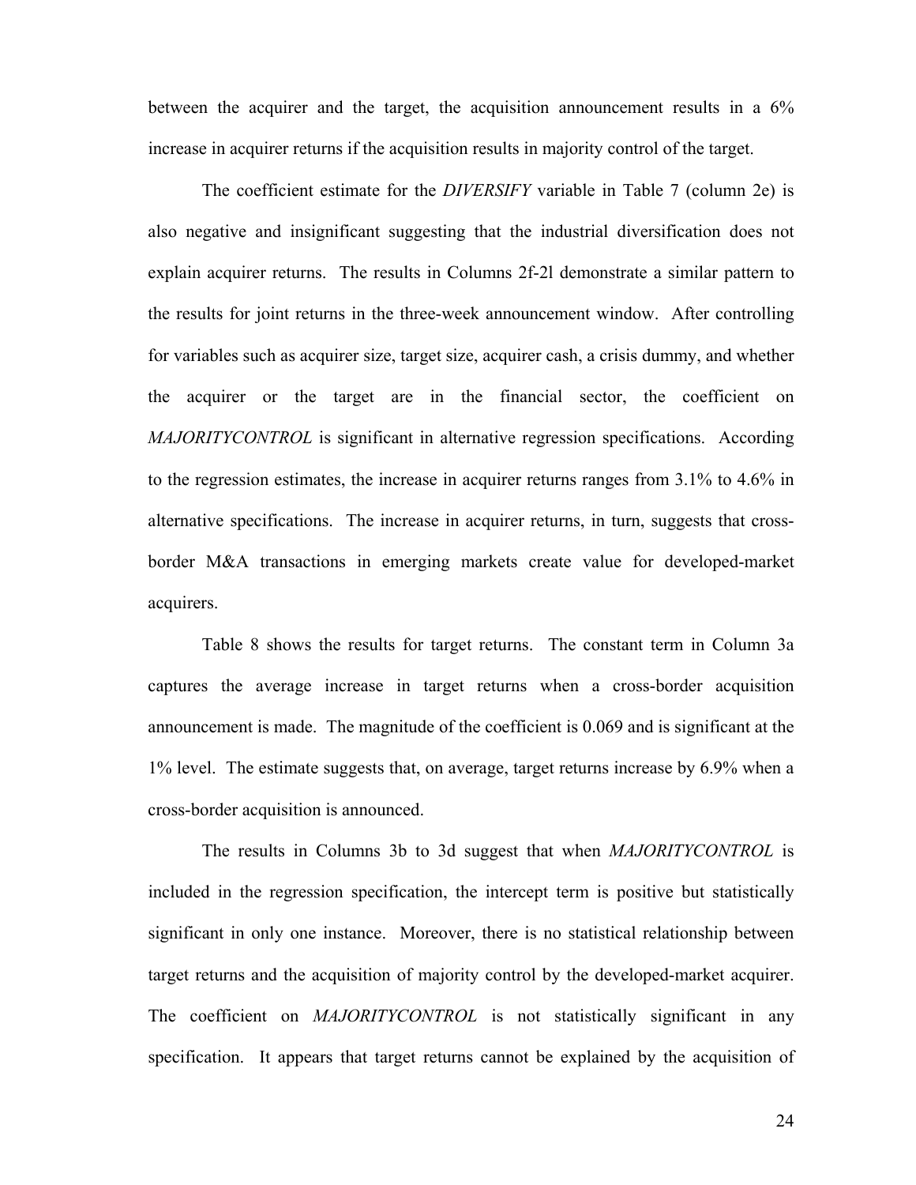between the acquirer and the target, the acquisition announcement results in a 6% increase in acquirer returns if the acquisition results in majority control of the target.

The coefficient estimate for the *DIVERSIFY* variable in Table 7 (column 2e) is also negative and insignificant suggesting that the industrial diversification does not explain acquirer returns. The results in Columns 2f-2l demonstrate a similar pattern to the results for joint returns in the three-week announcement window. After controlling for variables such as acquirer size, target size, acquirer cash, a crisis dummy, and whether the acquirer or the target are in the financial sector, the coefficient on *MAJORITYCONTROL* is significant in alternative regression specifications. According to the regression estimates, the increase in acquirer returns ranges from 3.1% to 4.6% in alternative specifications. The increase in acquirer returns, in turn, suggests that cross-border M&A transactions in emerging markets create value for developed-market acquirers.

Table 8 shows the results for target returns. The constant term in Column 3a captures the average increase in target returns when a cross-border acquisition announcement is made. The magnitude of the coefficient is 0.069 and is significant at the 1% level. The estimate suggests that, on average, target returns increase by 6.9% when a cross-border acquisition is announced.

The results in Columns 3b to 3d suggest that when *MAJORITYCONTROL* is included in the regression specification, the intercept term is positive but statistically significant in only one instance. Moreover, there is no statistical relationship between target returns and the acquisition of majority control by the developed-market acquirer. The coefficient on *MAJORITYCONTROL* is not statistically significant in any specification. It appears that target returns cannot be explained by the acquisition of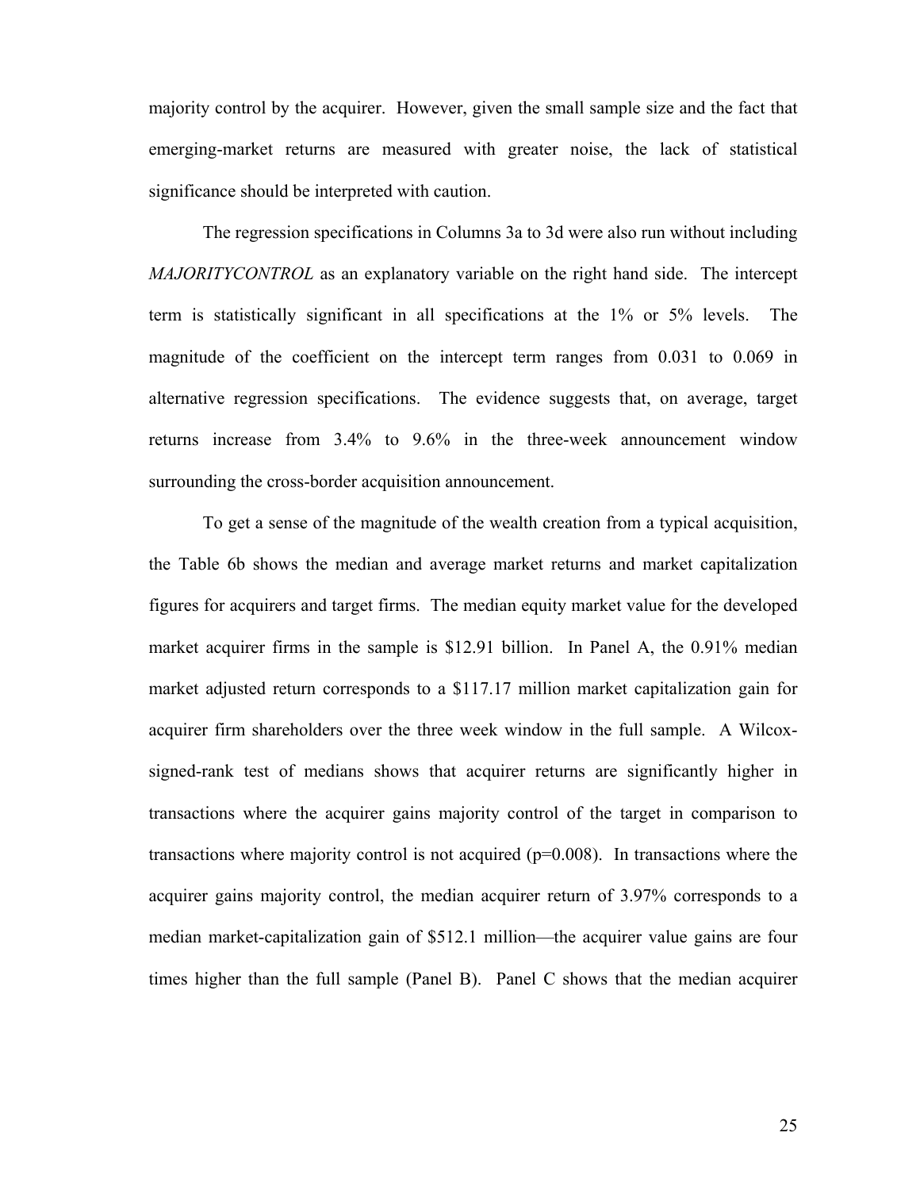majority control by the acquirer. However, given the small sample size and the fact that emerging-market returns are measured with greater noise, the lack of statistical significance should be interpreted with caution.

The regression specifications in Columns 3a to 3d were also run without including *MAJORITYCONTROL* as an explanatory variable on the right hand side. The intercept term is statistically significant in all specifications at the 1% or 5% levels. The magnitude of the coefficient on the intercept term ranges from 0.031 to 0.069 in alternative regression specifications. The evidence suggests that, on average, target returns increase from 3.4% to 9.6% in the three-week announcement window surrounding the cross-border acquisition announcement.

To get a sense of the magnitude of the wealth creation from a typical acquisition, the Table 6b shows the median and average market returns and market capitalization figures for acquirers and target firms. The median equity market value for the developed market acquirer firms in the sample is \$12.91 billion. In Panel A, the 0.91% median market adjusted return corresponds to a \$117.17 million market capitalization gain for acquirer firm shareholders over the three week window in the full sample. A Wilcox-signed-rank test of medians shows that acquirer returns are significantly higher in transactions where the acquirer gains majority control of the target in comparison to transactions where majority control is not acquired ($p$=0.008). In transactions where the acquirer gains majority control, the median acquirer return of 3.97% corresponds to a median market-capitalization gain of \$512.1 million—the acquirer value gains are four times higher than the full sample (Panel B). Panel C shows that the median acquirer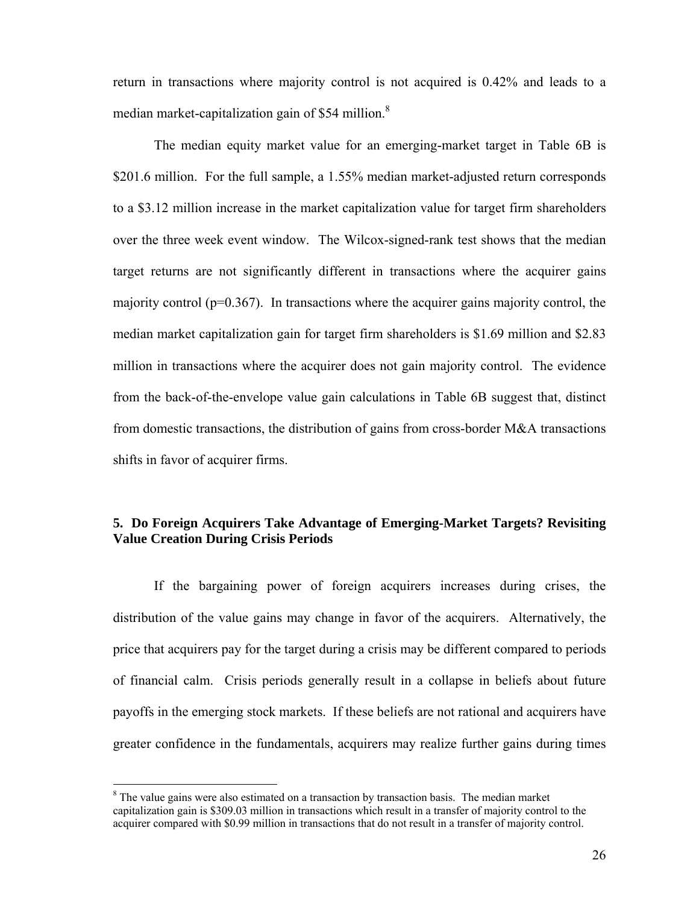return in transactions where majority control is not acquired is 0.42% and leads to a median market-capitalization gain of $54 million.[8]

The median equity market value for an emerging-market target in Table 6B is $201.6 million. For the full sample, a 1.55% median market-adjusted return corresponds to a $3.12 million increase in the market capitalization value for target firm shareholders over the three week event window. The Wilcox-signed-rank test shows that the median target returns are not significantly different in transactions where the acquirer gains majority control (p=0.367). In transactions where the acquirer gains majority control, the median market capitalization gain for target firm shareholders is $1.69 million and $2.83 million in transactions where the acquirer does not gain majority control. The evidence from the back-of-the-envelope value gain calculations in Table 6B suggest that, distinct from domestic transactions, the distribution of gains from cross-border M&A transactions shifts in favor of acquirer firms.

## 5. Do Foreign Acquirers Take Advantage of Emerging-Market Targets? Revisiting Value Creation During Crisis Periods

If the bargaining power of foreign acquirers increases during crises, the distribution of the value gains may change in favor of the acquirers. Alternatively, the price that acquirers pay for the target during a crisis may be different compared to periods of financial calm. Crisis periods generally result in a collapse in beliefs about future payoffs in the emerging stock markets. If these beliefs are not rational and acquirers have greater confidence in the fundamentals, acquirers may realize further gains during times

[8] The value gains were also estimated on a transaction by transaction basis. The median market capitalization gain is $309.03 million in transactions which result in a transfer of majority control to the acquirer compared with $0.99 million in transactions that do not result in a transfer of majority control.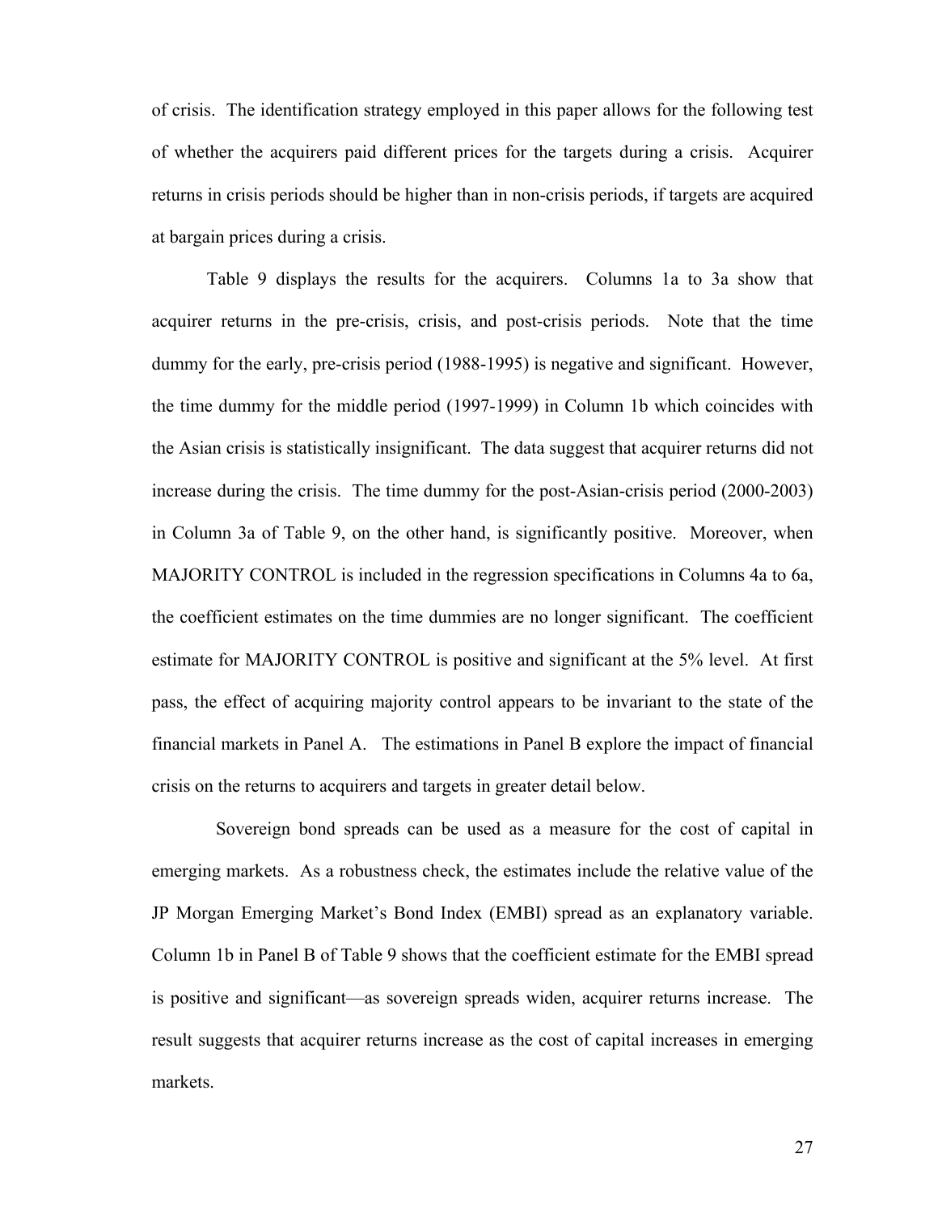of crisis. The identification strategy employed in this paper allows for the following test of whether the acquirers paid different prices for the targets during a crisis. Acquirer returns in crisis periods should be higher than in non-crisis periods, if targets are acquired at bargain prices during a crisis.

Table 9 displays the results for the acquirers. Columns 1a to 3a show that acquirer returns in the pre-crisis, crisis, and post-crisis periods. Note that the time dummy for the early, pre-crisis period (1988-1995) is negative and significant. However, the time dummy for the middle period (1997-1999) in Column 1b which coincides with the Asian crisis is statistically insignificant. The data suggest that acquirer returns did not increase during the crisis. The time dummy for the post-Asian-crisis period (2000-2003) in Column 3a of Table 9, on the other hand, is significantly positive. Moreover, when MAJORITY CONTROL is included in the regression specifications in Columns 4a to 6a, the coefficient estimates on the time dummies are no longer significant. The coefficient estimate for MAJORITY CONTROL is positive and significant at the 5% level. At first pass, the effect of acquiring majority control appears to be invariant to the state of the financial markets in Panel A. The estimations in Panel B explore the impact of financial crisis on the returns to acquirers and targets in greater detail below.

Sovereign bond spreads can be used as a measure for the cost of capital in emerging markets. As a robustness check, the estimates include the relative value of the JP Morgan Emerging Market's Bond Index (EMBI) spread as an explanatory variable. Column 1b in Panel B of Table 9 shows that the coefficient estimate for the EMBI spread is positive and significant—as sovereign spreads widen, acquirer returns increase. The result suggests that acquirer returns increase as the cost of capital increases in emerging markets.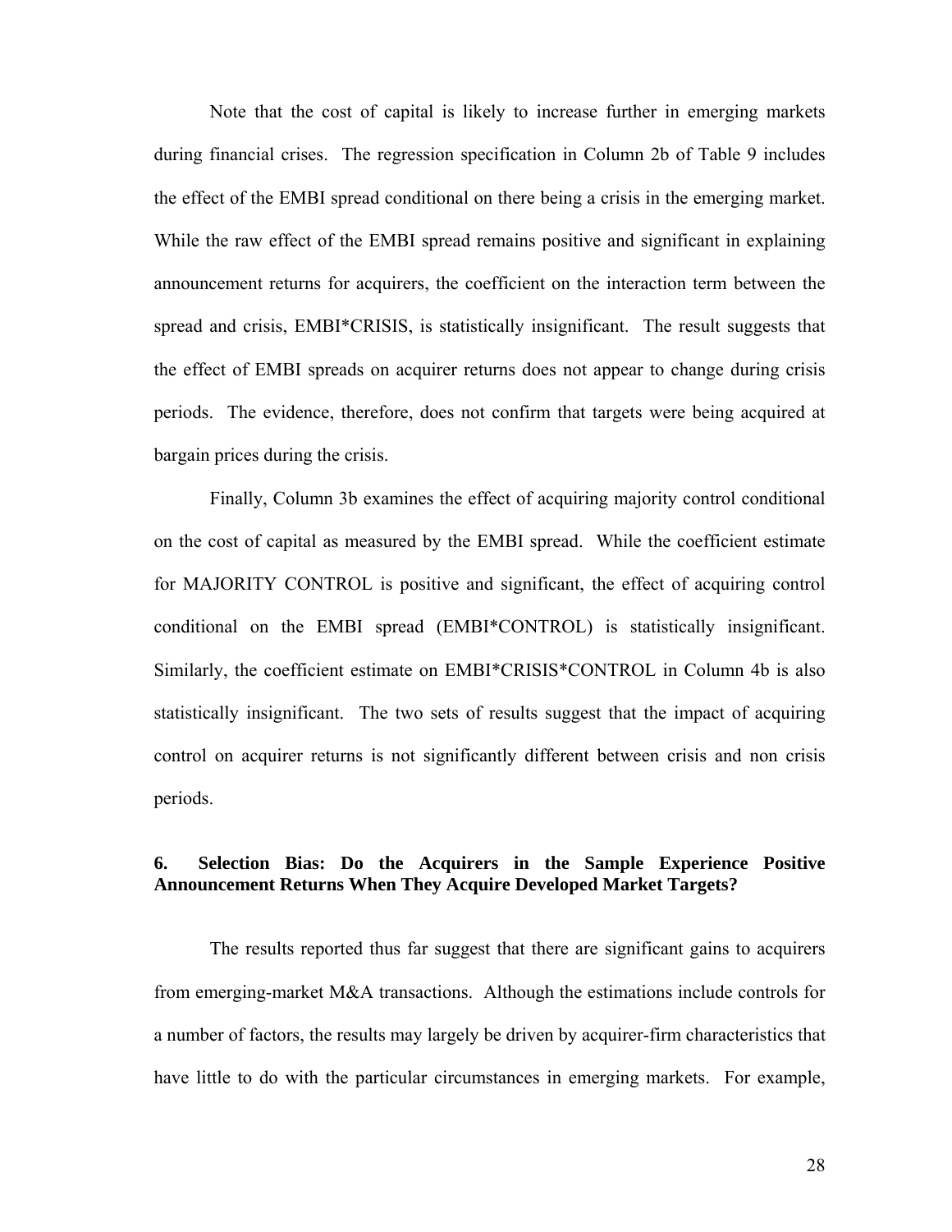Note that the cost of capital is likely to increase further in emerging markets during financial crises. The regression specification in Column 2b of Table 9 includes the effect of the EMBI spread conditional on there being a crisis in the emerging market. While the raw effect of the EMBI spread remains positive and significant in explaining announcement returns for acquirers, the coefficient on the interaction term between the spread and crisis, EMBI*CRISIS, is statistically insignificant. The result suggests that the effect of EMBI spreads on acquirer returns does not appear to change during crisis periods. The evidence, therefore, does not confirm that targets were being acquired at bargain prices during the crisis.

Finally, Column 3b examines the effect of acquiring majority control conditional on the cost of capital as measured by the EMBI spread. While the coefficient estimate for MAJORITY CONTROL is positive and significant, the effect of acquiring control conditional on the EMBI spread (EMBI*CONTROL) is statistically insignificant. Similarly, the coefficient estimate on EMBI*CRISIS*CONTROL in Column 4b is also statistically insignificant. The two sets of results suggest that the impact of acquiring control on acquirer returns is not significantly different between crisis and non crisis periods.

## 6. Selection Bias: Do the Acquirers in the Sample Experience Positive Announcement Returns When They Acquire Developed Market Targets?

The results reported thus far suggest that there are significant gains to acquirers from emerging-market M&A transactions. Although the estimations include controls for a number of factors, the results may largely be driven by acquirer-firm characteristics that have little to do with the particular circumstances in emerging markets. For example,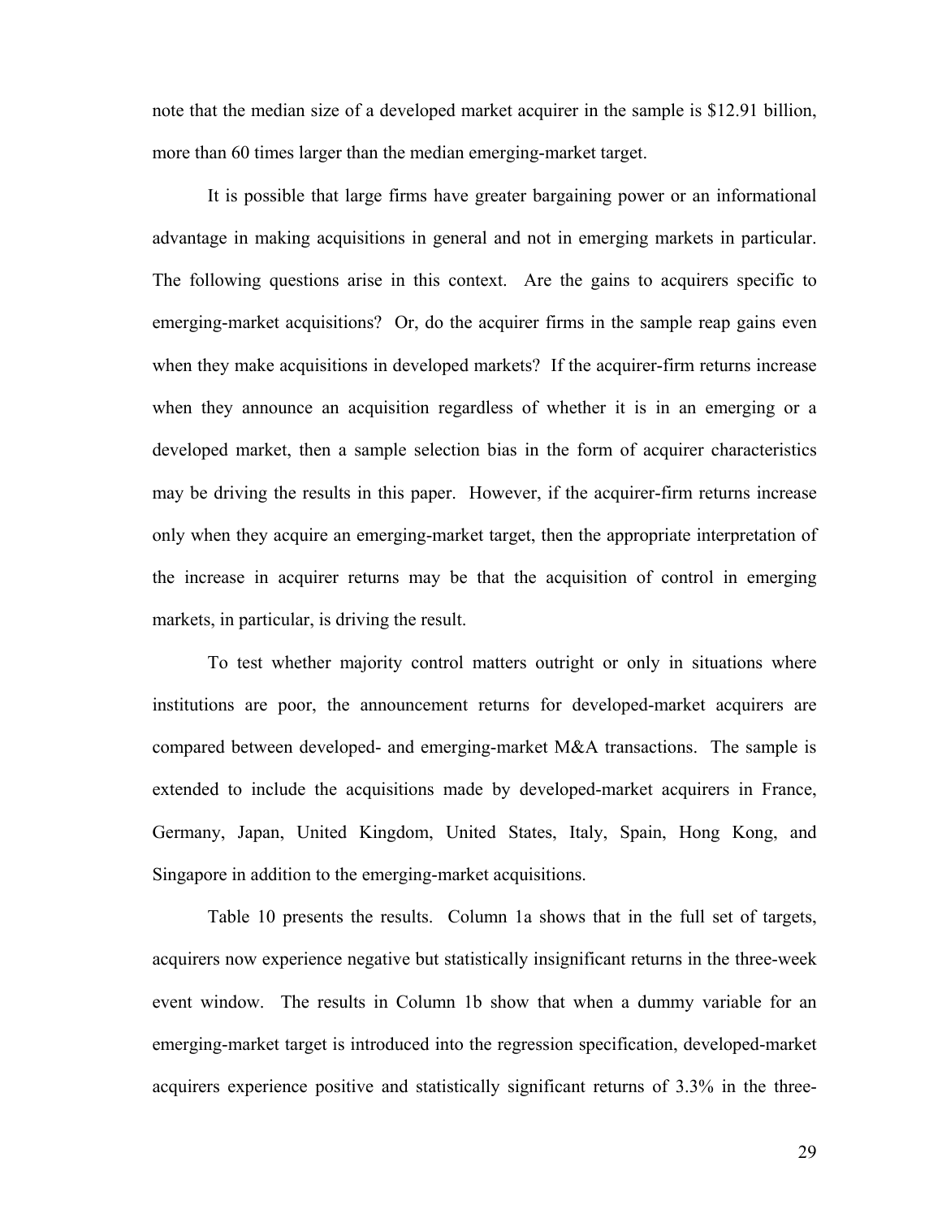note that the median size of a developed market acquirer in the sample is $12.91 billion, more than 60 times larger than the median emerging-market target.

It is possible that large firms have greater bargaining power or an informational advantage in making acquisitions in general and not in emerging markets in particular. The following questions arise in this context. Are the gains to acquirers specific to emerging-market acquisitions? Or, do the acquirer firms in the sample reap gains even when they make acquisitions in developed markets? If the acquirer-firm returns increase when they announce an acquisition regardless of whether it is in an emerging or a developed market, then a sample selection bias in the form of acquirer characteristics may be driving the results in this paper. However, if the acquirer-firm returns increase only when they acquire an emerging-market target, then the appropriate interpretation of the increase in acquirer returns may be that the acquisition of control in emerging markets, in particular, is driving the result.

To test whether majority control matters outright or only in situations where institutions are poor, the announcement returns for developed-market acquirers are compared between developed- and emerging-market M&A transactions. The sample is extended to include the acquisitions made by developed-market acquirers in France, Germany, Japan, United Kingdom, United States, Italy, Spain, Hong Kong, and Singapore in addition to the emerging-market acquisitions.

Table 10 presents the results. Column 1a shows that in the full set of targets, acquirers now experience negative but statistically insignificant returns in the three-week event window. The results in Column 1b show that when a dummy variable for an emerging-market target is introduced into the regression specification, developed-market acquirers experience positive and statistically significant returns of 3.3% in the three-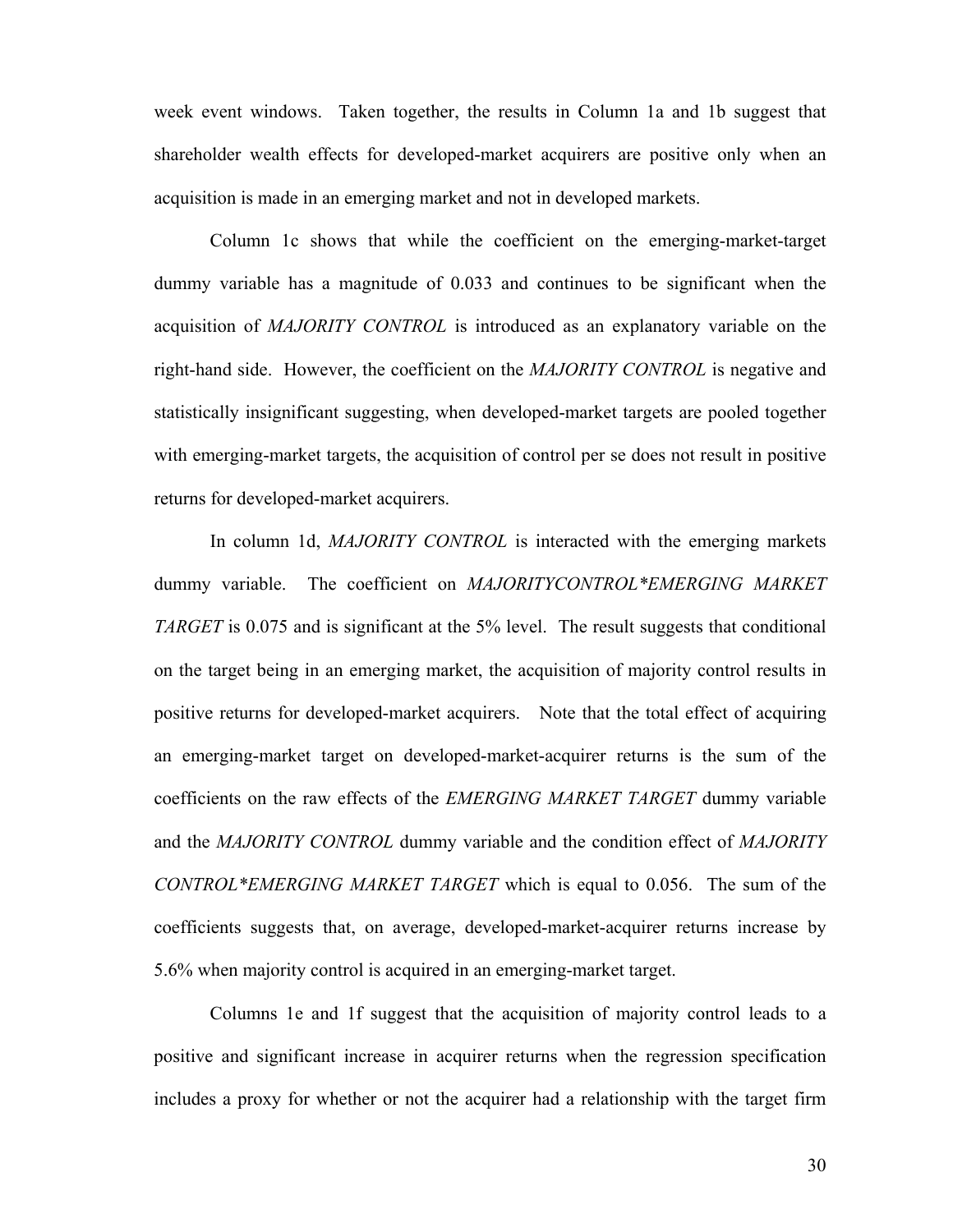week event windows. Taken together, the results in Column 1a and 1b suggest that shareholder wealth effects for developed-market acquirers are positive only when an acquisition is made in an emerging market and not in developed markets.

Column 1c shows that while the coefficient on the emerging-market-target dummy variable has a magnitude of 0.033 and continues to be significant when the acquisition of *MAJORITY CONTROL* is introduced as an explanatory variable on the right-hand side. However, the coefficient on the *MAJORITY CONTROL* is negative and statistically insignificant suggesting, when developed-market targets are pooled together with emerging-market targets, the acquisition of control per se does not result in positive returns for developed-market acquirers.

In column 1d, *MAJORITY CONTROL* is interacted with the emerging markets dummy variable. The coefficient on *MAJORITYCONTROL*EMERGING MARKET TARGET* is 0.075 and is significant at the 5% level. The result suggests that conditional on the target being in an emerging market, the acquisition of majority control results in positive returns for developed-market acquirers. Note that the total effect of acquiring an emerging-market target on developed-market-acquirer returns is the sum of the coefficients on the raw effects of the *EMERGING MARKET TARGET* dummy variable and the *MAJORITY CONTROL* dummy variable and the condition effect of *MAJORITY CONTROL*EMERGING MARKET TARGET* which is equal to 0.056. The sum of the coefficients suggests that, on average, developed-market-acquirer returns increase by 5.6% when majority control is acquired in an emerging-market target.

Columns 1e and 1f suggest that the acquisition of majority control leads to a positive and significant increase in acquirer returns when the regression specification includes a proxy for whether or not the acquirer had a relationship with the target firm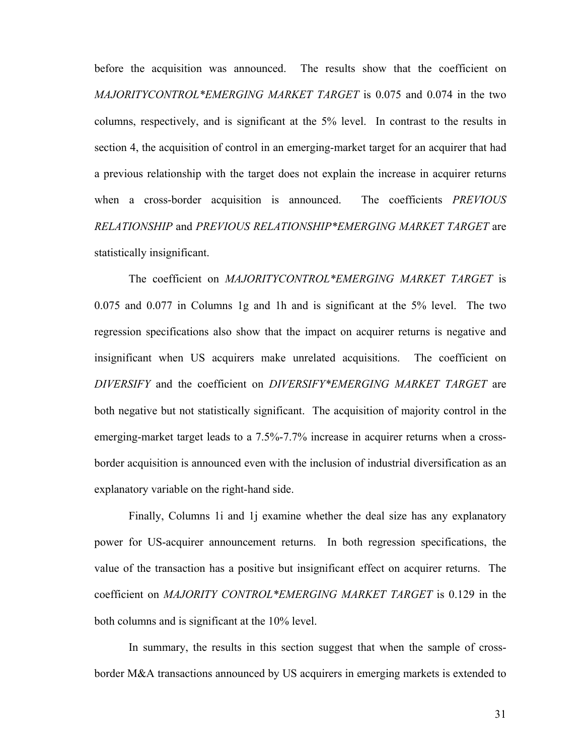before the acquisition was announced. The results show that the coefficient on *MAJORITYCONTROL*EMERGING MARKET TARGET* is 0.075 and 0.074 in the two columns, respectively, and is significant at the 5% level. In contrast to the results in section 4, the acquisition of control in an emerging-market target for an acquirer that had a previous relationship with the target does not explain the increase in acquirer returns when a cross-border acquisition is announced. The coefficients *PREVIOUS RELATIONSHIP* and *PREVIOUS RELATIONSHIP*EMERGING MARKET TARGET* are statistically insignificant.

The coefficient on *MAJORITYCONTROL*EMERGING MARKET TARGET* is 0.075 and 0.077 in Columns 1g and 1h and is significant at the 5% level. The two regression specifications also show that the impact on acquirer returns is negative and insignificant when US acquirers make unrelated acquisitions. The coefficient on *DIVERSIFY* and the coefficient on *DIVERSIFY*EMERGING MARKET TARGET* are both negative but not statistically significant. The acquisition of majority control in the emerging-market target leads to a 7.5%-7.7% increase in acquirer returns when a cross-border acquisition is announced even with the inclusion of industrial diversification as an explanatory variable on the right-hand side.

Finally, Columns 1i and 1j examine whether the deal size has any explanatory power for US-acquirer announcement returns. In both regression specifications, the value of the transaction has a positive but insignificant effect on acquirer returns. The coefficient on *MAJORITY CONTROL*EMERGING MARKET TARGET* is 0.129 in the both columns and is significant at the 10% level.

In summary, the results in this section suggest that when the sample of cross-border M&A transactions announced by US acquirers in emerging markets is extended to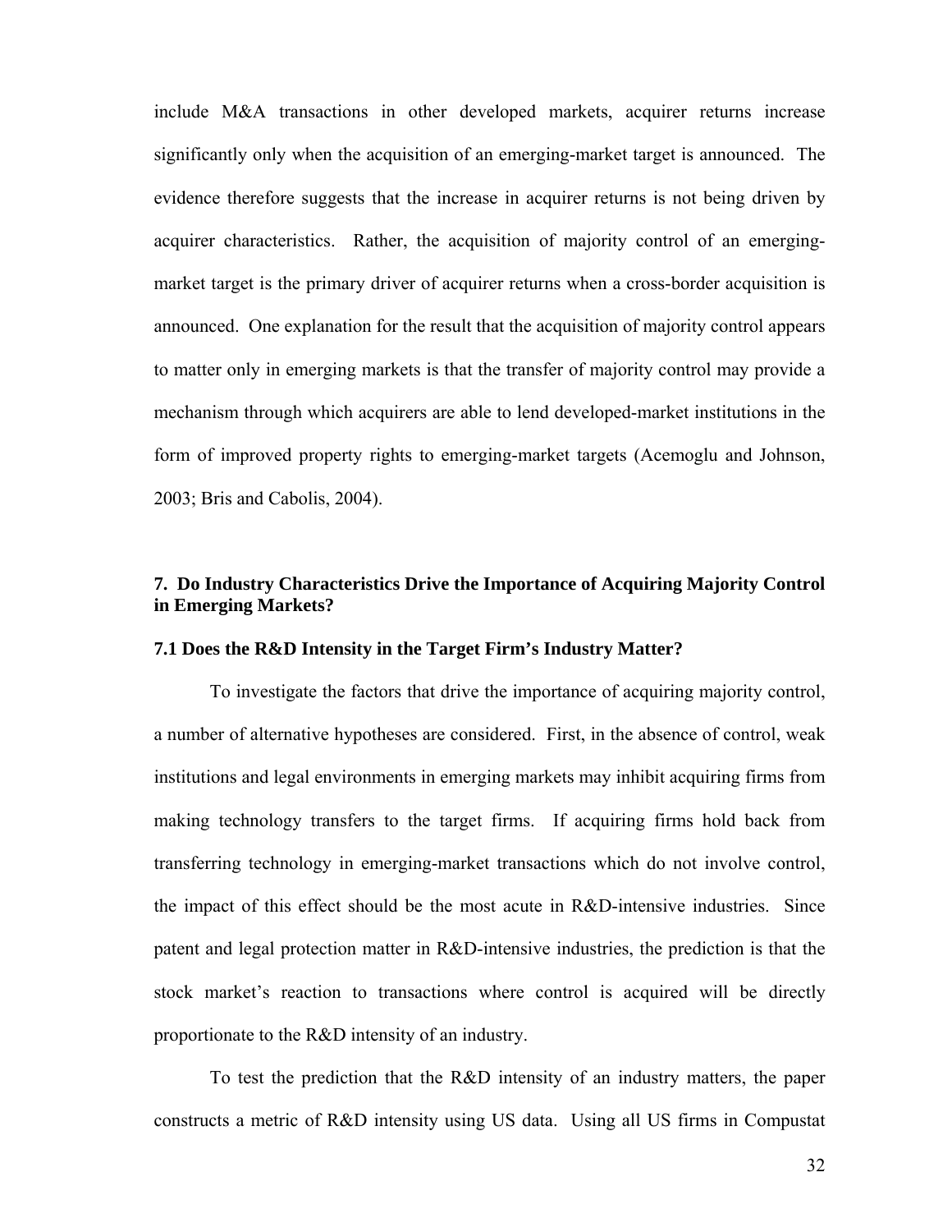include M&A transactions in other developed markets, acquirer returns increase significantly only when the acquisition of an emerging-market target is announced. The evidence therefore suggests that the increase in acquirer returns is not being driven by acquirer characteristics. Rather, the acquisition of majority control of an emerging-market target is the primary driver of acquirer returns when a cross-border acquisition is announced. One explanation for the result that the acquisition of majority control appears to matter only in emerging markets is that the transfer of majority control may provide a mechanism through which acquirers are able to lend developed-market institutions in the form of improved property rights to emerging-market targets (Acemoglu and Johnson, 2003; Bris and Cabolis, 2004).

## 7. Do Industry Characteristics Drive the Importance of Acquiring Majority Control in Emerging Markets?

### 7.1 Does the R&D Intensity in the Target Firm's Industry Matter?

To investigate the factors that drive the importance of acquiring majority control, a number of alternative hypotheses are considered. First, in the absence of control, weak institutions and legal environments in emerging markets may inhibit acquiring firms from making technology transfers to the target firms. If acquiring firms hold back from transferring technology in emerging-market transactions which do not involve control, the impact of this effect should be the most acute in R&D-intensive industries. Since patent and legal protection matter in R&D-intensive industries, the prediction is that the stock market's reaction to transactions where control is acquired will be directly proportionate to the R&D intensity of an industry.

To test the prediction that the R&D intensity of an industry matters, the paper constructs a metric of R&D intensity using US data. Using all US firms in Compustat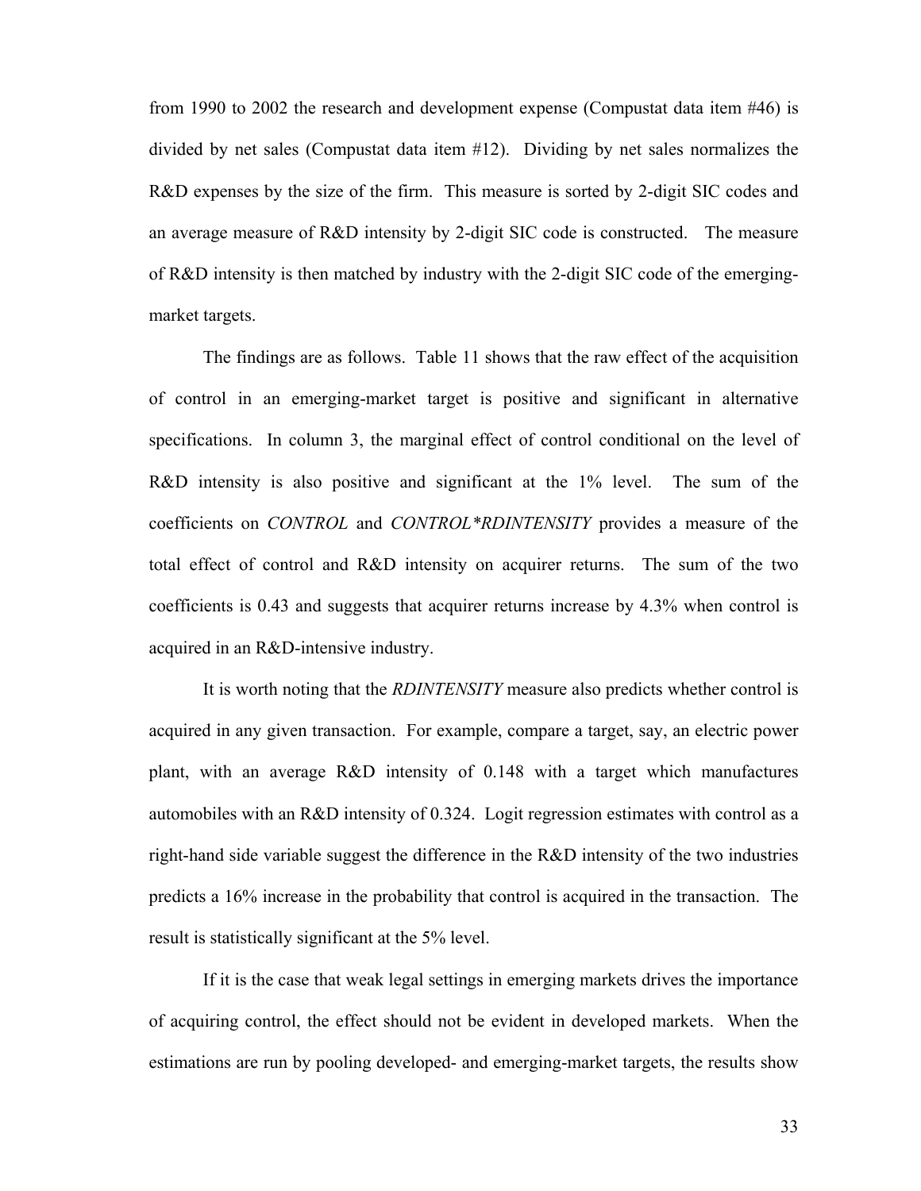from 1990 to 2002 the research and development expense (Compustat data item #46) is divided by net sales (Compustat data item #12). Dividing by net sales normalizes the R&D expenses by the size of the firm. This measure is sorted by 2-digit SIC codes and an average measure of R&D intensity by 2-digit SIC code is constructed. The measure of R&D intensity is then matched by industry with the 2-digit SIC code of the emerging-market targets.

The findings are as follows. Table 11 shows that the raw effect of the acquisition of control in an emerging-market target is positive and significant in alternative specifications. In column 3, the marginal effect of control conditional on the level of R&D intensity is also positive and significant at the 1% level. The sum of the coefficients on *CONTROL* and *CONTROL*RDINTENSITY* provides a measure of the total effect of control and R&D intensity on acquirer returns. The sum of the two coefficients is 0.43 and suggests that acquirer returns increase by 4.3% when control is acquired in an R&D-intensive industry.

It is worth noting that the *RDINTENSITY* measure also predicts whether control is acquired in any given transaction. For example, compare a target, say, an electric power plant, with an average R&D intensity of 0.148 with a target which manufactures automobiles with an R&D intensity of 0.324. Logit regression estimates with control as a right-hand side variable suggest the difference in the R&D intensity of the two industries predicts a 16% increase in the probability that control is acquired in the transaction. The result is statistically significant at the 5% level.

If it is the case that weak legal settings in emerging markets drives the importance of acquiring control, the effect should not be evident in developed markets. When the estimations are run by pooling developed- and emerging-market targets, the results show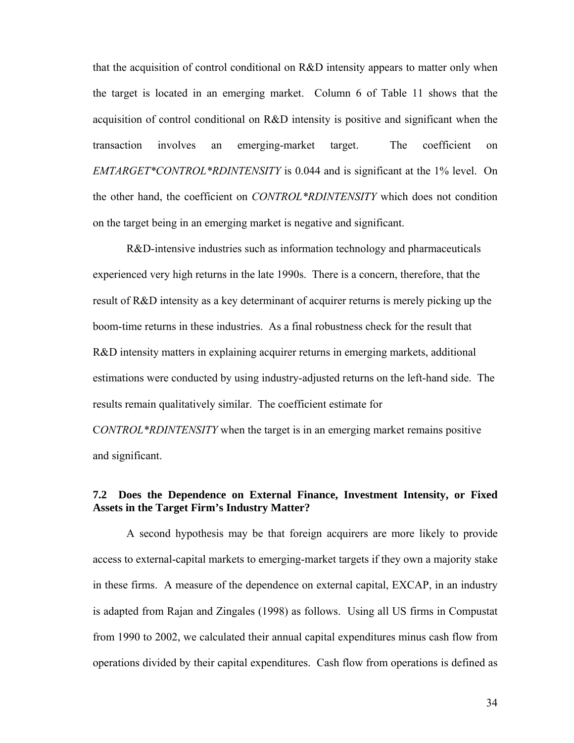that the acquisition of control conditional on R&D intensity appears to matter only when the target is located in an emerging market. Column 6 of Table 11 shows that the acquisition of control conditional on R&D intensity is positive and significant when the transaction involves an emerging-market target. The coefficient on *EMTARGET*CONTROL*RDINTENSITY* is 0.044 and is significant at the 1% level. On the other hand, the coefficient on *CONTROL*RDINTENSITY* which does not condition on the target being in an emerging market is negative and significant.

R&D-intensive industries such as information technology and pharmaceuticals experienced very high returns in the late 1990s. There is a concern, therefore, that the result of R&D intensity as a key determinant of acquirer returns is merely picking up the boom-time returns in these industries. As a final robustness check for the result that R&D intensity matters in explaining acquirer returns in emerging markets, additional estimations were conducted by using industry-adjusted returns on the left-hand side. The results remain qualitatively similar. The coefficient estimate for C*ONTROL*RDINTENSITY* when the target is in an emerging market remains positive and significant.

### 7.2 Does the Dependence on External Finance, Investment Intensity, or Fixed Assets in the Target Firm's Industry Matter?

A second hypothesis may be that foreign acquirers are more likely to provide access to external-capital markets to emerging-market targets if they own a majority stake in these firms. A measure of the dependence on external capital, EXCAP, in an industry is adapted from Rajan and Zingales (1998) as follows. Using all US firms in Compustat from 1990 to 2002, we calculated their annual capital expenditures minus cash flow from operations divided by their capital expenditures. Cash flow from operations is defined as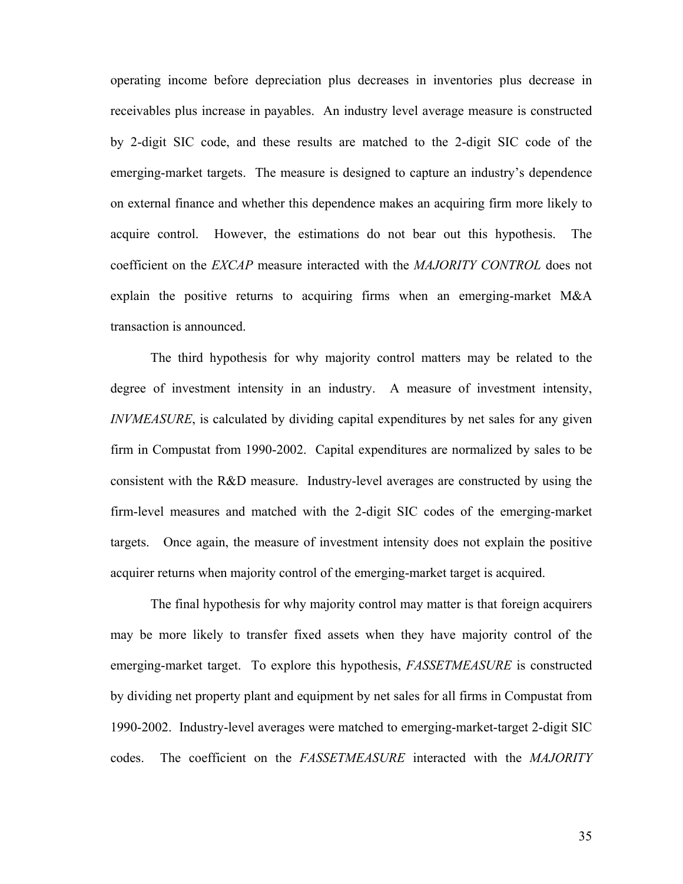operating income before depreciation plus decreases in inventories plus decrease in receivables plus increase in payables. An industry level average measure is constructed by 2-digit SIC code, and these results are matched to the 2-digit SIC code of the emerging-market targets. The measure is designed to capture an industry's dependence on external finance and whether this dependence makes an acquiring firm more likely to acquire control. However, the estimations do not bear out this hypothesis. The coefficient on the *EXCAP* measure interacted with the *MAJORITY CONTROL* does not explain the positive returns to acquiring firms when an emerging-market M&A transaction is announced.

The third hypothesis for why majority control matters may be related to the degree of investment intensity in an industry. A measure of investment intensity, *INVMEASURE*, is calculated by dividing capital expenditures by net sales for any given firm in Compustat from 1990-2002. Capital expenditures are normalized by sales to be consistent with the R&D measure. Industry-level averages are constructed by using the firm-level measures and matched with the 2-digit SIC codes of the emerging-market targets. Once again, the measure of investment intensity does not explain the positive acquirer returns when majority control of the emerging-market target is acquired.

The final hypothesis for why majority control may matter is that foreign acquirers may be more likely to transfer fixed assets when they have majority control of the emerging-market target. To explore this hypothesis, *FASSETMEASURE* is constructed by dividing net property plant and equipment by net sales for all firms in Compustat from 1990-2002. Industry-level averages were matched to emerging-market-target 2-digit SIC codes. The coefficient on the *FASSETMEASURE* interacted with the *MAJORITY*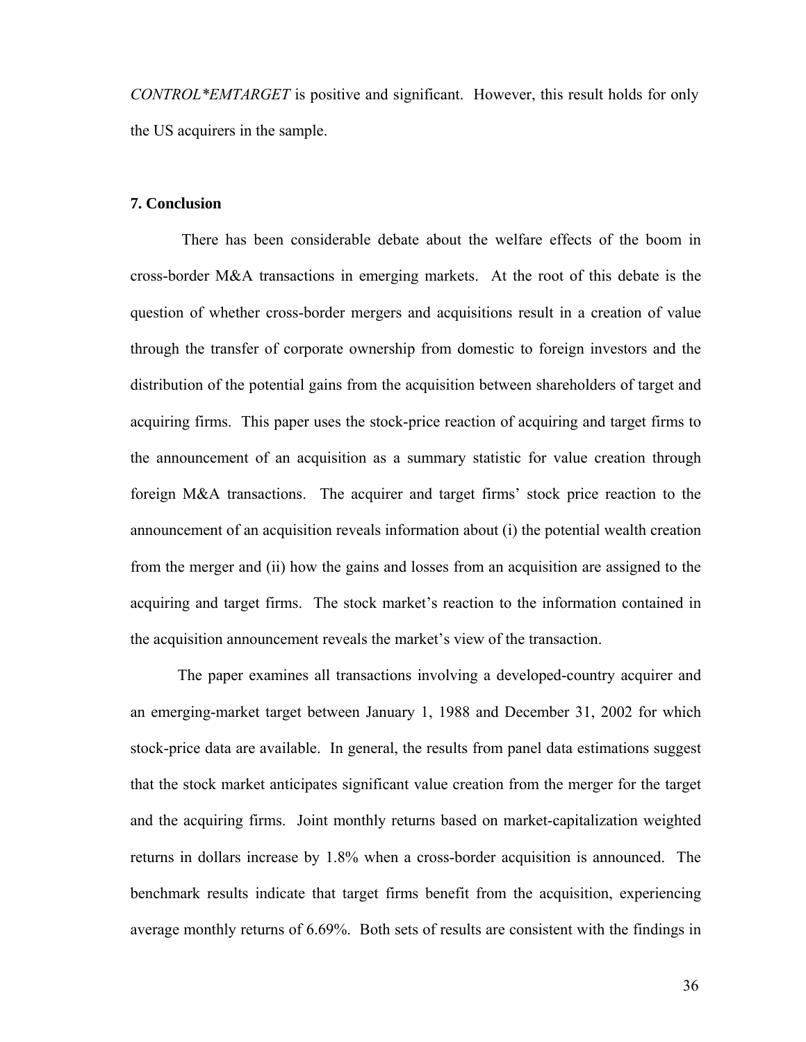*CONTROL*EMTARGET* is positive and significant. However, this result holds for only the US acquirers in the sample.

## 7. Conclusion

There has been considerable debate about the welfare effects of the boom in cross-border M&A transactions in emerging markets. At the root of this debate is the question of whether cross-border mergers and acquisitions result in a creation of value through the transfer of corporate ownership from domestic to foreign investors and the distribution of the potential gains from the acquisition between shareholders of target and acquiring firms. This paper uses the stock-price reaction of acquiring and target firms to the announcement of an acquisition as a summary statistic for value creation through foreign M&A transactions. The acquirer and target firms' stock price reaction to the announcement of an acquisition reveals information about (i) the potential wealth creation from the merger and (ii) how the gains and losses from an acquisition are assigned to the acquiring and target firms. The stock market's reaction to the information contained in the acquisition announcement reveals the market's view of the transaction.

The paper examines all transactions involving a developed-country acquirer and an emerging-market target between January 1, 1988 and December 31, 2002 for which stock-price data are available. In general, the results from panel data estimations suggest that the stock market anticipates significant value creation from the merger for the target and the acquiring firms. Joint monthly returns based on market-capitalization weighted returns in dollars increase by 1.8% when a cross-border acquisition is announced. The benchmark results indicate that target firms benefit from the acquisition, experiencing average monthly returns of 6.69%. Both sets of results are consistent with the findings in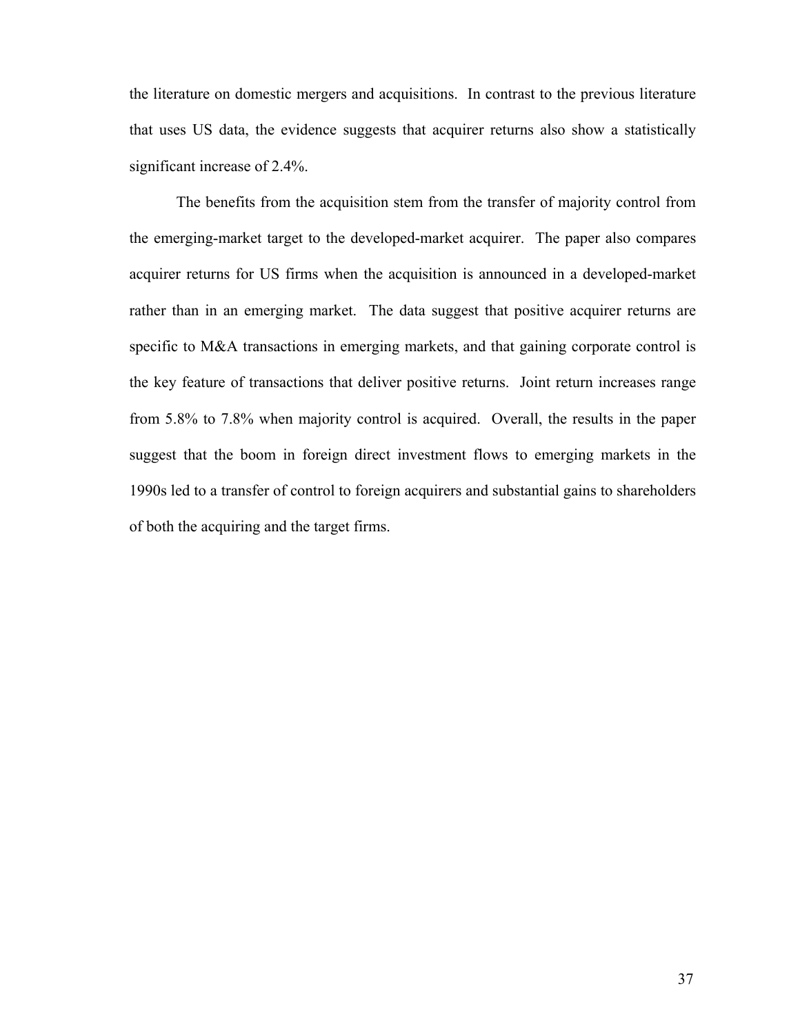the literature on domestic mergers and acquisitions. In contrast to the previous literature that uses US data, the evidence suggests that acquirer returns also show a statistically significant increase of 2.4%.

The benefits from the acquisition stem from the transfer of majority control from the emerging-market target to the developed-market acquirer. The paper also compares acquirer returns for US firms when the acquisition is announced in a developed-market rather than in an emerging market. The data suggest that positive acquirer returns are specific to M&A transactions in emerging markets, and that gaining corporate control is the key feature of transactions that deliver positive returns. Joint return increases range from 5.8% to 7.8% when majority control is acquired. Overall, the results in the paper suggest that the boom in foreign direct investment flows to emerging markets in the 1990s led to a transfer of control to foreign acquirers and substantial gains to shareholders of both the acquiring and the target firms.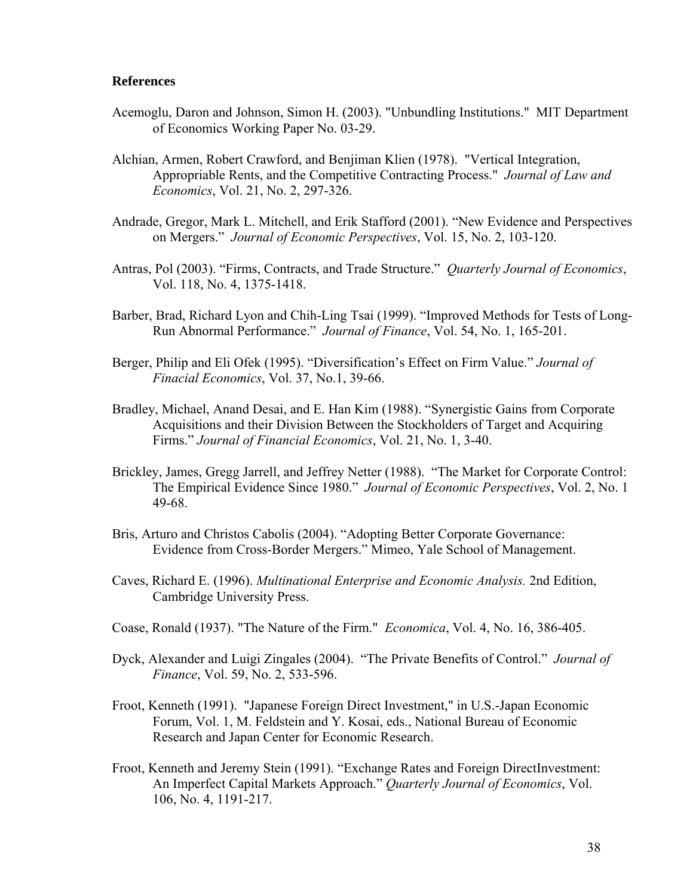**References**

Acemoglu, Daron and Johnson, Simon H. (2003). "Unbundling Institutions." MIT Department of Economics Working Paper No. 03-29.

Alchian, Armen, Robert Crawford, and Benjiman Klien (1978). "Vertical Integration, Appropriable Rents, and the Competitive Contracting Process." *Journal of Law and Economics*, Vol. 21, No. 2, 297-326.

Andrade, Gregor, Mark L. Mitchell, and Erik Stafford (2001). "New Evidence and Perspectives on Mergers." *Journal of Economic Perspectives*, Vol. 15, No. 2, 103-120.

Antras, Pol (2003). "Firms, Contracts, and Trade Structure." *Quarterly Journal of Economics*, Vol. 118, No. 4, 1375-1418.

Barber, Brad, Richard Lyon and Chih-Ling Tsai (1999). "Improved Methods for Tests of Long-Run Abnormal Performance." *Journal of Finance*, Vol. 54, No. 1, 165-201.

Berger, Philip and Eli Ofek (1995). "Diversification's Effect on Firm Value." *Journal of Finacial Economics*, Vol. 37, No.1, 39-66.

Bradley, Michael, Anand Desai, and E. Han Kim (1988). "Synergistic Gains from Corporate Acquisitions and their Division Between the Stockholders of Target and Acquiring Firms." *Journal of Financial Economics*, Vol. 21, No. 1, 3-40.

Brickley, James, Gregg Jarrell, and Jeffrey Netter (1988). "The Market for Corporate Control: The Empirical Evidence Since 1980." *Journal of Economic Perspectives*, Vol. 2, No. 1 49-68.

Bris, Arturo and Christos Cabolis (2004). "Adopting Better Corporate Governance: Evidence from Cross-Border Mergers." Mimeo, Yale School of Management.

Caves, Richard E. (1996). *Multinational Enterprise and Economic Analysis.* 2nd Edition, Cambridge University Press.

Coase, Ronald (1937). "The Nature of the Firm." *Economica*, Vol. 4, No. 16, 386-405.

Dyck, Alexander and Luigi Zingales (2004). "The Private Benefits of Control." *Journal of Finance*, Vol. 59, No. 2, 533-596.

Froot, Kenneth (1991). "Japanese Foreign Direct Investment," in U.S.-Japan Economic Forum, Vol. 1, M. Feldstein and Y. Kosai, eds., National Bureau of Economic Research and Japan Center for Economic Research.

Froot, Kenneth and Jeremy Stein (1991). "Exchange Rates and Foreign DirectInvestment: An Imperfect Capital Markets Approach." *Quarterly Journal of Economics*, Vol. 106, No. 4, 1191-217.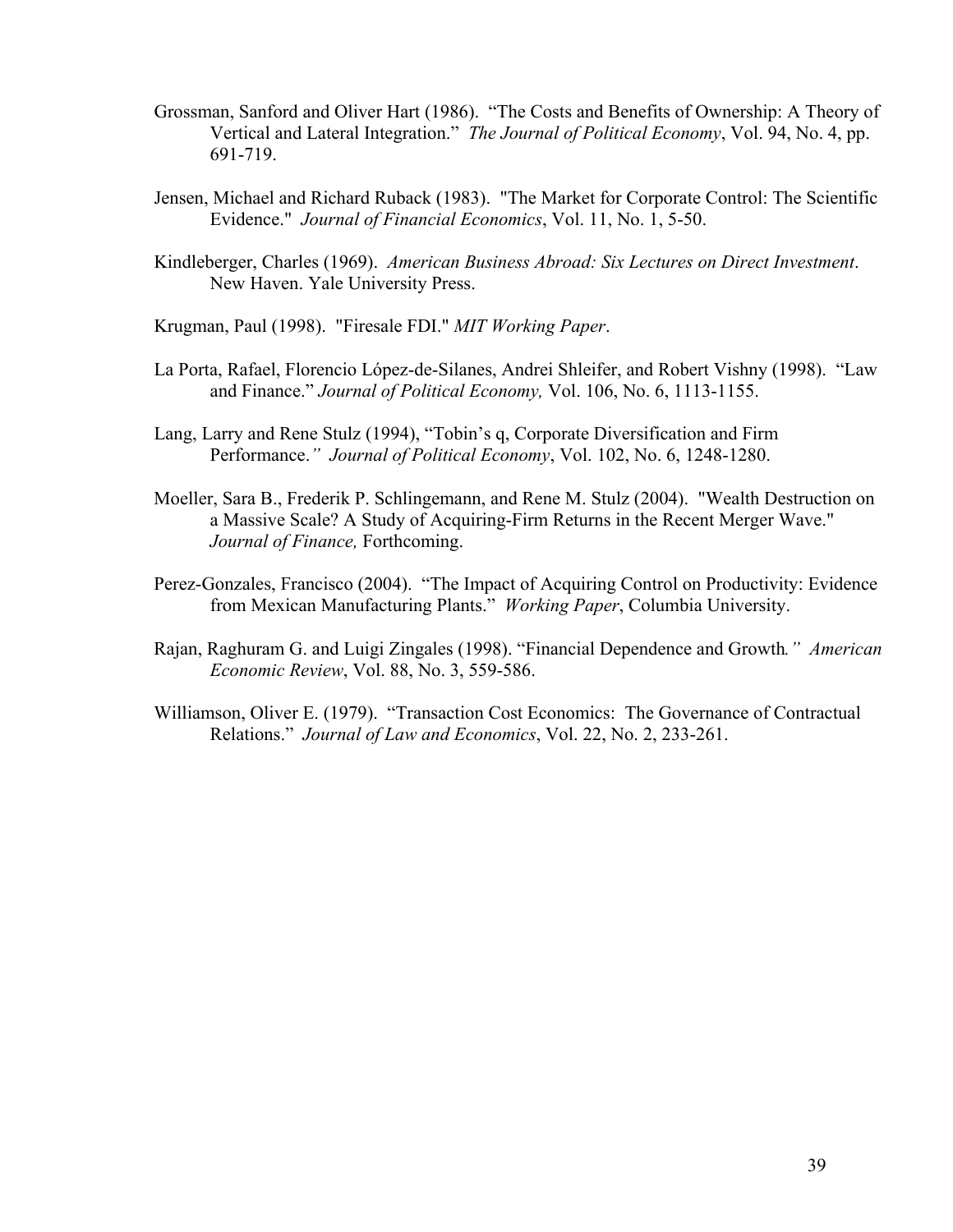Grossman, Sanford and Oliver Hart (1986). "The Costs and Benefits of Ownership: A Theory of Vertical and Lateral Integration." *The Journal of Political Economy*, Vol. 94, No. 4, pp. 691-719.

Jensen, Michael and Richard Ruback (1983). "The Market for Corporate Control: The Scientific Evidence." *Journal of Financial Economics*, Vol. 11, No. 1, 5-50.

Kindleberger, Charles (1969). *American Business Abroad: Six Lectures on Direct Investment*. New Haven. Yale University Press.

Krugman, Paul (1998). "Firesale FDI." *MIT Working Paper*.

La Porta, Rafael, Florencio López-de-Silanes, Andrei Shleifer, and Robert Vishny (1998). "Law and Finance." *Journal of Political Economy,* Vol. 106, No. 6, 1113-1155.

Lang, Larry and Rene Stulz (1994), "Tobin's q, Corporate Diversification and Firm Performance." *Journal of Political Economy*, Vol. 102, No. 6, 1248-1280.

Moeller, Sara B., Frederik P. Schlingemann, and Rene M. Stulz (2004). "Wealth Destruction on a Massive Scale? A Study of Acquiring-Firm Returns in the Recent Merger Wave." *Journal of Finance,* Forthcoming.

Perez-Gonzales, Francisco (2004). "The Impact of Acquiring Control on Productivity: Evidence from Mexican Manufacturing Plants." *Working Paper*, Columbia University.

Rajan, Raghuram G. and Luigi Zingales (1998). "Financial Dependence and Growth." *American Economic Review*, Vol. 88, No. 3, 559-586.

Williamson, Oliver E. (1979). "Transaction Cost Economics: The Governance of Contractual Relations." *Journal of Law and Economics*, Vol. 22, No. 2, 233-261.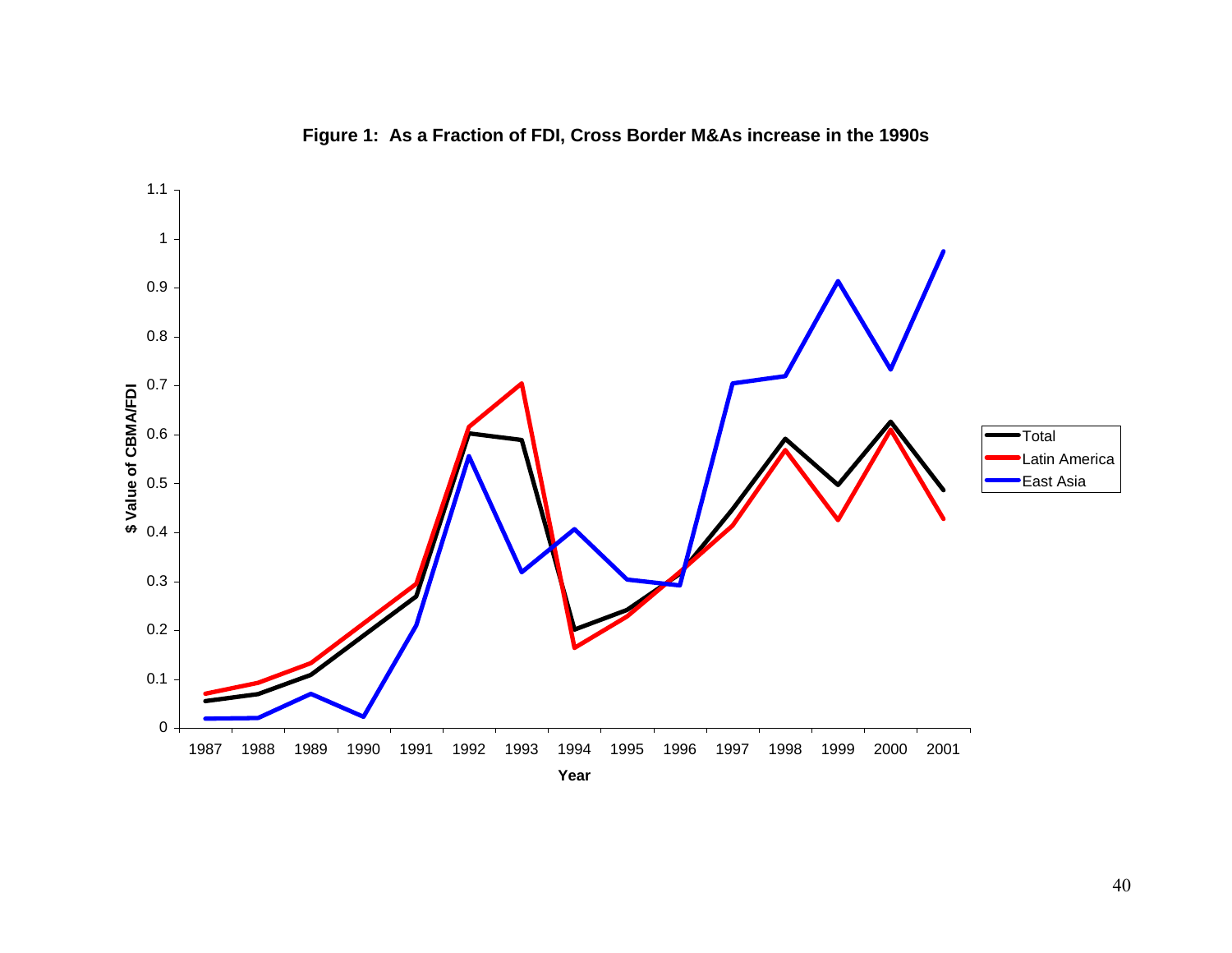**Figure 1: As a Fraction of FDI, Cross Border M&As increase in the 1990s**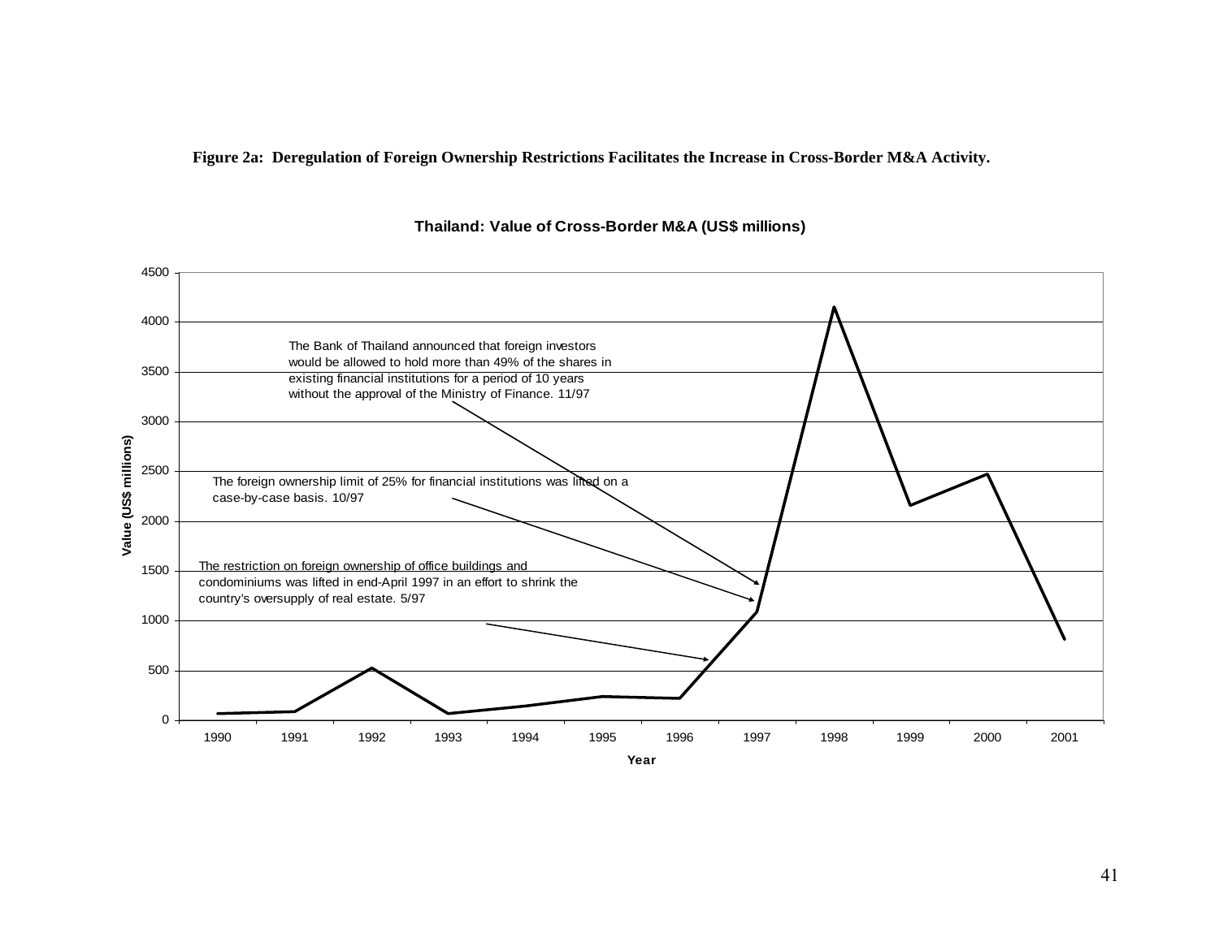**Figure 2a: Deregulation of Foreign Ownership Restrictions Facilitates the Increase in Cross-Border M&A Activity.**

**Thailand: Value of Cross-Border M&A (US$ millions)**

The Bank of Thailand announced that foreign investors would be allowed to hold more than 49% of the shares in existing financial institutions for a period of 10 years without the approval of the Ministry of Finance. 11/97

The foreign ownership limit of 25% for financial institutions was lifted on a case-by-case basis. 10/97

The restriction on foreign ownership of office buildings and condominiums was lifted in end-April 1997 in an effort to shrink the country's oversupply of real estate. 5/97

Value (US$ millions)

Year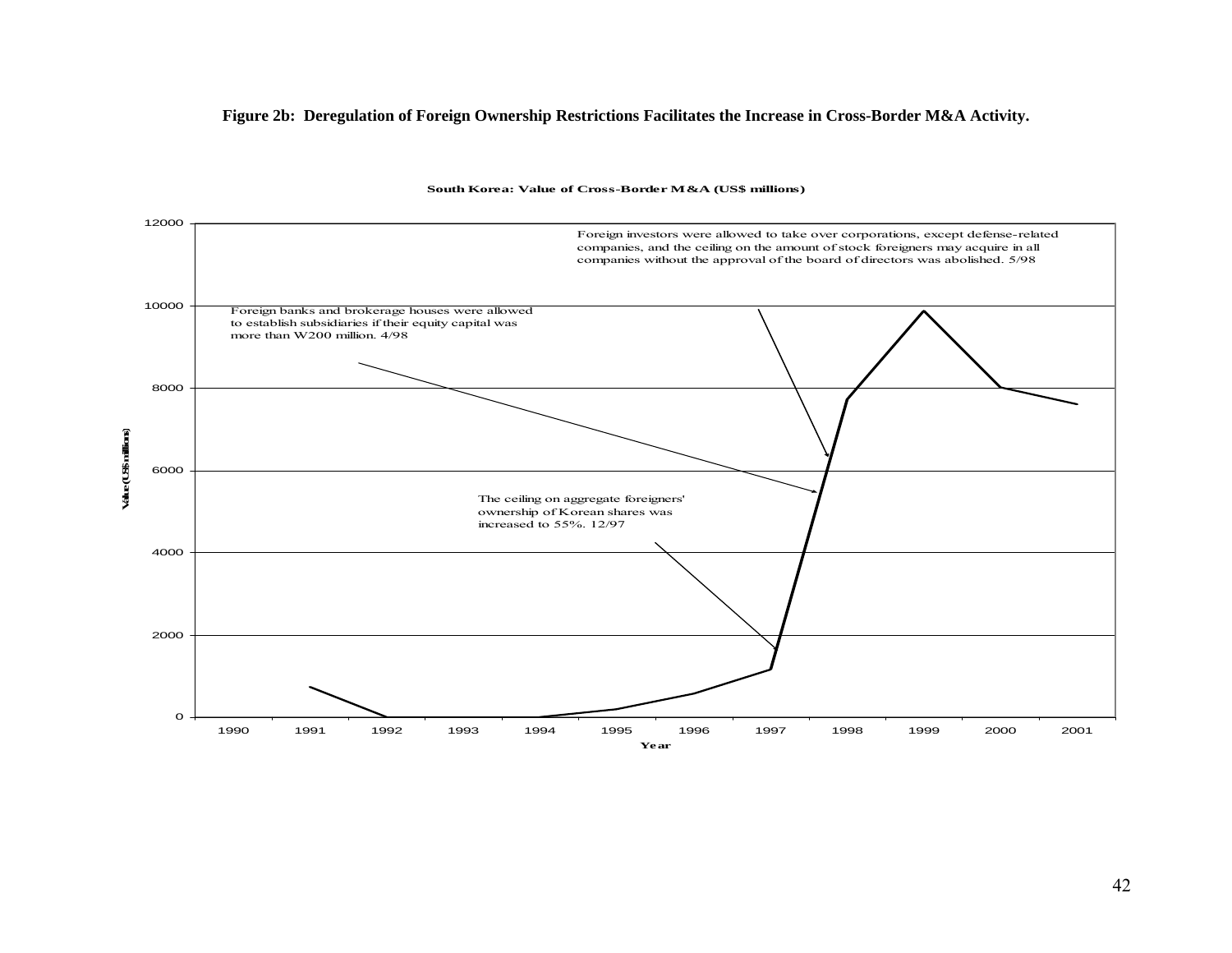**Figure 2b: Deregulation of Foreign Ownership Restrictions Facilitates the Increase in Cross-Border M&A Activity.**

**South Korea: Value of Cross-Border M&A (US$ millions)**

Foreign investors were allowed to take over corporations, except defense-related companies, and the ceiling on the amount of stock foreigners may acquire in all companies without the approval of the board of directors was abolished. 5/98

Foreign banks and brokerage houses were allowed to establish subsidiaries if their equity capital was more than W200 million. 4/98

The ceiling on aggregate foreigners' ownership of Korean shares was increased to 55%. 12/97

Value (US$ millions)

Year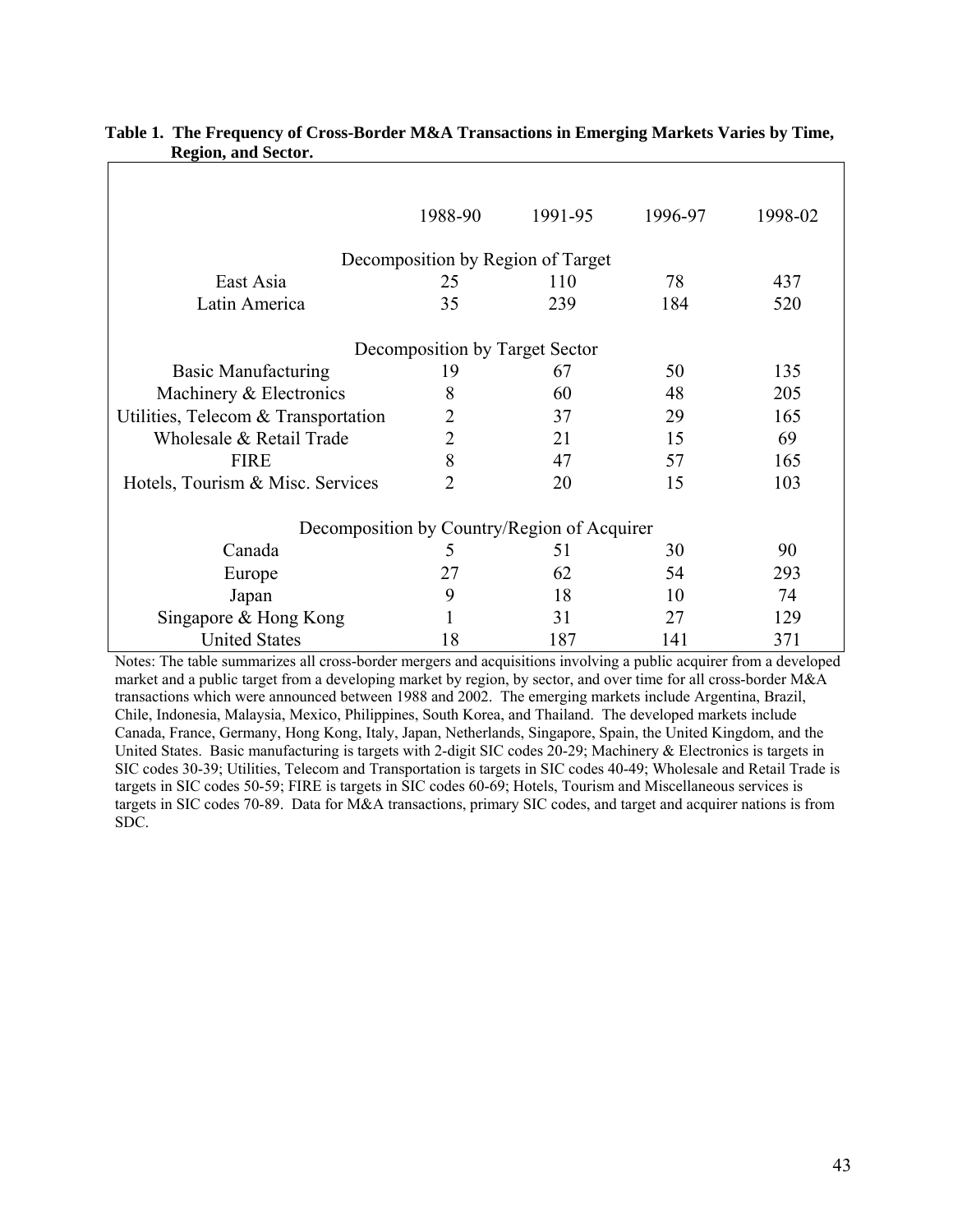**Table 1. The Frequency of Cross-Border M&A Transactions in Emerging Markets Varies by Time, Region, and Sector.**

| | 1988-90 | 1991-95 | 1996-97 | 1998-02 |
|---|---|---|---|---|
| Decomposition by Region of Target | | | | |
| East Asia | 25 | 110 | 78 | 437 |
| Latin America | 35 | 239 | 184 | 520 |
| Decomposition by Target Sector | | | | |
| Basic Manufacturing | 19 | 67 | 50 | 135 |
| Machinery & Electronics | 8 | 60 | 48 | 205 |
| Utilities, Telecom & Transportation | 2 | 37 | 29 | 165 |
| Wholesale & Retail Trade | 2 | 21 | 15 | 69 |
| FIRE | 8 | 47 | 57 | 165 |
| Hotels, Tourism & Misc. Services | 2 | 20 | 15 | 103 |
| Decomposition by Country/Region of Acquirer | | | | |
| Canada | 5 | 51 | 30 | 90 |
| Europe | 27 | 62 | 54 | 293 |
| Japan | 9 | 18 | 10 | 74 |
| Singapore & Hong Kong | 1 | 31 | 27 | 129 |
| United States | 18 | 187 | 141 | 371 |

Notes: The table summarizes all cross-border mergers and acquisitions involving a public acquirer from a developed market and a public target from a developing market by region, by sector, and over time for all cross-border M&A transactions which were announced between 1988 and 2002. The emerging markets include Argentina, Brazil, Chile, Indonesia, Malaysia, Mexico, Philippines, South Korea, and Thailand. The developed markets include Canada, France, Germany, Hong Kong, Italy, Japan, Netherlands, Singapore, Spain, the United Kingdom, and the United States. Basic manufacturing is targets with 2-digit SIC codes 20-29; Machinery & Electronics is targets in SIC codes 30-39; Utilities, Telecom and Transportation is targets in SIC codes 40-49; Wholesale and Retail Trade is targets in SIC codes 50-59; FIRE is targets in SIC codes 60-69; Hotels, Tourism and Miscellaneous services is targets in SIC codes 70-89. Data for M&A transactions, primary SIC codes, and target and acquirer nations is from SDC.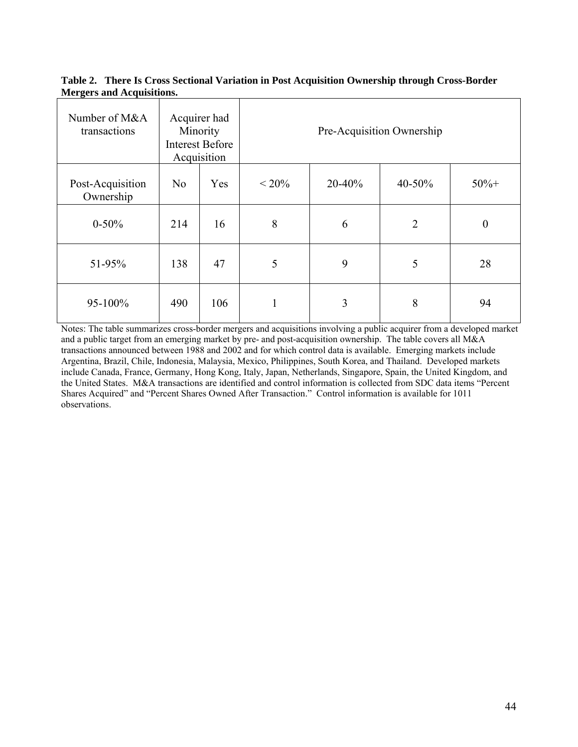**Table 2. There Is Cross Sectional Variation in Post Acquisition Ownership through Cross-Border Mergers and Acquisitions.**

| Number of M&A transactions | Acquirer had Minority Interest Before Acquisition | | Pre-Acquisition Ownership | | | |
|---|---|---|---|---|---|---|
| Post-Acquisition Ownership | No | Yes | < 20% | 20-40% | 40-50% | 50%+ |
| 0-50% | 214 | 16 | 8 | 6 | 2 | 0 |
| 51-95% | 138 | 47 | 5 | 9 | 5 | 28 |
| 95-100% | 490 | 106 | 1 | 3 | 8 | 94 |

Notes: The table summarizes cross-border mergers and acquisitions involving a public acquirer from a developed market and a public target from an emerging market by pre- and post-acquisition ownership. The table covers all M&A transactions announced between 1988 and 2002 and for which control data is available. Emerging markets include Argentina, Brazil, Chile, Indonesia, Malaysia, Mexico, Philippines, South Korea, and Thailand. Developed markets include Canada, France, Germany, Hong Kong, Italy, Japan, Netherlands, Singapore, Spain, the United Kingdom, and the United States. M&A transactions are identified and control information is collected from SDC data items "Percent Shares Acquired" and "Percent Shares Owned After Transaction." Control information is available for 1011 observations.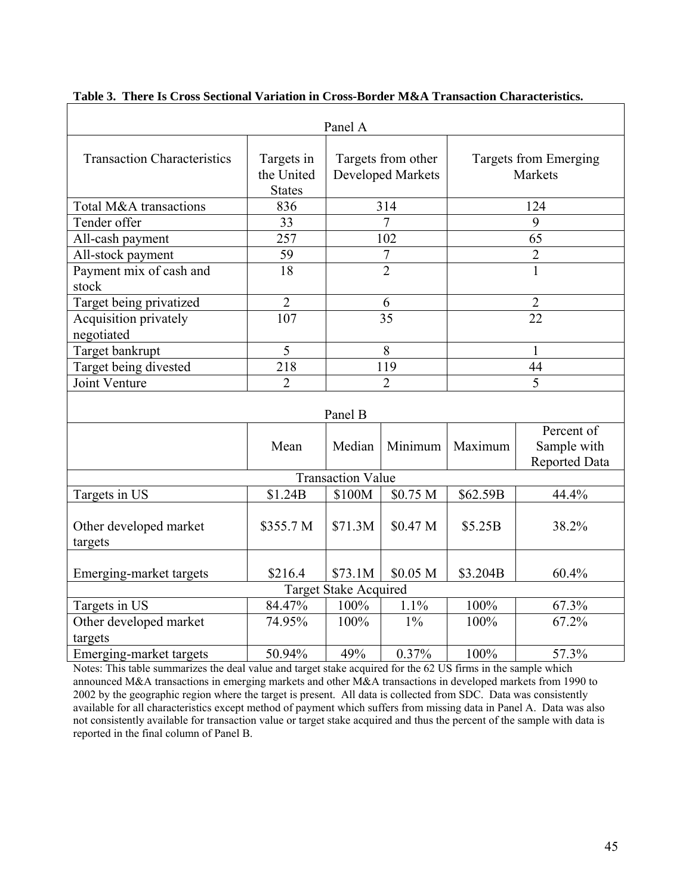**Table 3. There Is Cross Sectional Variation in Cross-Border M&A Transaction Characteristics.**

Panel A

| Transaction Characteristics | Targets in the United States | Targets from other Developed Markets | Targets from Emerging Markets |
|---|---|---|---|
| Total M&A transactions | 836 | 314 | 124 |
| Tender offer | 33 | 7 | 9 |
| All-cash payment | 257 | 102 | 65 |
| All-stock payment | 59 | 7 | 2 |
| Payment mix of cash and stock | 18 | 2 | 1 |
| Target being privatized | 2 | 6 | 2 |
| Acquisition privately negotiated | 107 | 35 | 22 |
| Target bankrupt | 5 | 8 | 1 |
| Target being divested | 218 | 119 | 44 |
| Joint Venture | 2 | 2 | 5 |

Panel B

| | Mean | Median | Minimum | Maximum | Percent of Sample with Reported Data |
|---|---|---|---|---|---|
| **Transaction Value** | | | | | |
| Targets in US | \$1.24B | \$100M | \$0.75 M | \$62.59B | 44.4% |
| Other developed market targets | \$355.7 M | \$71.3M | \$0.47 M | \$5.25B | 38.2% |
| Emerging-market targets | \$216.4 | \$73.1M | \$0.05 M | \$3.204B | 60.4% |
| **Target Stake Acquired** | | | | | |
| Targets in US | 84.47% | 100% | 1.1% | 100% | 67.3% |
| Other developed market targets | 74.95% | 100% | 1% | 100% | 67.2% |
| Emerging-market targets | 50.94% | 49% | 0.37% | 100% | 57.3% |

Notes: This table summarizes the deal value and target stake acquired for the 62 US firms in the sample which announced M&A transactions in emerging markets and other M&A transactions in developed markets from 1990 to 2002 by the geographic region where the target is present. All data is collected from SDC. Data was consistently available for all characteristics except method of payment which suffers from missing data in Panel A. Data was also not consistently available for transaction value or target stake acquired and thus the percent of the sample with data is reported in the final column of Panel B.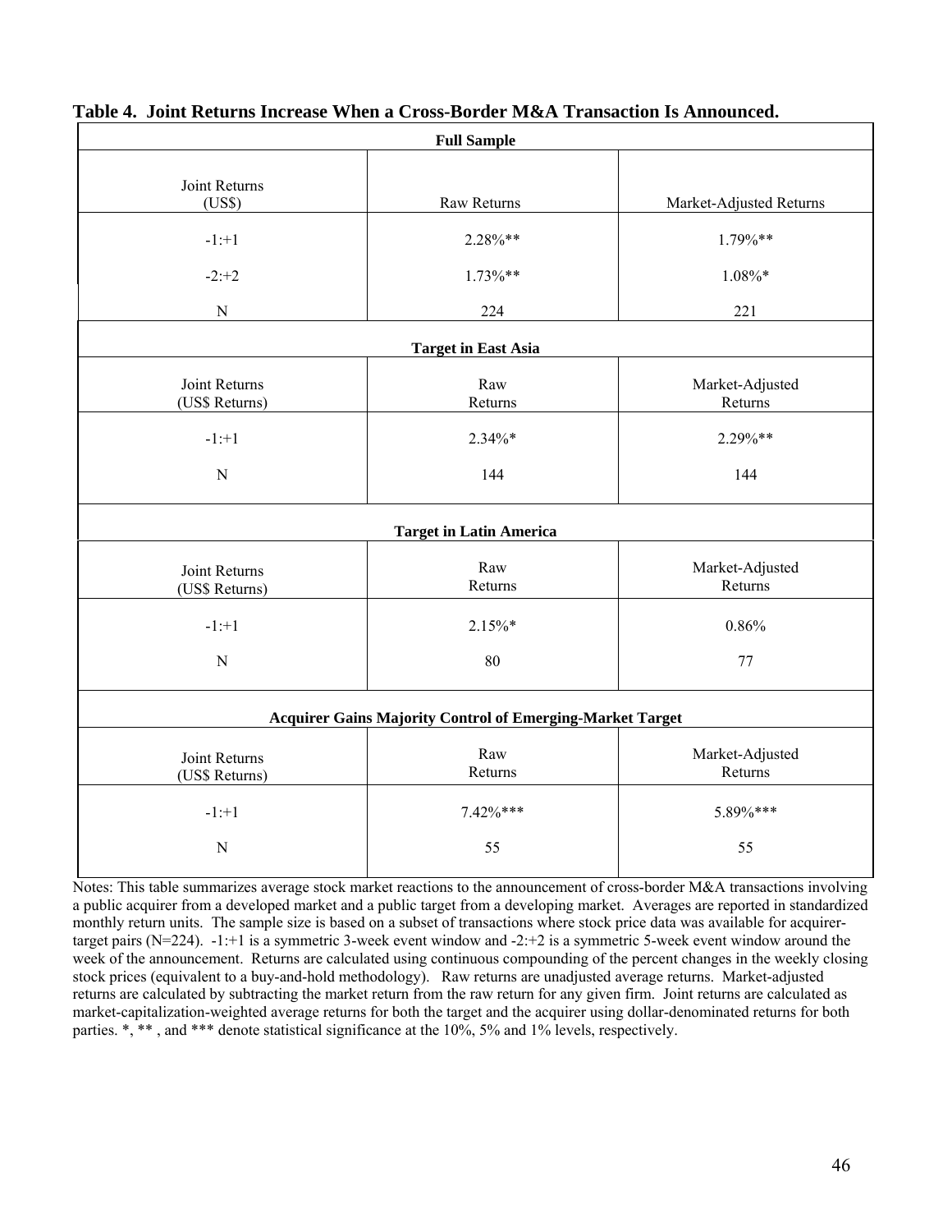**Table 4. Joint Returns Increase When a Cross-Border M&A Transaction Is Announced.**

| **Full Sample** | | |
|---|---|---|
| Joint Returns (US$) | Raw Returns | Market-Adjusted Returns |
| -1:+1 | 2.28%** | 1.79%** |
| -2:+2 | 1.73%** | 1.08%* |
| N | 224 | 221 |
| **Target in East Asia** | | |
| Joint Returns (US$ Returns) | Raw Returns | Market-Adjusted Returns |
| -1:+1 | 2.34%* | 2.29%** |
| N | 144 | 144 |
| **Target in Latin America** | | |
| Joint Returns (US$ Returns) | Raw Returns | Market-Adjusted Returns |
| -1:+1 | 2.15%* | 0.86% |
| N | 80 | 77 |
| **Acquirer Gains Majority Control of Emerging-Market Target** | | |
| Joint Returns (US$ Returns) | Raw Returns | Market-Adjusted Returns |
| -1:+1 | 7.42%*** | 5.89%*** |
| N | 55 | 55 |

Notes: This table summarizes average stock market reactions to the announcement of cross-border M&A transactions involving a public acquirer from a developed market and a public target from a developing market. Averages are reported in standardized monthly return units. The sample size is based on a subset of transactions where stock price data was available for acquirer-target pairs (N=224). -1:+1 is a symmetric 3-week event window and -2:+2 is a symmetric 5-week event window around the week of the announcement. Returns are calculated using continuous compounding of the percent changes in the weekly closing stock prices (equivalent to a buy-and-hold methodology). Raw returns are unadjusted average returns. Market-adjusted returns are calculated by subtracting the market return from the raw return for any given firm. Joint returns are calculated as market-capitalization-weighted average returns for both the target and the acquirer using dollar-denominated returns for both parties. *, ** , and *** denote statistical significance at the 10%, 5% and 1% levels, respectively.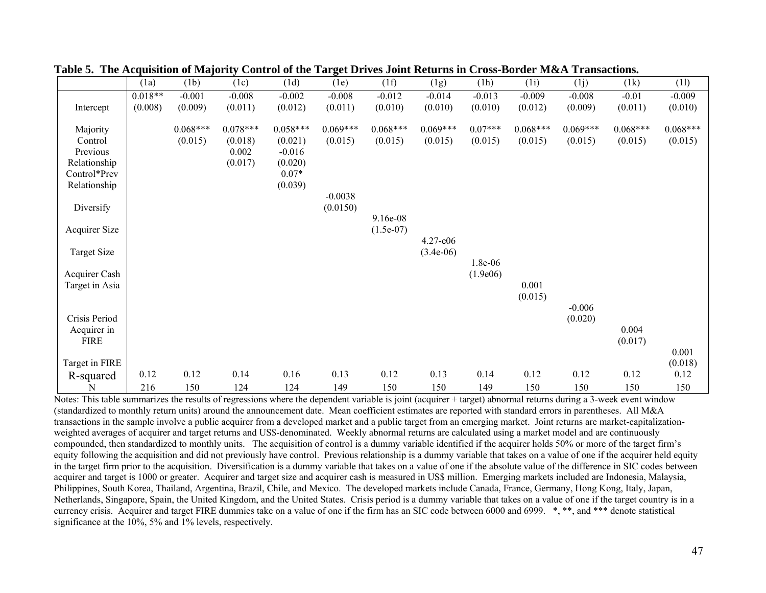**Table 5. The Acquisition of Majority Control of the Target Drives Joint Returns in Cross-Border M&A Transactions.**

| | (1a) | (1b) | (1c) | (1d) | (1e) | (1f) | (1g) | (1h) | (1i) | (1j) | (1k) | (1l) |
|---|---|---|---|---|---|---|---|---|---|---|---|---|
| Intercept | 0.018** | -0.001 | -0.008 | -0.002 | -0.008 | -0.012 | -0.014 | -0.013 | -0.009 | -0.008 | -0.01 | -0.009 |
| | (0.008) | (0.009) | (0.011) | (0.012) | (0.011) | (0.010) | (0.010) | (0.010) | (0.012) | (0.009) | (0.011) | (0.010) |
| Majority Control | | 0.068*** | 0.078*** | 0.058*** | 0.069*** | 0.068*** | 0.069*** | 0.07*** | 0.068*** | 0.069*** | 0.068*** | 0.068*** |
| | | (0.015) | (0.018) | (0.021) | (0.015) | (0.015) | (0.015) | (0.015) | (0.015) | (0.015) | (0.015) | (0.015) |
| Previous Relationship | | | 0.002 | -0.016 | | | | | | | | |
| | | | (0.017) | (0.020) | | | | | | | | |
| Control*Prev Relationship | | | | 0.07* | | | | | | | | |
| | | | | (0.039) | | | | | | | | |
| Diversify | | | | | -0.0038 | | | | | | | |
| | | | | | (0.0150) | | | | | | | |
| Acquirer Size | | | | | | 9.16e-08 | | | | | | |
| | | | | | | (1.5e-07) | | | | | | |
| Target Size | | | | | | | 4.27-e06 | | | | | |
| | | | | | | | (3.4e-06) | | | | | |
| Acquirer Cash | | | | | | | | 1.8e-06 | | | | |
| | | | | | | | | (1.9e06) | | | | |
| Target in Asia | | | | | | | | | 0.001 | | | |
| | | | | | | | | | (0.015) | | | |
| Crisis Period | | | | | | | | | | -0.006 | | |
| | | | | | | | | | | (0.020) | | |
| Acquirer in FIRE | | | | | | | | | | | 0.004 | |
| | | | | | | | | | | | (0.017) | |
| Target in FIRE | | | | | | | | | | | | 0.001 |
| | | | | | | | | | | | | (0.018) |
| R-squared | 0.12 | 0.12 | 0.14 | 0.16 | 0.13 | 0.12 | 0.13 | 0.14 | 0.12 | 0.12 | 0.12 | 0.12 |
| N | 216 | 150 | 124 | 124 | 149 | 150 | 150 | 149 | 150 | 150 | 150 | 150 |

Notes: This table summarizes the results of regressions where the dependent variable is joint (acquirer + target) abnormal returns during a 3-week event window (standardized to monthly return units) around the announcement date. Mean coefficient estimates are reported with standard errors in parentheses. All M&A transactions in the sample involve a public acquirer from a developed market and a public target from an emerging market. Joint returns are market-capitalization-weighted averages of acquirer and target returns and US$-denominated. Weekly abnormal returns are calculated using a market model and are continuously compounded, then standardized to monthly units. The acquisition of control is a dummy variable identified if the acquirer holds 50% or more of the target firm's equity following the acquisition and did not previously have control. Previous relationship is a dummy variable that takes on a value of one if the acquirer held equity in the target firm prior to the acquisition. Diversification is a dummy variable that takes on a value of one if the absolute value of the difference in SIC codes between acquirer and target is 1000 or greater. Acquirer and target size and acquirer cash is measured in US$ million. Emerging markets included are Indonesia, Malaysia, Philippines, South Korea, Thailand, Argentina, Brazil, Chile, and Mexico. The developed markets include Canada, France, Germany, Hong Kong, Italy, Japan, Netherlands, Singapore, Spain, the United Kingdom, and the United States. Crisis period is a dummy variable that takes on a value of one if the target country is in a currency crisis. Acquirer and target FIRE dummies take on a value of one if the firm has an SIC code between 6000 and 6999. *, **, and *** denote statistical significance at the 10%, 5% and 1% levels, respectively.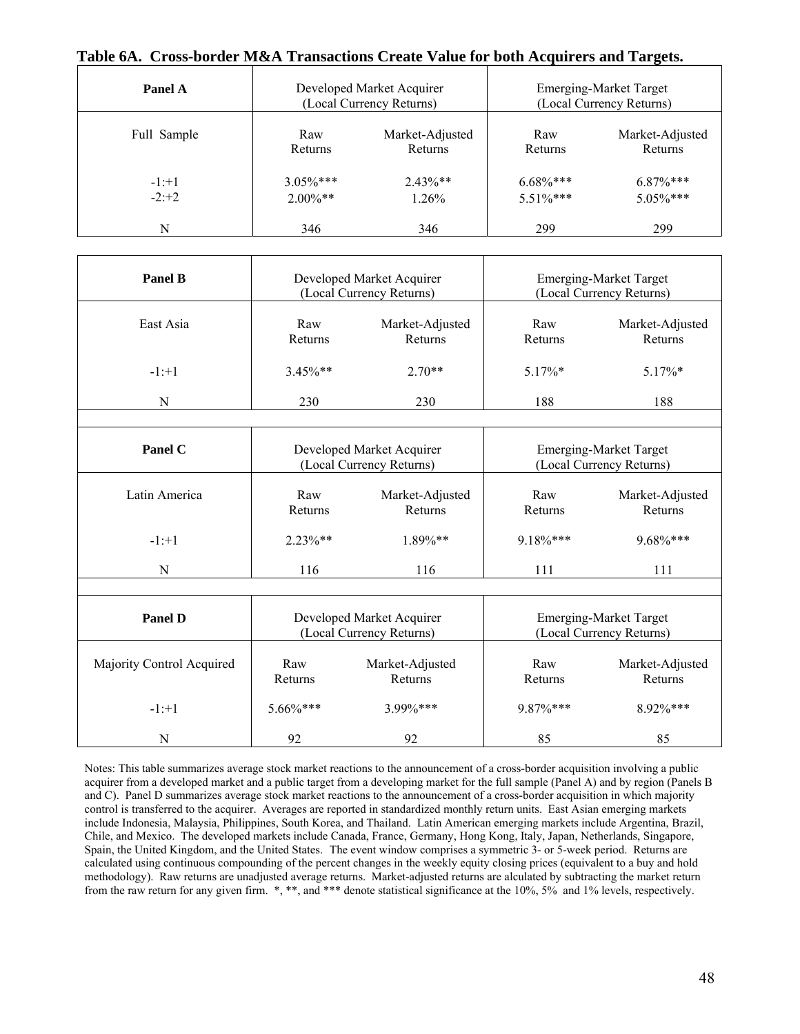**Table 6A. Cross-border M&A Transactions Create Value for both Acquirers and Targets.**

| Panel A | Developed Market Acquirer (Local Currency Returns) | | Emerging-Market Target (Local Currency Returns) | |
|---|---|---|---|---|
| Full Sample | Raw Returns | Market-Adjusted Returns | Raw Returns | Market-Adjusted Returns |
| -1:+1 | 3.05%*** | 2.43%** | 6.68%*** | 6.87%*** |
| -2:+2 | 2.00%** | 1.26% | 5.51%*** | 5.05%*** |
| N | 346 | 346 | 299 | 299 |

| Panel B | Developed Market Acquirer (Local Currency Returns) | | Emerging-Market Target (Local Currency Returns) | |
|---|---|---|---|---|
| East Asia | Raw Returns | Market-Adjusted Returns | Raw Returns | Market-Adjusted Returns |
| -1:+1 | 3.45%** | 2.70** | 5.17%* | 5.17%* |
| N | 230 | 230 | 188 | 188 |

| Panel C | Developed Market Acquirer (Local Currency Returns) | | Emerging-Market Target (Local Currency Returns) | |
|---|---|---|---|---|
| Latin America | Raw Returns | Market-Adjusted Returns | Raw Returns | Market-Adjusted Returns |
| -1:+1 | 2.23%** | 1.89%** | 9.18%*** | 9.68%*** |
| N | 116 | 116 | 111 | 111 |

| Panel D | Developed Market Acquirer (Local Currency Returns) | | Emerging-Market Target (Local Currency Returns) | |
|---|---|---|---|---|
| Majority Control Acquired | Raw Returns | Market-Adjusted Returns | Raw Returns | Market-Adjusted Returns |
| -1:+1 | 5.66%*** | 3.99%*** | 9.87%*** | 8.92%*** |
| N | 92 | 92 | 85 | 85 |

Notes: This table summarizes average stock market reactions to the announcement of a cross-border acquisition involving a public acquirer from a developed market and a public target from a developing market for the full sample (Panel A) and by region (Panels B and C). Panel D summarizes average stock market reactions to the announcement of a cross-border acquisition in which majority control is transferred to the acquirer. Averages are reported in standardized monthly return units. East Asian emerging markets include Indonesia, Malaysia, Philippines, South Korea, and Thailand. Latin American emerging markets include Argentina, Brazil, Chile, and Mexico. The developed markets include Canada, France, Germany, Hong Kong, Italy, Japan, Netherlands, Singapore, Spain, the United Kingdom, and the United States. The event window comprises a symmetric 3- or 5-week period. Returns are calculated using continuous compounding of the percent changes in the weekly equity closing prices (equivalent to a buy and hold methodology). Raw returns are unadjusted average returns. Market-adjusted returns are alculated by subtracting the market return from the raw return for any given firm. *, **, and *** denote statistical significance at the 10%, 5% and 1% levels, respectively.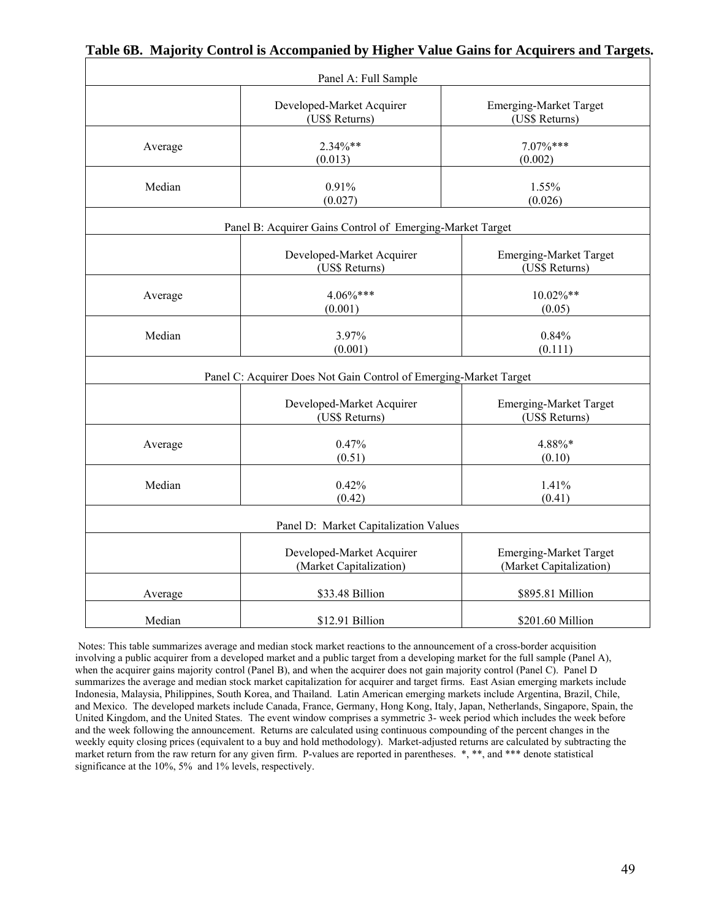**Table 6B. Majority Control is Accompanied by Higher Value Gains for Acquirers and Targets.**

| Panel A: Full Sample | | |
|---|---|---|
| | Developed-Market Acquirer (US$ Returns) | Emerging-Market Target (US$ Returns) |
| Average | 2.34%** (0.013) | 7.07%*** (0.002) |
| Median | 0.91% (0.027) | 1.55% (0.026) |
| **Panel B: Acquirer Gains Control of Emerging-Market Target** | | |
| | Developed-Market Acquirer (US$ Returns) | Emerging-Market Target (US$ Returns) |
| Average | 4.06%*** (0.001) | 10.02%** (0.05) |
| Median | 3.97% (0.001) | 0.84% (0.111) |
| **Panel C: Acquirer Does Not Gain Control of Emerging-Market Target** | | |
| | Developed-Market Acquirer (US$ Returns) | Emerging-Market Target (US$ Returns) |
| Average | 0.47% (0.51) | 4.88%* (0.10) |
| Median | 0.42% (0.42) | 1.41% (0.41) |
| **Panel D: Market Capitalization Values** | | |
| | Developed-Market Acquirer (Market Capitalization) | Emerging-Market Target (Market Capitalization) |
| Average | $33.48 Billion | $895.81 Million |
| Median | $12.91 Billion | $201.60 Million |

Notes: This table summarizes average and median stock market reactions to the announcement of a cross-border acquisition involving a public acquirer from a developed market and a public target from a developing market for the full sample (Panel A), when the acquirer gains majority control (Panel B), and when the acquirer does not gain majority control (Panel C). Panel D summarizes the average and median stock market capitalization for acquirer and target firms. East Asian emerging markets include Indonesia, Malaysia, Philippines, South Korea, and Thailand. Latin American emerging markets include Argentina, Brazil, Chile, and Mexico. The developed markets include Canada, France, Germany, Hong Kong, Italy, Japan, Netherlands, Singapore, Spain, the United Kingdom, and the United States. The event window comprises a symmetric 3- week period which includes the week before and the week following the announcement. Returns are calculated using continuous compounding of the percent changes in the weekly equity closing prices (equivalent to a buy and hold methodology). Market-adjusted returns are calculated by subtracting the market return from the raw return for any given firm. P-values are reported in parentheses. *, **, and *** denote statistical significance at the 10%, 5% and 1% levels, respectively.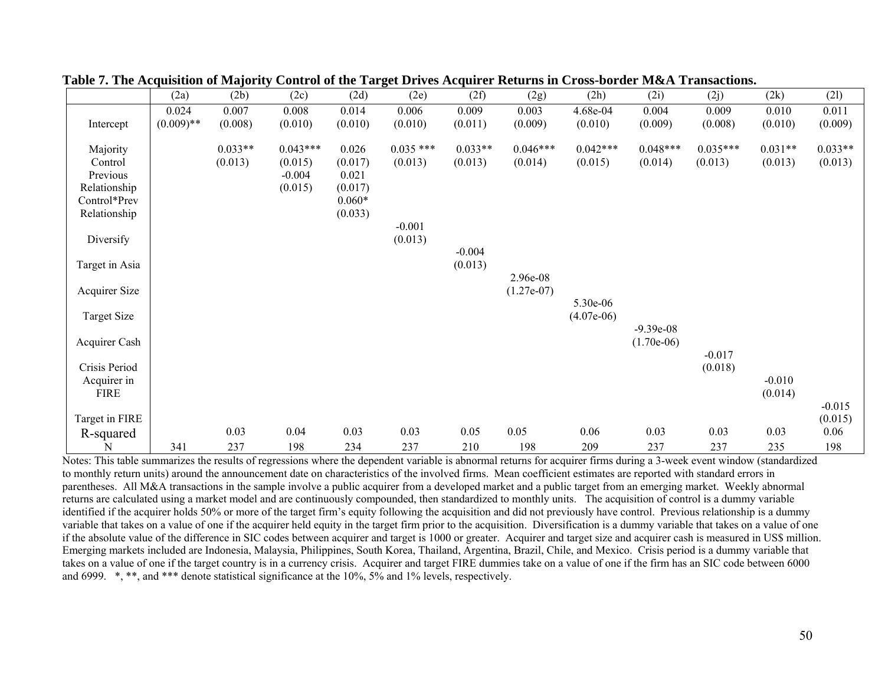**Table 7. The Acquisition of Majority Control of the Target Drives Acquirer Returns in Cross-border M&A Transactions.**

| | (2a) | (2b) | (2c) | (2d) | (2e) | (2f) | (2g) | (2h) | (2i) | (2j) | (2k) | (2l) |
|---|---|---|---|---|---|---|---|---|---|---|---|---|
| Intercept | 0.024 (0.009)** | 0.007 (0.008) | 0.008 (0.010) | 0.014 (0.010) | 0.006 (0.010) | 0.009 (0.011) | 0.003 (0.009) | 4.68e-04 (0.010) | 0.004 (0.009) | 0.009 (0.008) | 0.010 (0.010) | 0.011 (0.009) |
| Majority Control | | 0.033** (0.013) | 0.043*** (0.015) | 0.026 (0.017) | 0.035 *** (0.013) | 0.033** (0.013) | 0.046*** (0.014) | 0.042*** (0.015) | 0.048*** (0.014) | 0.035*** (0.013) | 0.031** (0.013) | 0.033** (0.013) |
| Previous Relationship | | | -0.004 (0.015) | 0.021 (0.017) | | | | | | | | |
| Control*Prev Relationship | | | | 0.060* (0.033) | | | | | | | | |
| Diversify | | | | | -0.001 (0.013) | | | | | | | |
| Target in Asia | | | | | | -0.004 (0.013) | | | | | | |
| Acquirer Size | | | | | | | 2.96e-08 (1.27e-07) | | | | | |
| Target Size | | | | | | | | 5.30e-06 (4.07e-06) | | | | |
| Acquirer Cash | | | | | | | | | -9.39e-08 (1.70e-06) | | | |
| Crisis Period | | | | | | | | | | -0.017 (0.018) | | |
| Acquirer in FIRE | | | | | | | | | | | -0.010 (0.014) | |
| Target in FIRE | | | | | | | | | | | | -0.015 (0.015) |
| R-squared | | 0.03 | 0.04 | 0.03 | 0.03 | 0.05 | 0.05 | 0.06 | 0.03 | 0.03 | 0.03 | 0.06 |
| N | 341 | 237 | 198 | 234 | 237 | 210 | 198 | 209 | 237 | 237 | 235 | 198 |

Notes: This table summarizes the results of regressions where the dependent variable is abnormal returns for acquirer firms during a 3-week event window (standardized to monthly return units) around the announcement date on characteristics of the involved firms. Mean coefficient estimates are reported with standard errors in parentheses. All M&A transactions in the sample involve a public acquirer from a developed market and a public target from an emerging market. Weekly abnormal returns are calculated using a market model and are continuously compounded, then standardized to monthly units. The acquisition of control is a dummy variable identified if the acquirer holds 50% or more of the target firm's equity following the acquisition and did not previously have control. Previous relationship is a dummy variable that takes on a value of one if the acquirer held equity in the target firm prior to the acquisition. Diversification is a dummy variable that takes on a value of one if the absolute value of the difference in SIC codes between acquirer and target is 1000 or greater. Acquirer and target size and acquirer cash is measured in US$ million. Emerging markets included are Indonesia, Malaysia, Philippines, South Korea, Thailand, Argentina, Brazil, Chile, and Mexico. Crisis period is a dummy variable that takes on a value of one if the target country is in a currency crisis. Acquirer and target FIRE dummies take on a value of one if the firm has an SIC code between 6000 and 6999. *, **, and *** denote statistical significance at the 10%, 5% and 1% levels, respectively.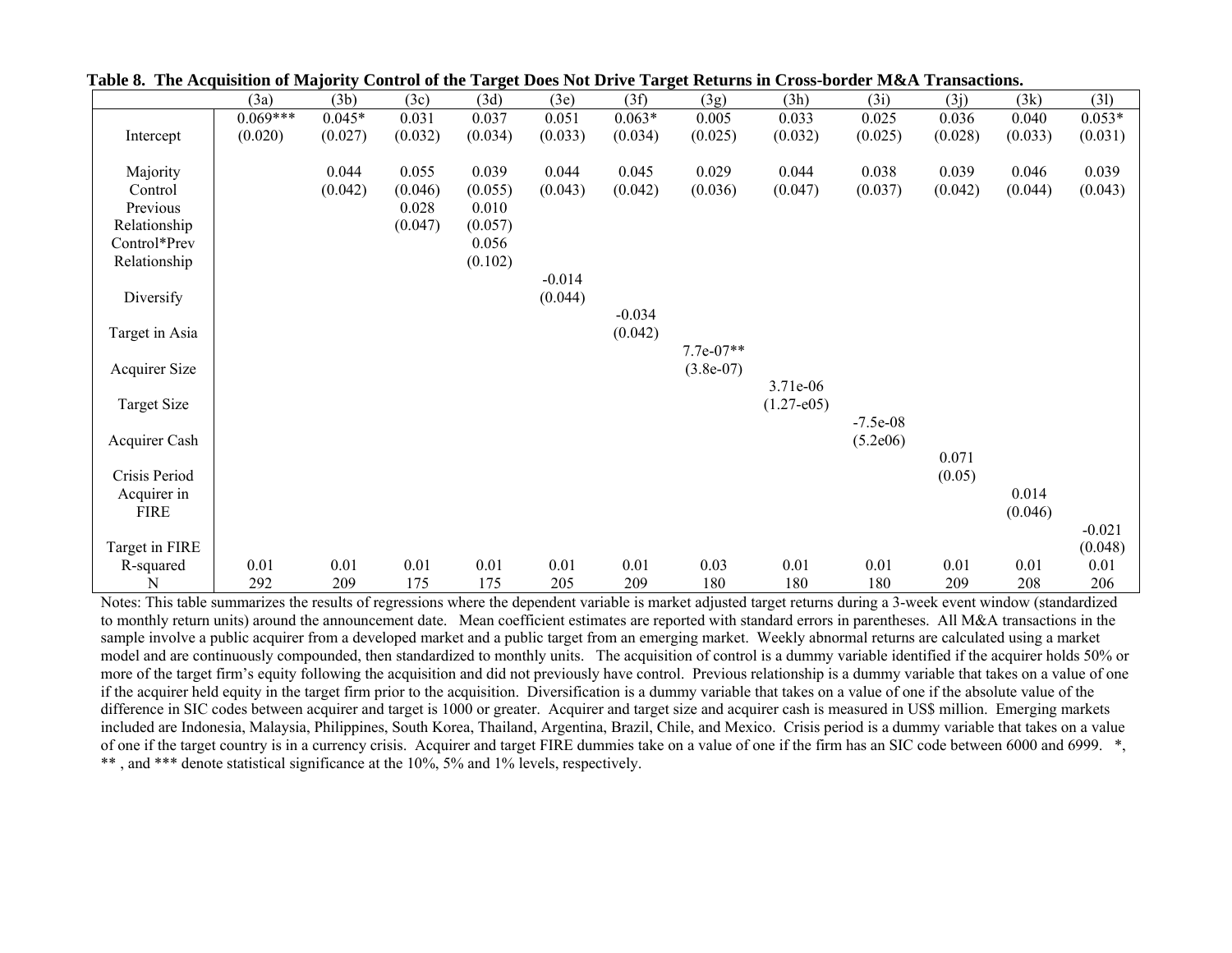**Table 8. The Acquisition of Majority Control of the Target Does Not Drive Target Returns in Cross-border M&A Transactions.**

| | (3a) | (3b) | (3c) | (3d) | (3e) | (3f) | (3g) | (3h) | (3i) | (3j) | (3k) | (3l) |
|---|---|---|---|---|---|---|---|---|---|---|---|---|
| Intercept | 0.069*** (0.020) | 0.045* (0.027) | 0.031 (0.032) | 0.037 (0.034) | 0.051 (0.033) | 0.063* (0.034) | 0.005 (0.025) | 0.033 (0.032) | 0.025 (0.025) | 0.036 (0.028) | 0.040 (0.033) | 0.053* (0.031) |
| Majority Control | | 0.044 (0.042) | 0.055 (0.046) | 0.039 (0.055) | 0.044 (0.043) | 0.045 (0.042) | 0.029 (0.036) | 0.044 (0.047) | 0.038 (0.037) | 0.039 (0.042) | 0.046 (0.044) | 0.039 (0.043) |
| Previous Relationship | | | 0.028 (0.047) | 0.010 (0.057) | | | | | | | | |
| Control*Prev Relationship | | | | 0.056 (0.102) | | | | | | | | |
| Diversify | | | | | -0.014 (0.044) | | | | | | | |
| Target in Asia | | | | | | -0.034 (0.042) | | | | | | |
| Acquirer Size | | | | | | | 7.7e-07** (3.8e-07) | | | | | |
| Target Size | | | | | | | | 3.71e-06 (1.27-e05) | | | | |
| Acquirer Cash | | | | | | | | | -7.5e-08 (5.2e06) | | | |
| Crisis Period | | | | | | | | | | 0.071 (0.05) | | |
| Acquirer in FIRE | | | | | | | | | | | 0.014 (0.046) | |
| Target in FIRE | | | | | | | | | | | | -0.021 (0.048) |
| R-squared | 0.01 | 0.01 | 0.01 | 0.01 | 0.01 | 0.01 | 0.03 | 0.01 | 0.01 | 0.01 | 0.01 | 0.01 |
| N | 292 | 209 | 175 | 175 | 205 | 209 | 180 | 180 | 180 | 209 | 208 | 206 |

Notes: This table summarizes the results of regressions where the dependent variable is market adjusted target returns during a 3-week event window (standardized to monthly return units) around the announcement date. Mean coefficient estimates are reported with standard errors in parentheses. All M&A transactions in the sample involve a public acquirer from a developed market and a public target from an emerging market. Weekly abnormal returns are calculated using a market model and are continuously compounded, then standardized to monthly units. The acquisition of control is a dummy variable identified if the acquirer holds 50% or more of the target firm's equity following the acquisition and did not previously have control. Previous relationship is a dummy variable that takes on a value of one if the acquirer held equity in the target firm prior to the acquisition. Diversification is a dummy variable that takes on a value of one if the absolute value of the difference in SIC codes between acquirer and target is 1000 or greater. Acquirer and target size and acquirer cash is measured in US$ million. Emerging markets included are Indonesia, Malaysia, Philippines, South Korea, Thailand, Argentina, Brazil, Chile, and Mexico. Crisis period is a dummy variable that takes on a value of one if the target country is in a currency crisis. Acquirer and target FIRE dummies take on a value of one if the firm has an SIC code between 6000 and 6999. *, ** , and *** denote statistical significance at the 10%, 5% and 1% levels, respectively.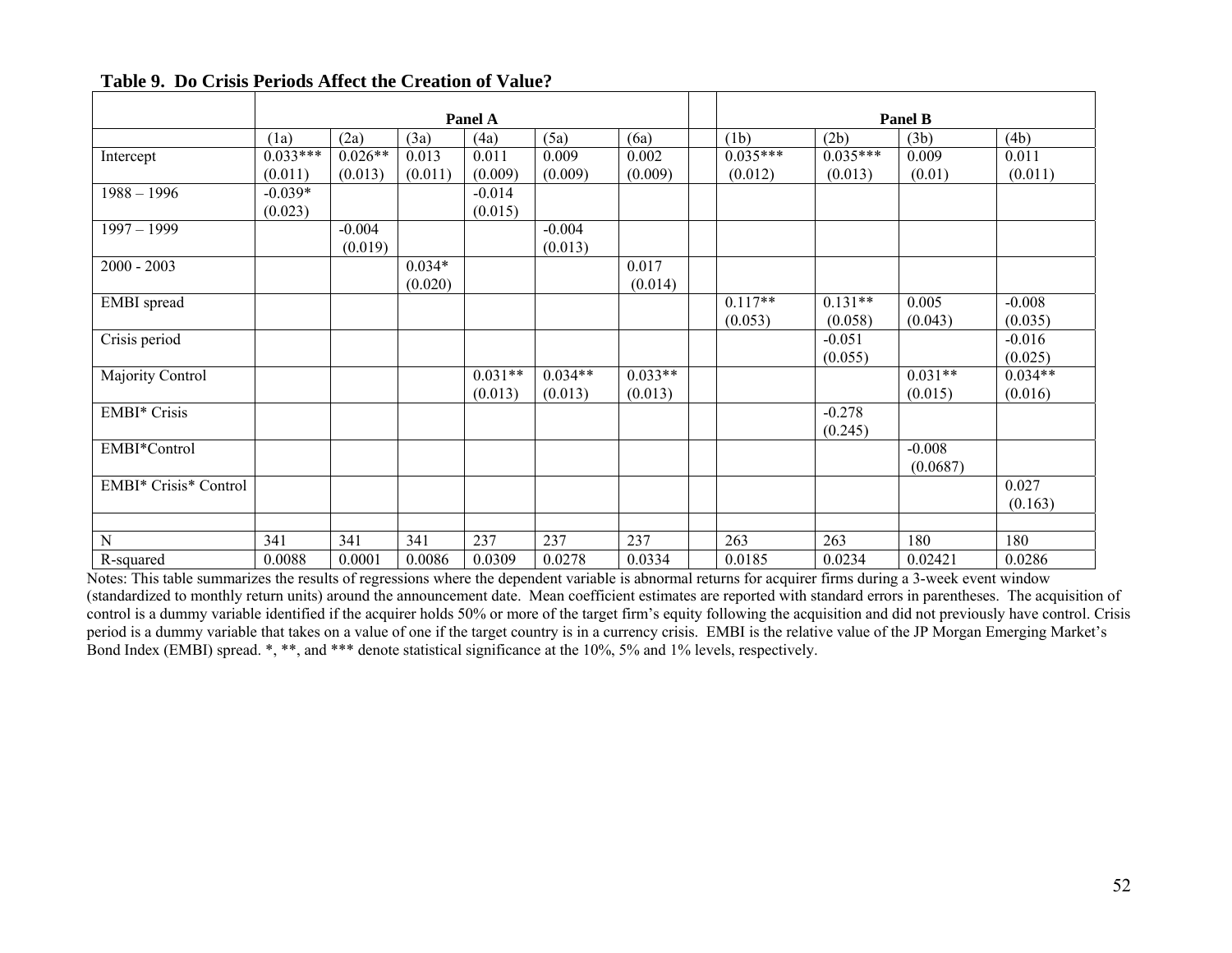**Table 9. Do Crisis Periods Affect the Creation of Value?**

| | Panel A | | | | | | | Panel B | | | |
|---|---|---|---|---|---|---|---|---|---|---|---|
| | (1a) | (2a) | (3a) | (4a) | (5a) | (6a) | | (1b) | (2b) | (3b) | (4b) |
| Intercept | 0.033***<br>(0.011) | 0.026**<br>(0.013) | 0.013<br>(0.011) | 0.011<br>(0.009) | 0.009<br>(0.009) | 0.002<br>(0.009) | | 0.035***<br>(0.012) | 0.035***<br>(0.013) | 0.009<br>(0.01) | 0.011<br>(0.011) |
| 1988 – 1996 | -0.039*<br>(0.023) | | | -0.014<br>(0.015) | | | | | | | |
| 1997 – 1999 | | -0.004<br>(0.019) | | | -0.004<br>(0.013) | | | | | | |
| 2000 - 2003 | | | 0.034*<br>(0.020) | | | 0.017<br>(0.014) | | | | | |
| EMBI spread | | | | | | | | 0.117**<br>(0.053) | 0.131**<br>(0.058) | 0.005<br>(0.043) | -0.008<br>(0.035) |
| Crisis period | | | | | | | | | -0.051<br>(0.055) | | -0.016<br>(0.025) |
| Majority Control | | | | 0.031**<br>(0.013) | 0.034**<br>(0.013) | 0.033**<br>(0.013) | | | | 0.031**<br>(0.015) | 0.034**<br>(0.016) |
| EMBI* Crisis | | | | | | | | | -0.278<br>(0.245) | | |
| EMBI*Control | | | | | | | | | | -0.008<br>(0.0687) | |
| EMBI* Crisis* Control | | | | | | | | | | | 0.027<br>(0.163) |
| | | | | | | | | | | | |
| N | 341 | 341 | 341 | 237 | 237 | 237 | | 263 | 263 | 180 | 180 |
| R-squared | 0.0088 | 0.0001 | 0.0086 | 0.0309 | 0.0278 | 0.0334 | | 0.0185 | 0.0234 | 0.02421 | 0.0286 |

Notes: This table summarizes the results of regressions where the dependent variable is abnormal returns for acquirer firms during a 3-week event window (standardized to monthly return units) around the announcement date. Mean coefficient estimates are reported with standard errors in parentheses. The acquisition of control is a dummy variable identified if the acquirer holds 50% or more of the target firm's equity following the acquisition and did not previously have control. Crisis period is a dummy variable that takes on a value of one if the target country is in a currency crisis. EMBI is the relative value of the JP Morgan Emerging Market's Bond Index (EMBI) spread. *, **, and *** denote statistical significance at the 10%, 5% and 1% levels, respectively.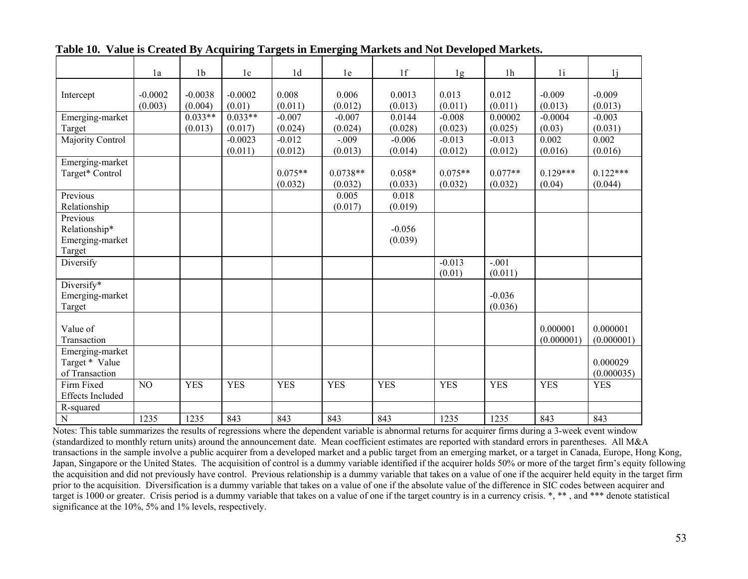**Table 10. Value is Created By Acquiring Targets in Emerging Markets and Not Developed Markets.**

| | 1a | 1b | 1c | 1d | 1e | 1f | 1g | 1h | 1i | 1j |
|---|---|---|---|---|---|---|---|---|---|---|
| Intercept | -0.0002<br>(0.003) | -0.0038<br>(0.004) | -0.0002<br>(0.01) | 0.008<br>(0.011) | 0.006<br>(0.012) | 0.0013<br>(0.013) | 0.013<br>(0.011) | 0.012<br>(0.011) | -0.009<br>(0.013) | -0.009<br>(0.013) |
| Emerging-market Target | | 0.033**<br>(0.013) | 0.033**<br>(0.017) | -0.007<br>(0.024) | -0.007<br>(0.024) | 0.0144<br>(0.028) | -0.008<br>(0.023) | 0.00002<br>(0.025) | -0.0004<br>(0.03) | -0.003<br>(0.031) |
| Majority Control | | | -0.0023<br>(0.011) | -0.012<br>(0.012) | -.009<br>(0.013) | -0.006<br>(0.014) | -0.013<br>(0.012) | -0.013<br>(0.012) | 0.002<br>(0.016) | 0.002<br>(0.016) |
| Emerging-market Target* Control | | | | 0.075**<br>(0.032) | 0.0738**<br>(0.032) | 0.058*<br>(0.033) | 0.075**<br>(0.032) | 0.077**<br>(0.032) | 0.129***<br>(0.04) | 0.122***<br>(0.044) |
| Previous Relationship | | | | | 0.005<br>(0.017) | 0.018<br>(0.019) | | | | |
| Previous Relationship* Emerging-market Target | | | | | | -0.056<br>(0.039) | | | | |
| Diversify | | | | | | | -0.013<br>(0.01) | -.001<br>(0.011) | | |
| Diversify* Emerging-market Target | | | | | | | | -0.036<br>(0.036) | | |
| Value of Transaction | | | | | | | | | 0.000001<br>(0.000001) | 0.000001<br>(0.000001) |
| Emerging-market Target * Value of Transaction | | | | | | | | | | 0.000029<br>(0.000035) |
| Firm Fixed Effects Included | NO | YES | YES | YES | YES | YES | YES | YES | YES | YES |
| R-squared | | | | | | | | | | |
| N | 1235 | 1235 | 843 | 843 | 843 | 843 | 1235 | 1235 | 843 | 843 |

Notes: This table summarizes the results of regressions where the dependent variable is abnormal returns for acquirer firms during a 3-week event window (standardized to monthly return units) around the announcement date. Mean coefficient estimates are reported with standard errors in parentheses. All M&A transactions in the sample involve a public acquirer from a developed market and a public target from an emerging market, or a target in Canada, Europe, Hong Kong, Japan, Singapore or the United States. The acquisition of control is a dummy variable identified if the acquirer holds 50% or more of the target firm's equity following the acquisition and did not previously have control. Previous relationship is a dummy variable that takes on a value of one if the acquirer held equity in the target firm prior to the acquisition. Diversification is a dummy variable that takes on a value of one if the absolute value of the difference in SIC codes between acquirer and target is 1000 or greater. Crisis period is a dummy variable that takes on a value of one if the target country is in a currency crisis. *, ** , and *** denote statistical significance at the 10%, 5% and 1% levels, respectively.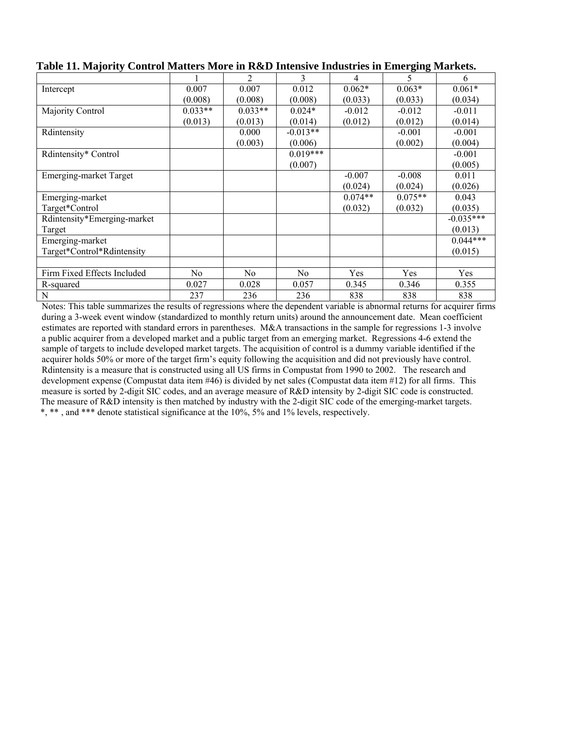**Table 11. Majority Control Matters More in R&D Intensive Industries in Emerging Markets.**

| | 1 | 2 | 3 | 4 | 5 | 6 |
|---|---|---|---|---|---|---|
| Intercept | 0.007 | 0.007 | 0.012 | 0.062* | 0.063* | 0.061* |
| | (0.008) | (0.008) | (0.008) | (0.033) | (0.033) | (0.034) |
| Majority Control | 0.033** | 0.033** | 0.024* | -0.012 | -0.012 | -0.011 |
| | (0.013) | (0.013) | (0.014) | (0.012) | (0.012) | (0.014) |
| Rdintensity | | 0.000 | -0.013** | | -0.001 | -0.001 |
| | | (0.003) | (0.006) | | (0.002) | (0.004) |
| Rdintensity* Control | | | 0.019*** | | | -0.001 |
| | | | (0.007) | | | (0.005) |
| Emerging-market Target | | | | -0.007 | -0.008 | 0.011 |
| | | | | (0.024) | (0.024) | (0.026) |
| Emerging-market Target*Control | | | | 0.074** | 0.075** | 0.043 |
| | | | | (0.032) | (0.032) | (0.035) |
| Rdintensity*Emerging-market Target | | | | | | -0.035*** |
| | | | | | | (0.013) |
| Emerging-market Target*Control*Rdintensity | | | | | | 0.044*** |
| | | | | | | (0.015) |
| | | | | | | |
| Firm Fixed Effects Included | No | No | No | Yes | Yes | Yes |
| R-squared | 0.027 | 0.028 | 0.057 | 0.345 | 0.346 | 0.355 |
| N | 237 | 236 | 236 | 838 | 838 | 838 |

Notes: This table summarizes the results of regressions where the dependent variable is abnormal returns for acquirer firms during a 3-week event window (standardized to monthly return units) around the announcement date. Mean coefficient estimates are reported with standard errors in parentheses. M&A transactions in the sample for regressions 1-3 involve a public acquirer from a developed market and a public target from an emerging market. Regressions 4-6 extend the sample of targets to include developed market targets. The acquisition of control is a dummy variable identified if the acquirer holds 50% or more of the target firm's equity following the acquisition and did not previously have control. Rdintensity is a measure that is constructed using all US firms in Compustat from 1990 to 2002. The research and development expense (Compustat data item #46) is divided by net sales (Compustat data item #12) for all firms. This measure is sorted by 2-digit SIC codes, and an average measure of R&D intensity by 2-digit SIC code is constructed. The measure of R&D intensity is then matched by industry with the 2-digit SIC code of the emerging-market targets. *, ** , and *** denote statistical significance at the 10%, 5% and 1% levels, respectively.